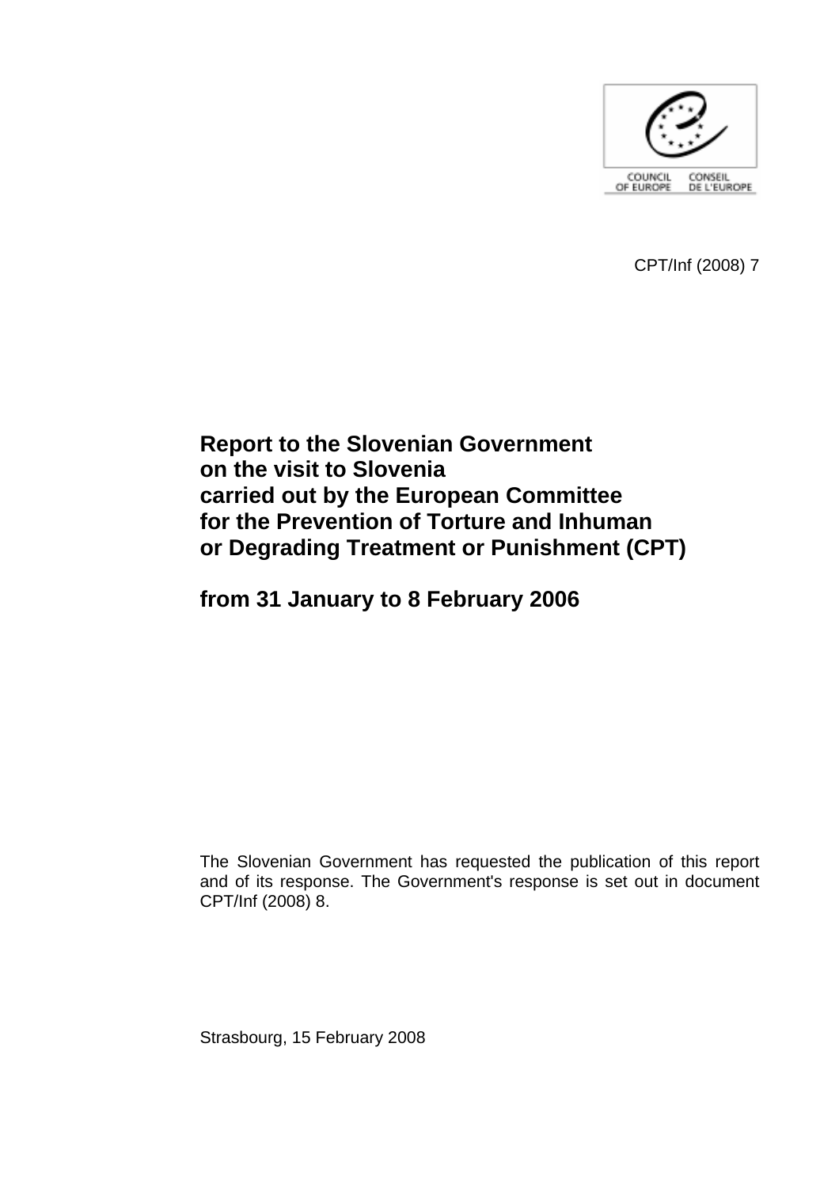COUNCIL OF EUROPE CONSEIL DE L'EUROPE

CPT/Inf (2008) 7

# Report to the Slovenian Government on the visit to Slovenia carried out by the European Committee for the Prevention of Torture and Inhuman or Degrading Treatment or Punishment (CPT)

# from 31 January to 8 February 2006

The Slovenian Government has requested the publication of this report and of its response. The Government's response is set out in document CPT/Inf (2008) 8.

Strasbourg, 15 February 2008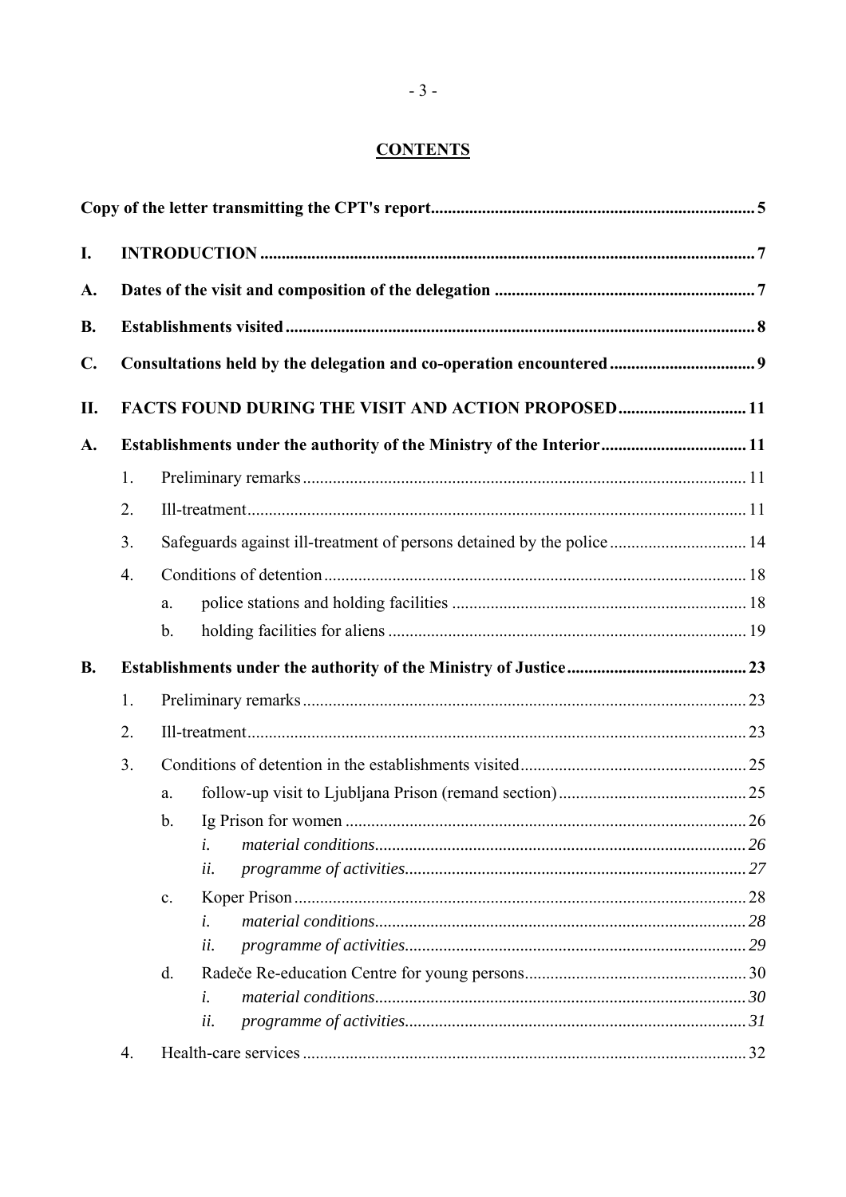# CONTENTS

| | | | | |
|---|---|---|---|---|
| **Copy of the letter transmitting the CPT's report** | | | | **5** |
| **I.** | **INTRODUCTION** | | | **7** |
| **A.** | **Dates of the visit and composition of the delegation** | | | **7** |
| **B.** | **Establishments visited** | | | **8** |
| **C.** | **Consultations held by the delegation and co-operation encountered** | | | **9** |
| **II.** | **FACTS FOUND DURING THE VISIT AND ACTION PROPOSED** | | | **11** |
| **A.** | **Establishments under the authority of the Ministry of the Interior** | | | **11** |
| | 1. | Preliminary remarks | | 11 |
| | 2. | Ill-treatment | | 11 |
| | 3. | Safeguards against ill-treatment of persons detained by the police | | 14 |
| | 4. | Conditions of detention | | 18 |
| | | a. | police stations and holding facilities | 18 |
| | | b. | holding facilities for aliens | 19 |
| **B.** | **Establishments under the authority of the Ministry of Justice** | | | **23** |
| | 1. | Preliminary remarks | | 23 |
| | 2. | Ill-treatment | | 23 |
| | 3. | Conditions of detention in the establishments visited | | 25 |
| | | a. | follow-up visit to Ljubljana Prison (remand section) | 25 |
| | | b. | Ig Prison for women | 26 |
| | | | *i. material conditions* | *26* |
| | | | *ii. programme of activities* | *27* |
| | | c. | Koper Prison | 28 |
| | | | *i. material conditions* | *28* |
| | | | *ii. programme of activities* | *29* |
| | | d. | Radeče Re-education Centre for young persons | 30 |
| | | | *i. material conditions* | *30* |
| | | | *ii. programme of activities* | *31* |
| | 4. | Health-care services | | 32 |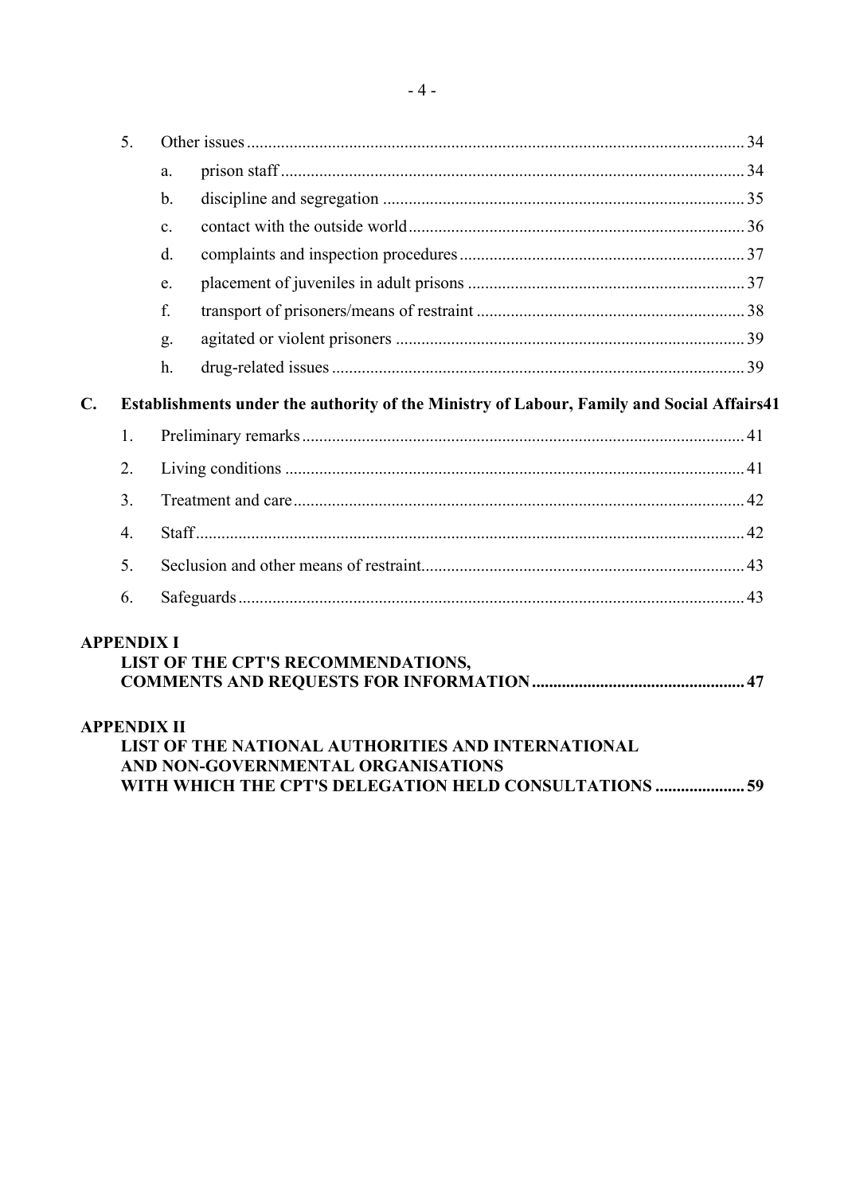5. Other issues ..... 34
   - a. prison staff ..... 34
   - b. discipline and segregation ..... 35
   - c. contact with the outside world ..... 36
   - d. complaints and inspection procedures ..... 37
   - e. placement of juveniles in adult prisons ..... 37
   - f. transport of prisoners/means of restraint ..... 38
   - g. agitated or violent prisoners ..... 39
   - h. drug-related issues ..... 39

**C. Establishments under the authority of the Ministry of Labour, Family and Social Affairs 41**

1. Preliminary remarks ..... 41
2. Living conditions ..... 41
3. Treatment and care ..... 42
4. Staff ..... 42
5. Seclusion and other means of restraint ..... 43
6. Safeguards ..... 43

**APPENDIX I**
**LIST OF THE CPT'S RECOMMENDATIONS, COMMENTS AND REQUESTS FOR INFORMATION ..... 47**

**APPENDIX II**
**LIST OF THE NATIONAL AUTHORITIES AND INTERNATIONAL AND NON-GOVERNMENTAL ORGANISATIONS WITH WHICH THE CPT'S DELEGATION HELD CONSULTATIONS ..... 59**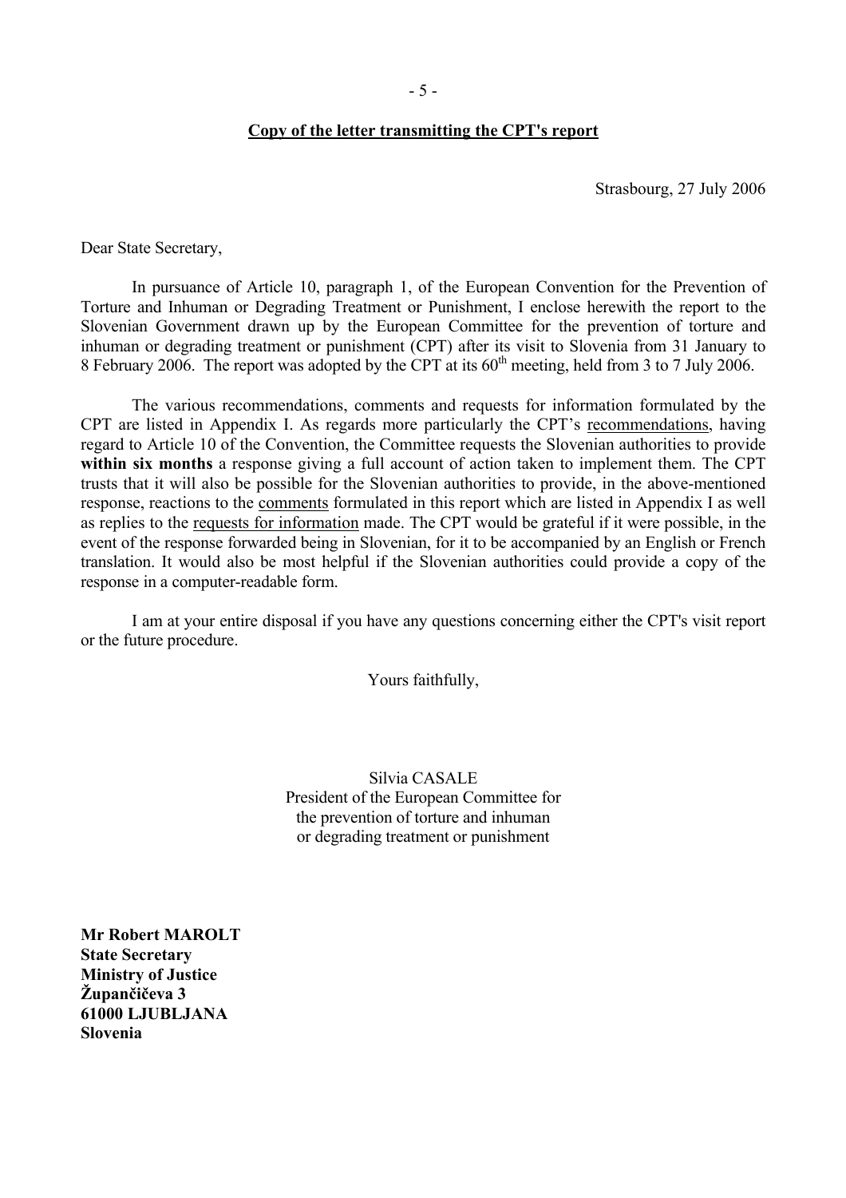**Copy of the letter transmitting the CPT's report**

Strasbourg, 27 July 2006

Dear State Secretary,

In pursuance of Article 10, paragraph 1, of the European Convention for the Prevention of Torture and Inhuman or Degrading Treatment or Punishment, I enclose herewith the report to the Slovenian Government drawn up by the European Committee for the prevention of torture and inhuman or degrading treatment or punishment (CPT) after its visit to Slovenia from 31 January to 8 February 2006. The report was adopted by the CPT at its 60th meeting, held from 3 to 7 July 2006.

The various recommendations, comments and requests for information formulated by the CPT are listed in Appendix I. As regards more particularly the CPT's recommendations, having regard to Article 10 of the Convention, the Committee requests the Slovenian authorities to provide **within six months** a response giving a full account of action taken to implement them. The CPT trusts that it will also be possible for the Slovenian authorities to provide, in the above-mentioned response, reactions to the comments formulated in this report which are listed in Appendix I as well as replies to the requests for information made. The CPT would be grateful if it were possible, in the event of the response forwarded being in Slovenian, for it to be accompanied by an English or French translation. It would also be most helpful if the Slovenian authorities could provide a copy of the response in a computer-readable form.

I am at your entire disposal if you have any questions concerning either the CPT's visit report or the future procedure.

Yours faithfully,

Silvia CASALE
President of the European Committee for
the prevention of torture and inhuman
or degrading treatment or punishment

**Mr Robert MAROLT**
**State Secretary**
**Ministry of Justice**
**Župančičeva 3**
**61000 LJUBLJANA**
**Slovenia**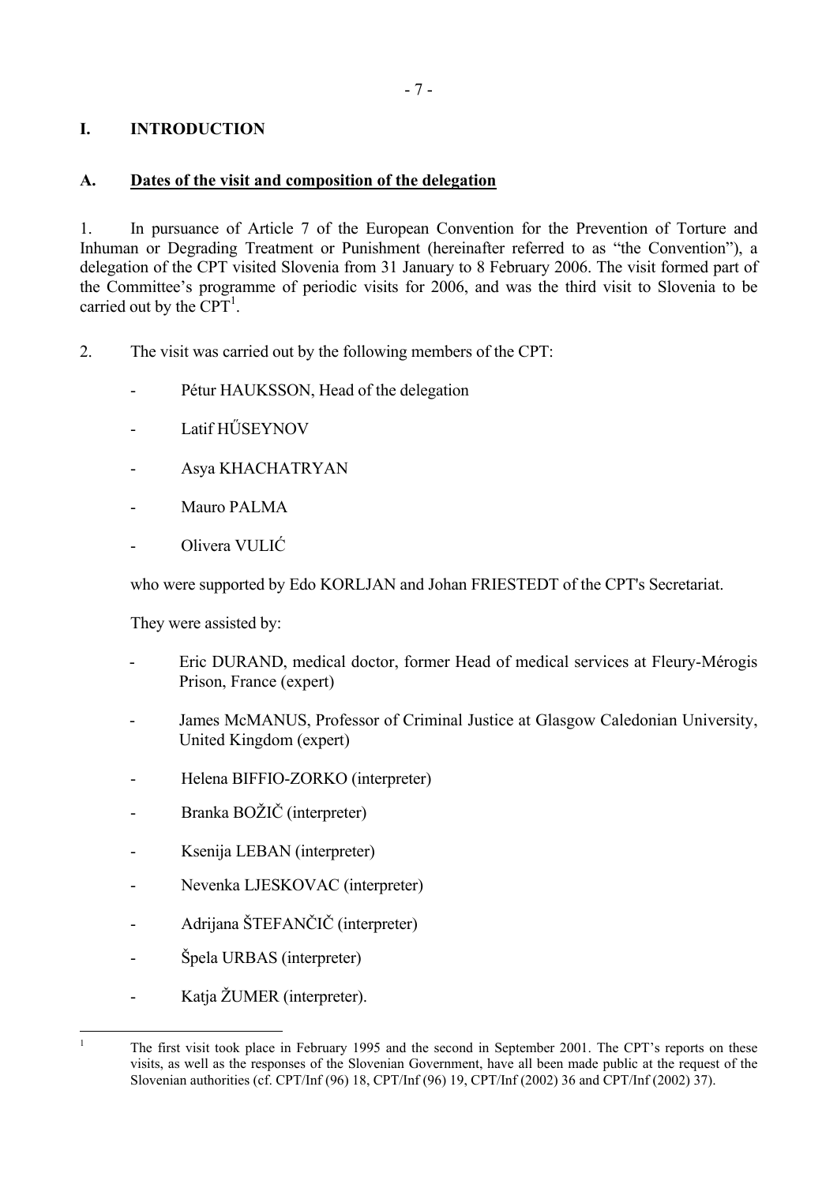# I. INTRODUCTION

## A. Dates of the visit and composition of the delegation

1. In pursuance of Article 7 of the European Convention for the Prevention of Torture and Inhuman or Degrading Treatment or Punishment (hereinafter referred to as "the Convention"), a delegation of the CPT visited Slovenia from 31 January to 8 February 2006. The visit formed part of the Committee's programme of periodic visits for 2006, and was the third visit to Slovenia to be carried out by the CPT[1].

2. The visit was carried out by the following members of the CPT:

- Pétur HAUKSSON, Head of the delegation
- Latif HŰSEYNOV
- Asya KHACHATRYAN
- Mauro PALMA
- Olivera VULIĆ

who were supported by Edo KORLJAN and Johan FRIESTEDT of the CPT's Secretariat.

They were assisted by:

- Eric DURAND, medical doctor, former Head of medical services at Fleury-Mérogis Prison, France (expert)
- James McMANUS, Professor of Criminal Justice at Glasgow Caledonian University, United Kingdom (expert)
- Helena BIFFIO-ZORKO (interpreter)
- Branka BOŽIČ (interpreter)
- Ksenija LEBAN (interpreter)
- Nevenka LJESKOVAC (interpreter)
- Adrijana ŠTEFANČIČ (interpreter)
- Špela URBAS (interpreter)
- Katja ŽUMER (interpreter).

---

[1] The first visit took place in February 1995 and the second in September 2001. The CPT's reports on these visits, as well as the responses of the Slovenian Government, have all been made public at the request of the Slovenian authorities (cf. CPT/Inf (96) 18, CPT/Inf (96) 19, CPT/Inf (2002) 36 and CPT/Inf (2002) 37).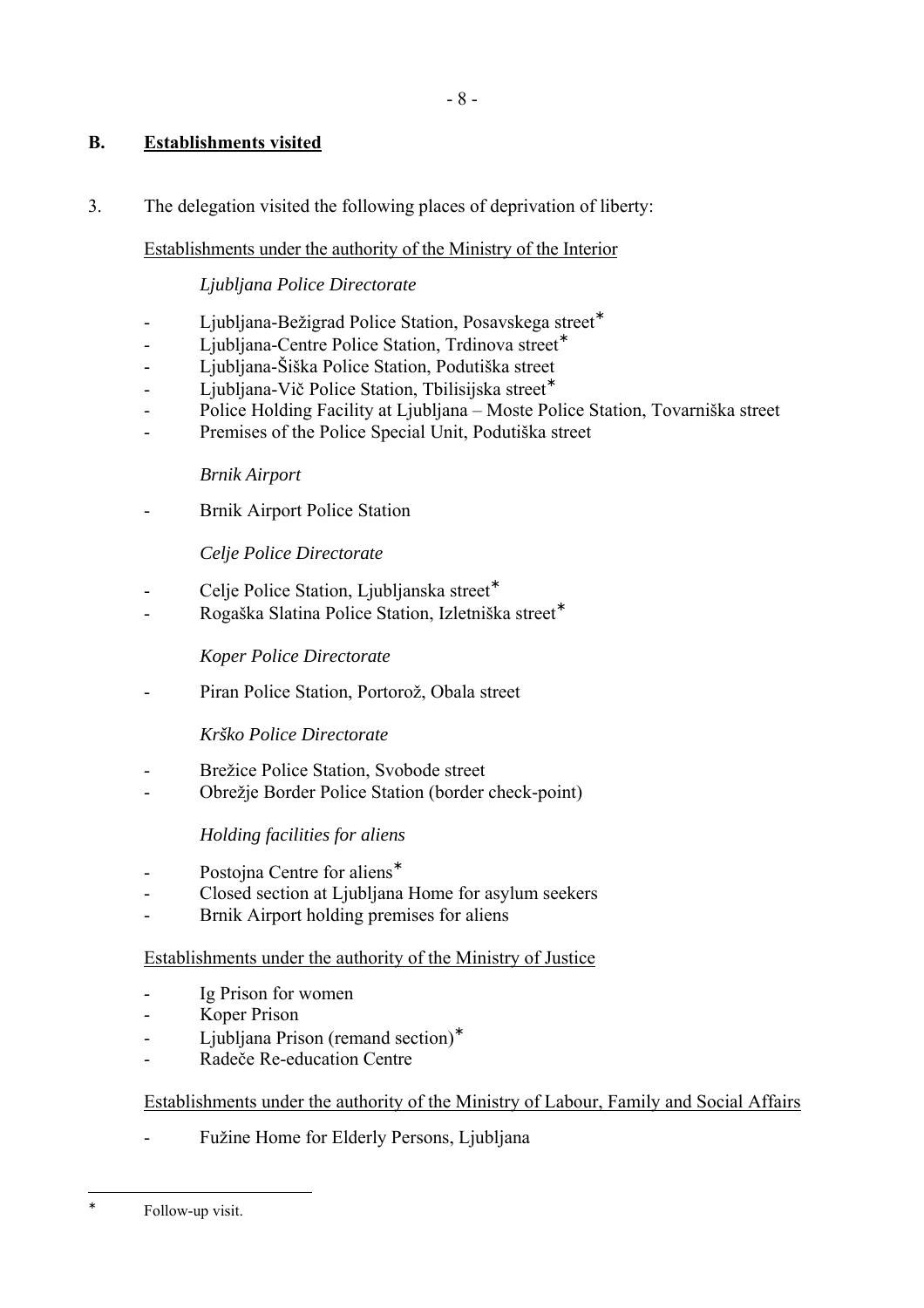## B. Establishments visited

3. The delegation visited the following places of deprivation of liberty:

Establishments under the authority of the Ministry of the Interior

*Ljubljana Police Directorate*

- Ljubljana-Bežigrad Police Station, Posavskega street*
- Ljubljana-Centre Police Station, Trdinova street*
- Ljubljana-Šiška Police Station, Podutiška street
- Ljubljana-Vič Police Station, Tbilisijska street*
- Police Holding Facility at Ljubljana – Moste Police Station, Tovarniška street
- Premises of the Police Special Unit, Podutiška street

*Brnik Airport*

- Brnik Airport Police Station

*Celje Police Directorate*

- Celje Police Station, Ljubljanska street*
- Rogaška Slatina Police Station, Izletniška street*

*Koper Police Directorate*

- Piran Police Station, Portorož, Obala street

*Krško Police Directorate*

- Brežice Police Station, Svobode street
- Obrežje Border Police Station (border check-point)

*Holding facilities for aliens*

- Postojna Centre for aliens*
- Closed section at Ljubljana Home for asylum seekers
- Brnik Airport holding premises for aliens

Establishments under the authority of the Ministry of Justice

- Ig Prison for women
- Koper Prison
- Ljubljana Prison (remand section)*
- Radeče Re-education Centre

Establishments under the authority of the Ministry of Labour, Family and Social Affairs

- Fužine Home for Elderly Persons, Ljubljana

---

\* Follow-up visit.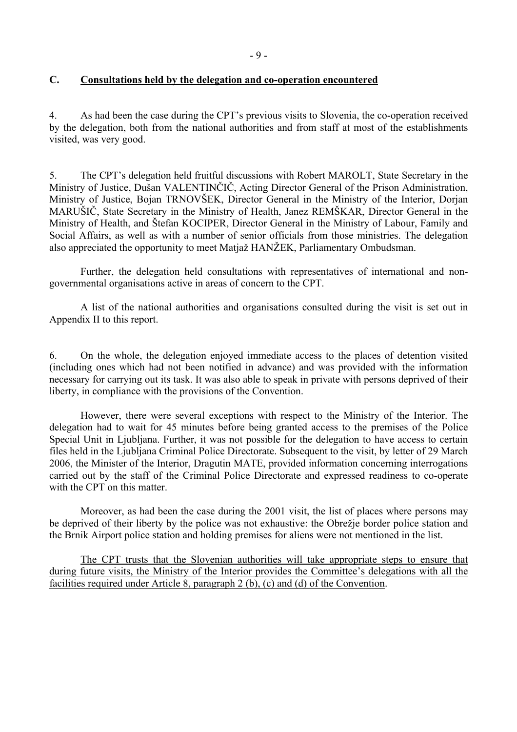## C. <u>Consultations held by the delegation and co-operation encountered</u>

4. As had been the case during the CPT's previous visits to Slovenia, the co-operation received by the delegation, both from the national authorities and from staff at most of the establishments visited, was very good.

5. The CPT's delegation held fruitful discussions with Robert MAROLT, State Secretary in the Ministry of Justice, Dušan VALENTINČIČ, Acting Director General of the Prison Administration, Ministry of Justice, Bojan TRNOVŠEK, Director General in the Ministry of the Interior, Dorjan MARUŠIČ, State Secretary in the Ministry of Health, Janez REMŠKAR, Director General in the Ministry of Health, and Štefan KOCIPER, Director General in the Ministry of Labour, Family and Social Affairs, as well as with a number of senior officials from those ministries. The delegation also appreciated the opportunity to meet Matjaž HANŽEK, Parliamentary Ombudsman.

Further, the delegation held consultations with representatives of international and non-governmental organisations active in areas of concern to the CPT.

A list of the national authorities and organisations consulted during the visit is set out in Appendix II to this report.

6. On the whole, the delegation enjoyed immediate access to the places of detention visited (including ones which had not been notified in advance) and was provided with the information necessary for carrying out its task. It was also able to speak in private with persons deprived of their liberty, in compliance with the provisions of the Convention.

However, there were several exceptions with respect to the Ministry of the Interior. The delegation had to wait for 45 minutes before being granted access to the premises of the Police Special Unit in Ljubljana. Further, it was not possible for the delegation to have access to certain files held in the Ljubljana Criminal Police Directorate. Subsequent to the visit, by letter of 29 March 2006, the Minister of the Interior, Dragutin MATE, provided information concerning interrogations carried out by the staff of the Criminal Police Directorate and expressed readiness to co-operate with the CPT on this matter.

Moreover, as had been the case during the 2001 visit, the list of places where persons may be deprived of their liberty by the police was not exhaustive: the Obrežje border police station and the Brnik Airport police station and holding premises for aliens were not mentioned in the list.

<u>The CPT trusts that the Slovenian authorities will take appropriate steps to ensure that during future visits, the Ministry of the Interior provides the Committee's delegations with all the facilities required under Article 8, paragraph 2 (b), (c) and (d) of the Convention</u>.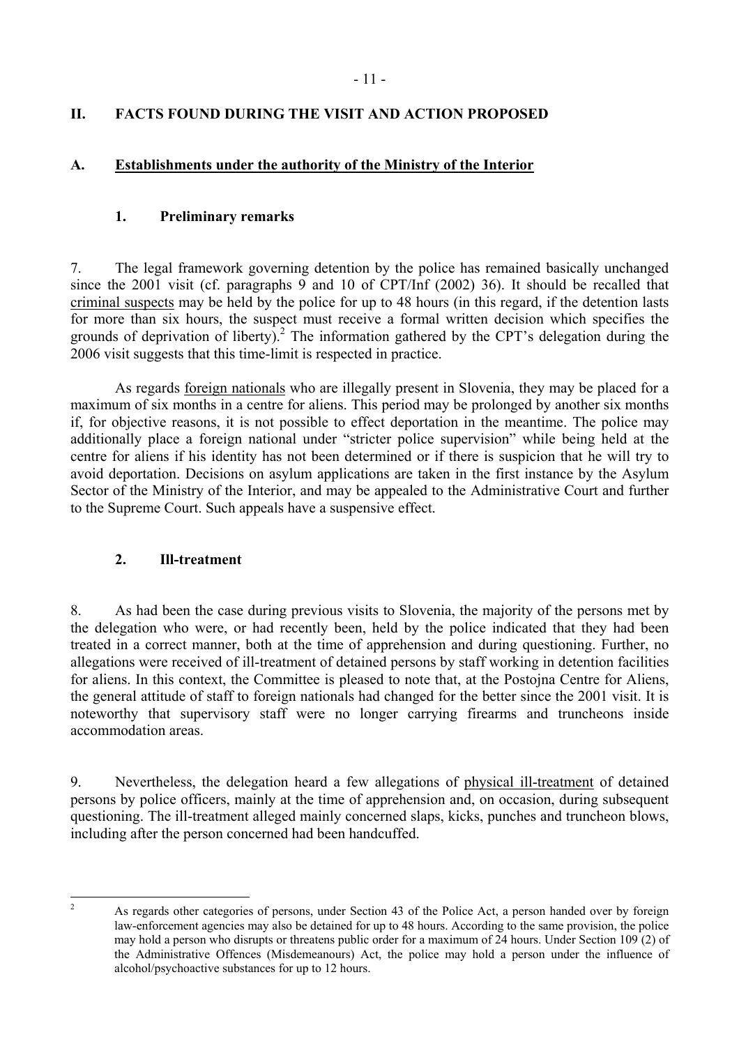## II. FACTS FOUND DURING THE VISIT AND ACTION PROPOSED

### A. Establishments under the authority of the Ministry of the Interior

#### 1. Preliminary remarks

7. The legal framework governing detention by the police has remained basically unchanged since the 2001 visit (cf. paragraphs 9 and 10 of CPT/Inf (2002) 36). It should be recalled that criminal suspects may be held by the police for up to 48 hours (in this regard, if the detention lasts for more than six hours, the suspect must receive a formal written decision which specifies the grounds of deprivation of liberty).[2] The information gathered by the CPT's delegation during the 2006 visit suggests that this time-limit is respected in practice.

As regards foreign nationals who are illegally present in Slovenia, they may be placed for a maximum of six months in a centre for aliens. This period may be prolonged by another six months if, for objective reasons, it is not possible to effect deportation in the meantime. The police may additionally place a foreign national under "stricter police supervision" while being held at the centre for aliens if his identity has not been determined or if there is suspicion that he will try to avoid deportation. Decisions on asylum applications are taken in the first instance by the Asylum Sector of the Ministry of the Interior, and may be appealed to the Administrative Court and further to the Supreme Court. Such appeals have a suspensive effect.

#### 2. Ill-treatment

8. As had been the case during previous visits to Slovenia, the majority of the persons met by the delegation who were, or had recently been, held by the police indicated that they had been treated in a correct manner, both at the time of apprehension and during questioning. Further, no allegations were received of ill-treatment of detained persons by staff working in detention facilities for aliens. In this context, the Committee is pleased to note that, at the Postojna Centre for Aliens, the general attitude of staff to foreign nationals had changed for the better since the 2001 visit. It is noteworthy that supervisory staff were no longer carrying firearms and truncheons inside accommodation areas.

9. Nevertheless, the delegation heard a few allegations of physical ill-treatment of detained persons by police officers, mainly at the time of apprehension and, on occasion, during subsequent questioning. The ill-treatment alleged mainly concerned slaps, kicks, punches and truncheon blows, including after the person concerned had been handcuffed.

---

[2] As regards other categories of persons, under Section 43 of the Police Act, a person handed over by foreign law-enforcement agencies may also be detained for up to 48 hours. According to the same provision, the police may hold a person who disrupts or threatens public order for a maximum of 24 hours. Under Section 109 (2) of the Administrative Offences (Misdemeanours) Act, the police may hold a person under the influence of alcohol/psychoactive substances for up to 12 hours.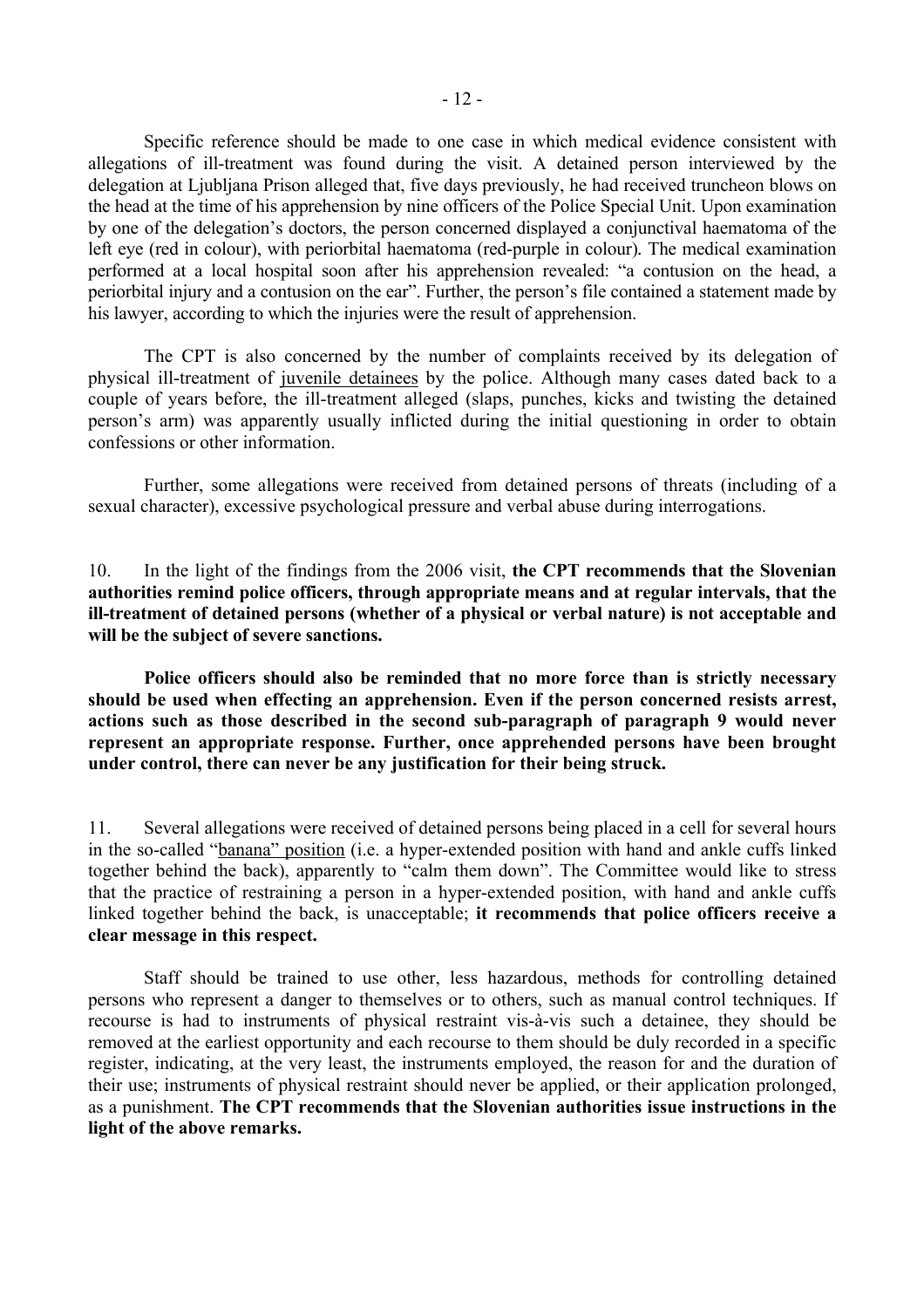Specific reference should be made to one case in which medical evidence consistent with allegations of ill-treatment was found during the visit. A detained person interviewed by the delegation at Ljubljana Prison alleged that, five days previously, he had received truncheon blows on the head at the time of his apprehension by nine officers of the Police Special Unit. Upon examination by one of the delegation's doctors, the person concerned displayed a conjunctival haematoma of the left eye (red in colour), with periorbital haematoma (red-purple in colour). The medical examination performed at a local hospital soon after his apprehension revealed: "a contusion on the head, a periorbital injury and a contusion on the ear". Further, the person's file contained a statement made by his lawyer, according to which the injuries were the result of apprehension.

The CPT is also concerned by the number of complaints received by its delegation of physical ill-treatment of juvenile detainees by the police. Although many cases dated back to a couple of years before, the ill-treatment alleged (slaps, punches, kicks and twisting the detained person's arm) was apparently usually inflicted during the initial questioning in order to obtain confessions or other information.

Further, some allegations were received from detained persons of threats (including of a sexual character), excessive psychological pressure and verbal abuse during interrogations.

10. In the light of the findings from the 2006 visit, **the CPT recommends that the Slovenian authorities remind police officers, through appropriate means and at regular intervals, that the ill-treatment of detained persons (whether of a physical or verbal nature) is not acceptable and will be the subject of severe sanctions.**

**Police officers should also be reminded that no more force than is strictly necessary should be used when effecting an apprehension. Even if the person concerned resists arrest, actions such as those described in the second sub-paragraph of paragraph 9 would never represent an appropriate response. Further, once apprehended persons have been brought under control, there can never be any justification for their being struck.**

11. Several allegations were received of detained persons being placed in a cell for several hours in the so-called "banana" position (i.e. a hyper-extended position with hand and ankle cuffs linked together behind the back), apparently to "calm them down". The Committee would like to stress that the practice of restraining a person in a hyper-extended position, with hand and ankle cuffs linked together behind the back, is unacceptable; **it recommends that police officers receive a clear message in this respect.**

Staff should be trained to use other, less hazardous, methods for controlling detained persons who represent a danger to themselves or to others, such as manual control techniques. If recourse is had to instruments of physical restraint vis-à-vis such a detainee, they should be removed at the earliest opportunity and each recourse to them should be duly recorded in a specific register, indicating, at the very least, the instruments employed, the reason for and the duration of their use; instruments of physical restraint should never be applied, or their application prolonged, as a punishment. **The CPT recommends that the Slovenian authorities issue instructions in the light of the above remarks.**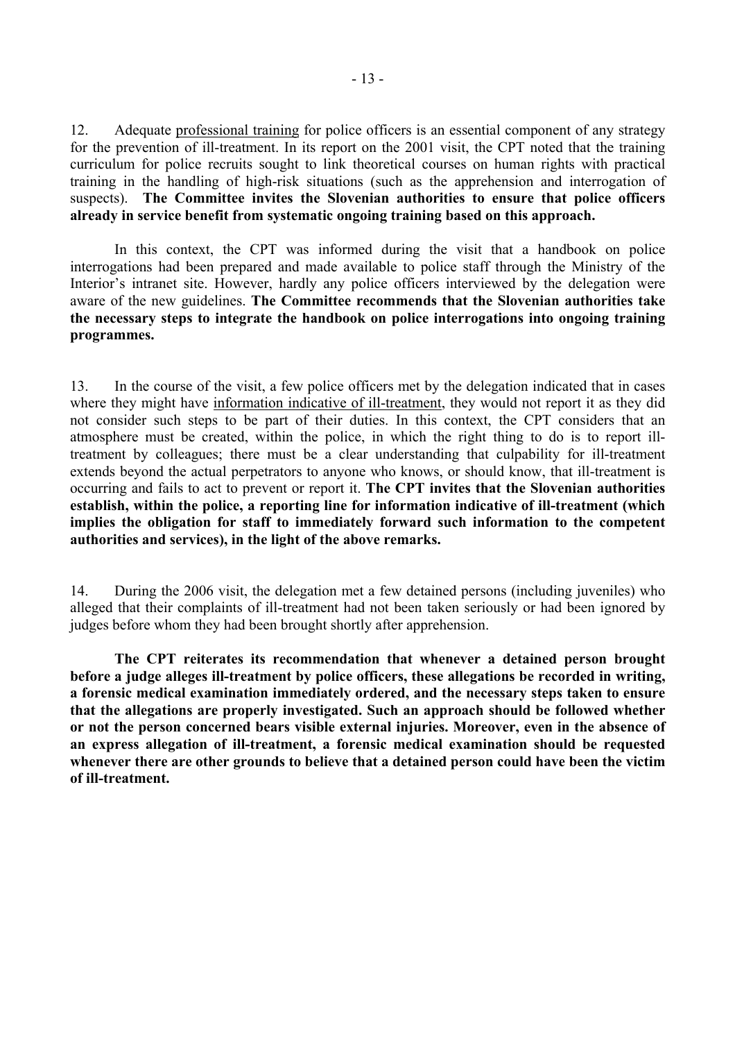12. Adequate professional training for police officers is an essential component of any strategy for the prevention of ill-treatment. In its report on the 2001 visit, the CPT noted that the training curriculum for police recruits sought to link theoretical courses on human rights with practical training in the handling of high-risk situations (such as the apprehension and interrogation of suspects). **The Committee invites the Slovenian authorities to ensure that police officers already in service benefit from systematic ongoing training based on this approach.**

In this context, the CPT was informed during the visit that a handbook on police interrogations had been prepared and made available to police staff through the Ministry of the Interior's intranet site. However, hardly any police officers interviewed by the delegation were aware of the new guidelines. **The Committee recommends that the Slovenian authorities take the necessary steps to integrate the handbook on police interrogations into ongoing training programmes.**

13. In the course of the visit, a few police officers met by the delegation indicated that in cases where they might have information indicative of ill-treatment, they would not report it as they did not consider such steps to be part of their duties. In this context, the CPT considers that an atmosphere must be created, within the police, in which the right thing to do is to report ill-treatment by colleagues; there must be a clear understanding that culpability for ill-treatment extends beyond the actual perpetrators to anyone who knows, or should know, that ill-treatment is occurring and fails to act to prevent or report it. **The CPT invites that the Slovenian authorities establish, within the police, a reporting line for information indicative of ill-treatment (which implies the obligation for staff to immediately forward such information to the competent authorities and services), in the light of the above remarks.**

14. During the 2006 visit, the delegation met a few detained persons (including juveniles) who alleged that their complaints of ill-treatment had not been taken seriously or had been ignored by judges before whom they had been brought shortly after apprehension.

**The CPT reiterates its recommendation that whenever a detained person brought before a judge alleges ill-treatment by police officers, these allegations be recorded in writing, a forensic medical examination immediately ordered, and the necessary steps taken to ensure that the allegations are properly investigated. Such an approach should be followed whether or not the person concerned bears visible external injuries. Moreover, even in the absence of an express allegation of ill-treatment, a forensic medical examination should be requested whenever there are other grounds to believe that a detained person could have been the victim of ill-treatment.**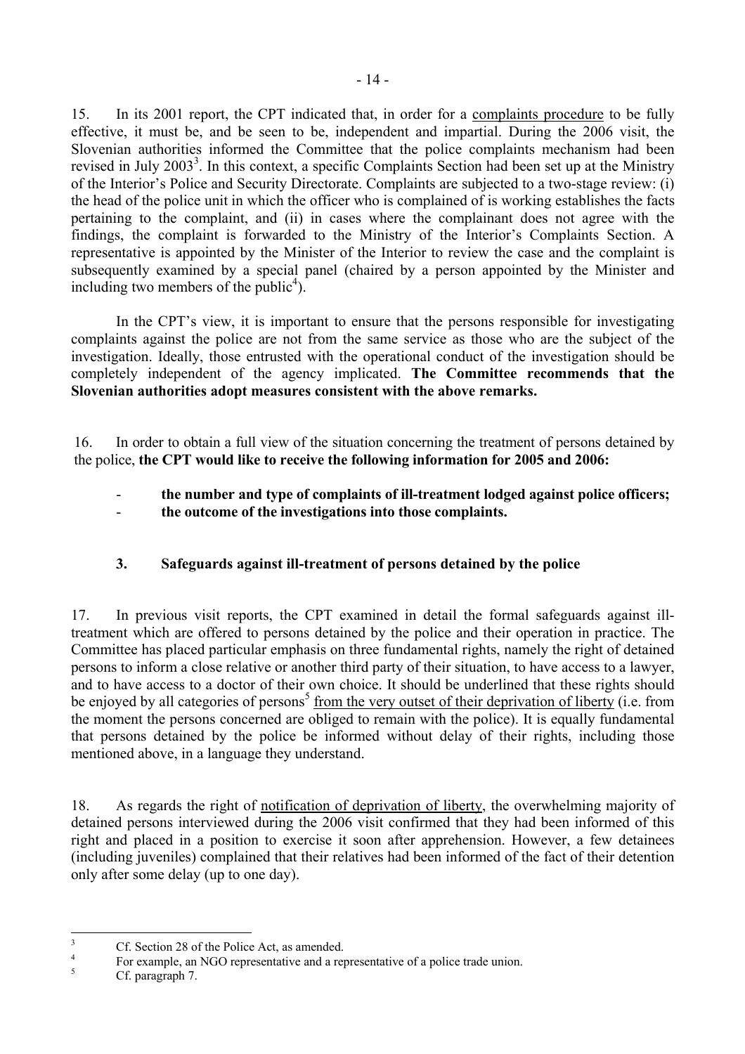15. In its 2001 report, the CPT indicated that, in order for a complaints procedure to be fully effective, it must be, and be seen to be, independent and impartial. During the 2006 visit, the Slovenian authorities informed the Committee that the police complaints mechanism had been revised in July 2003[3]. In this context, a specific Complaints Section had been set up at the Ministry of the Interior's Police and Security Directorate. Complaints are subjected to a two-stage review: (i) the head of the police unit in which the officer who is complained of is working establishes the facts pertaining to the complaint, and (ii) in cases where the complainant does not agree with the findings, the complaint is forwarded to the Ministry of the Interior's Complaints Section. A representative is appointed by the Minister of the Interior to review the case and the complaint is subsequently examined by a special panel (chaired by a person appointed by the Minister and including two members of the public[4]).

In the CPT's view, it is important to ensure that the persons responsible for investigating complaints against the police are not from the same service as those who are the subject of the investigation. Ideally, those entrusted with the operational conduct of the investigation should be completely independent of the agency implicated. **The Committee recommends that the Slovenian authorities adopt measures consistent with the above remarks.**

16. In order to obtain a full view of the situation concerning the treatment of persons detained by the police, **the CPT would like to receive the following information for 2005 and 2006:**

- **the number and type of complaints of ill-treatment lodged against police officers;**
- **the outcome of the investigations into those complaints.**

### 3. Safeguards against ill-treatment of persons detained by the police

17. In previous visit reports, the CPT examined in detail the formal safeguards against ill-treatment which are offered to persons detained by the police and their operation in practice. The Committee has placed particular emphasis on three fundamental rights, namely the right of detained persons to inform a close relative or another third party of their situation, to have access to a lawyer, and to have access to a doctor of their own choice. It should be underlined that these rights should be enjoyed by all categories of persons[5] from the very outset of their deprivation of liberty (i.e. from the moment the persons concerned are obliged to remain with the police). It is equally fundamental that persons detained by the police be informed without delay of their rights, including those mentioned above, in a language they understand.

18. As regards the right of notification of deprivation of liberty, the overwhelming majority of detained persons interviewed during the 2006 visit confirmed that they had been informed of this right and placed in a position to exercise it soon after apprehension. However, a few detainees (including juveniles) complained that their relatives had been informed of the fact of their detention only after some delay (up to one day).

---

[3] Cf. Section 28 of the Police Act, as amended.

[4] For example, an NGO representative and a representative of a police trade union.

[5] Cf. paragraph 7.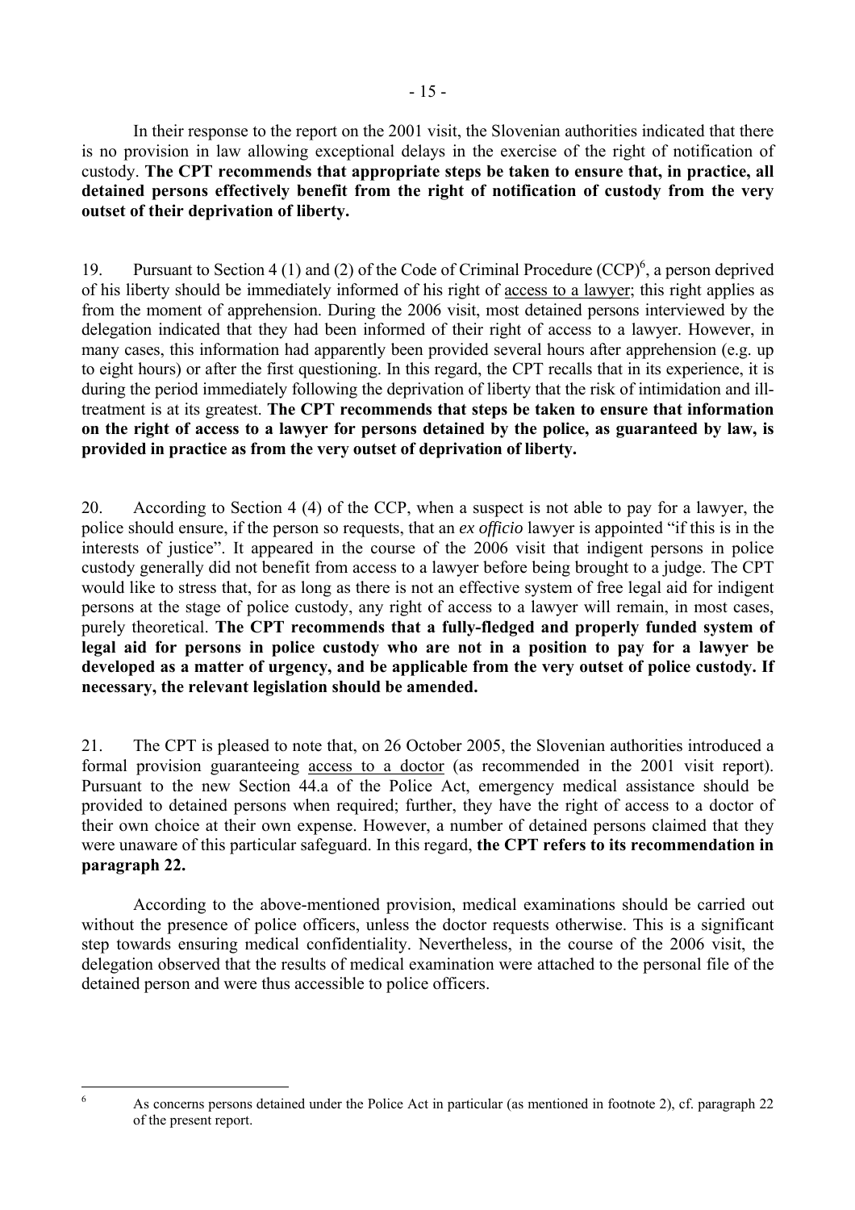In their response to the report on the 2001 visit, the Slovenian authorities indicated that there is no provision in law allowing exceptional delays in the exercise of the right of notification of custody. **The CPT recommends that appropriate steps be taken to ensure that, in practice, all detained persons effectively benefit from the right of notification of custody from the very outset of their deprivation of liberty.**

19. Pursuant to Section 4 (1) and (2) of the Code of Criminal Procedure (CCP)[6], a person deprived of his liberty should be immediately informed of his right of access to a lawyer; this right applies as from the moment of apprehension. During the 2006 visit, most detained persons interviewed by the delegation indicated that they had been informed of their right of access to a lawyer. However, in many cases, this information had apparently been provided several hours after apprehension (e.g. up to eight hours) or after the first questioning. In this regard, the CPT recalls that in its experience, it is during the period immediately following the deprivation of liberty that the risk of intimidation and ill-treatment is at its greatest. **The CPT recommends that steps be taken to ensure that information on the right of access to a lawyer for persons detained by the police, as guaranteed by law, is provided in practice as from the very outset of deprivation of liberty.**

20. According to Section 4 (4) of the CCP, when a suspect is not able to pay for a lawyer, the police should ensure, if the person so requests, that an *ex officio* lawyer is appointed "if this is in the interests of justice". It appeared in the course of the 2006 visit that indigent persons in police custody generally did not benefit from access to a lawyer before being brought to a judge. The CPT would like to stress that, for as long as there is not an effective system of free legal aid for indigent persons at the stage of police custody, any right of access to a lawyer will remain, in most cases, purely theoretical. **The CPT recommends that a fully-fledged and properly funded system of legal aid for persons in police custody who are not in a position to pay for a lawyer be developed as a matter of urgency, and be applicable from the very outset of police custody. If necessary, the relevant legislation should be amended.**

21. The CPT is pleased to note that, on 26 October 2005, the Slovenian authorities introduced a formal provision guaranteeing access to a doctor (as recommended in the 2001 visit report). Pursuant to the new Section 44.a of the Police Act, emergency medical assistance should be provided to detained persons when required; further, they have the right of access to a doctor of their own choice at their own expense. However, a number of detained persons claimed that they were unaware of this particular safeguard. In this regard, **the CPT refers to its recommendation in paragraph 22.**

According to the above-mentioned provision, medical examinations should be carried out without the presence of police officers, unless the doctor requests otherwise. This is a significant step towards ensuring medical confidentiality. Nevertheless, in the course of the 2006 visit, the delegation observed that the results of medical examination were attached to the personal file of the detained person and were thus accessible to police officers.

---

[6] As concerns persons detained under the Police Act in particular (as mentioned in footnote 2), cf. paragraph 22 of the present report.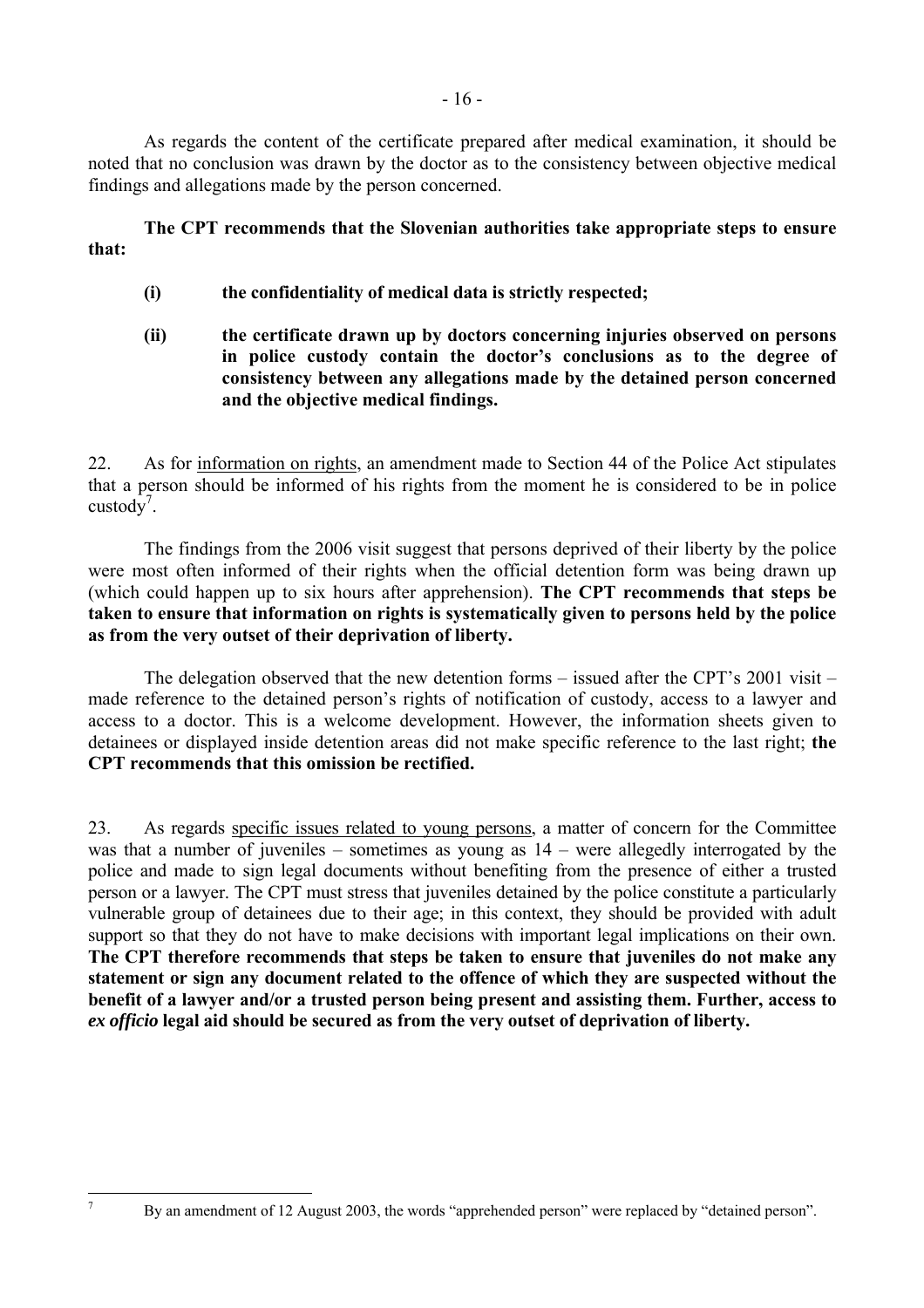As regards the content of the certificate prepared after medical examination, it should be noted that no conclusion was drawn by the doctor as to the consistency between objective medical findings and allegations made by the person concerned.

**The CPT recommends that the Slovenian authorities take appropriate steps to ensure that:**

- **(i) the confidentiality of medical data is strictly respected;**
- **(ii) the certificate drawn up by doctors concerning injuries observed on persons in police custody contain the doctor's conclusions as to the degree of consistency between any allegations made by the detained person concerned and the objective medical findings.**

22. As for information on rights, an amendment made to Section 44 of the Police Act stipulates that a person should be informed of his rights from the moment he is considered to be in police custody[7].

The findings from the 2006 visit suggest that persons deprived of their liberty by the police were most often informed of their rights when the official detention form was being drawn up (which could happen up to six hours after apprehension). **The CPT recommends that steps be taken to ensure that information on rights is systematically given to persons held by the police as from the very outset of their deprivation of liberty.**

The delegation observed that the new detention forms – issued after the CPT's 2001 visit – made reference to the detained person's rights of notification of custody, access to a lawyer and access to a doctor. This is a welcome development. However, the information sheets given to detainees or displayed inside detention areas did not make specific reference to the last right; **the CPT recommends that this omission be rectified.**

23. As regards specific issues related to young persons, a matter of concern for the Committee was that a number of juveniles – sometimes as young as 14 – were allegedly interrogated by the police and made to sign legal documents without benefiting from the presence of either a trusted person or a lawyer. The CPT must stress that juveniles detained by the police constitute a particularly vulnerable group of detainees due to their age; in this context, they should be provided with adult support so that they do not have to make decisions with important legal implications on their own. **The CPT therefore recommends that steps be taken to ensure that juveniles do not make any statement or sign any document related to the offence of which they are suspected without the benefit of a lawyer and/or a trusted person being present and assisting them. Further, access to *ex officio* legal aid should be secured as from the very outset of deprivation of liberty.**

---

[7] By an amendment of 12 August 2003, the words "apprehended person" were replaced by "detained person".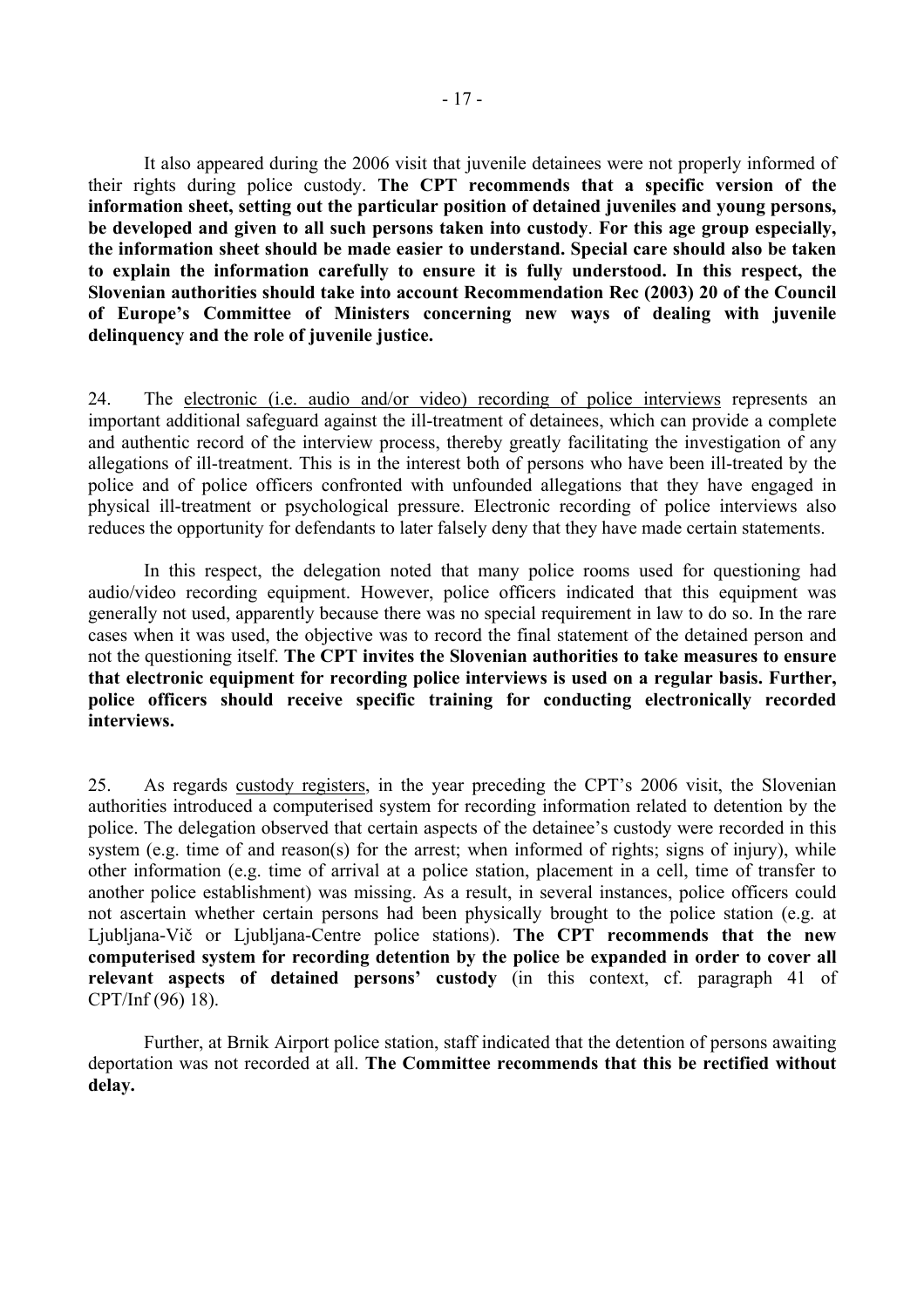It also appeared during the 2006 visit that juvenile detainees were not properly informed of their rights during police custody. **The CPT recommends that a specific version of the information sheet, setting out the particular position of detained juveniles and young persons, be developed and given to all such persons taken into custody**. **For this age group especially, the information sheet should be made easier to understand. Special care should also be taken to explain the information carefully to ensure it is fully understood. In this respect, the Slovenian authorities should take into account Recommendation Rec (2003) 20 of the Council of Europe's Committee of Ministers concerning new ways of dealing with juvenile delinquency and the role of juvenile justice.**

24. The electronic (i.e. audio and/or video) recording of police interviews represents an important additional safeguard against the ill-treatment of detainees, which can provide a complete and authentic record of the interview process, thereby greatly facilitating the investigation of any allegations of ill-treatment. This is in the interest both of persons who have been ill-treated by the police and of police officers confronted with unfounded allegations that they have engaged in physical ill-treatment or psychological pressure. Electronic recording of police interviews also reduces the opportunity for defendants to later falsely deny that they have made certain statements.

In this respect, the delegation noted that many police rooms used for questioning had audio/video recording equipment. However, police officers indicated that this equipment was generally not used, apparently because there was no special requirement in law to do so. In the rare cases when it was used, the objective was to record the final statement of the detained person and not the questioning itself. **The CPT invites the Slovenian authorities to take measures to ensure that electronic equipment for recording police interviews is used on a regular basis. Further, police officers should receive specific training for conducting electronically recorded interviews.**

25. As regards custody registers, in the year preceding the CPT's 2006 visit, the Slovenian authorities introduced a computerised system for recording information related to detention by the police. The delegation observed that certain aspects of the detainee's custody were recorded in this system (e.g. time of and reason(s) for the arrest; when informed of rights; signs of injury), while other information (e.g. time of arrival at a police station, placement in a cell, time of transfer to another police establishment) was missing. As a result, in several instances, police officers could not ascertain whether certain persons had been physically brought to the police station (e.g. at Ljubljana-Vič or Ljubljana-Centre police stations). **The CPT recommends that the new computerised system for recording detention by the police be expanded in order to cover all relevant aspects of detained persons' custody** (in this context, cf. paragraph 41 of CPT/Inf (96) 18).

Further, at Brnik Airport police station, staff indicated that the detention of persons awaiting deportation was not recorded at all. **The Committee recommends that this be rectified without delay.**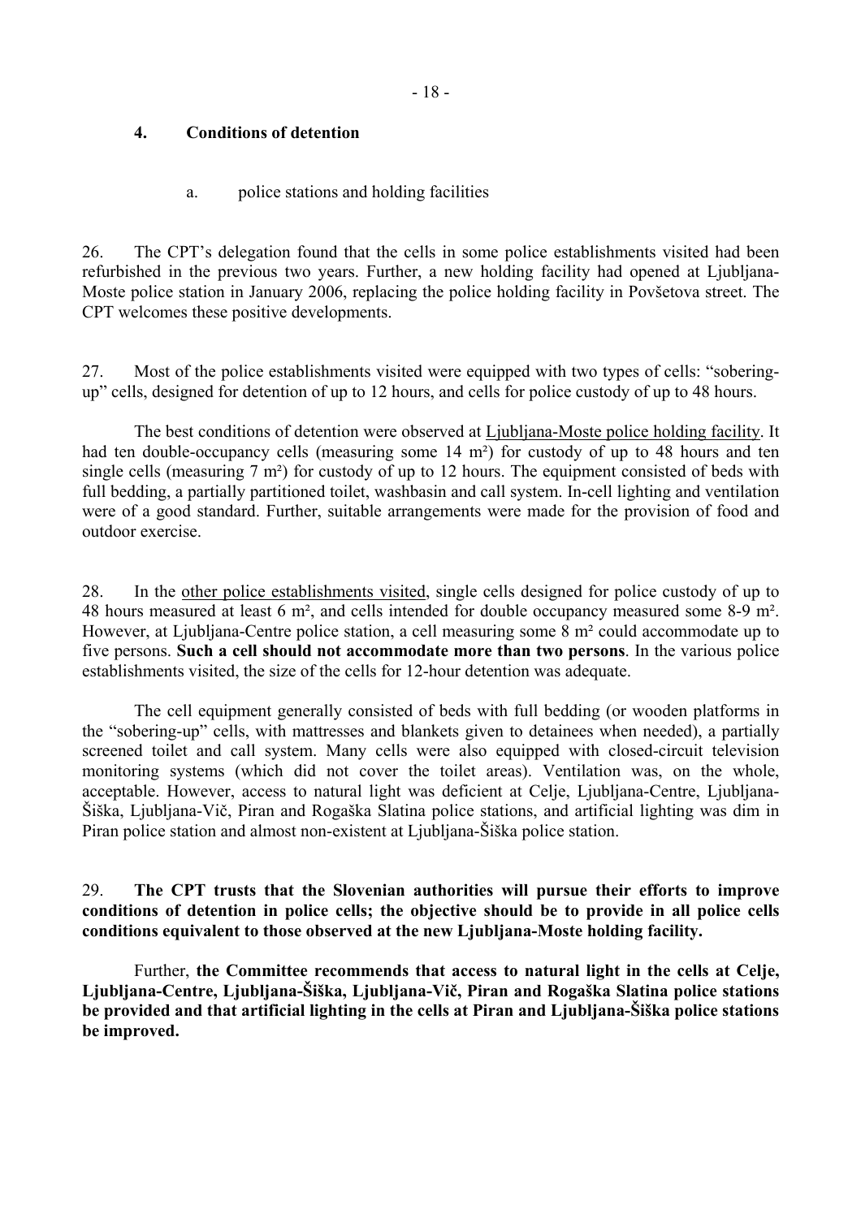### 4. Conditions of detention

#### a. police stations and holding facilities

26. The CPT's delegation found that the cells in some police establishments visited had been refurbished in the previous two years. Further, a new holding facility had opened at Ljubljana-Moste police station in January 2006, replacing the police holding facility in Povšetova street. The CPT welcomes these positive developments.

27. Most of the police establishments visited were equipped with two types of cells: "sobering-up" cells, designed for detention of up to 12 hours, and cells for police custody of up to 48 hours.

The best conditions of detention were observed at Ljubljana-Moste police holding facility. It had ten double-occupancy cells (measuring some 14 m²) for custody of up to 48 hours and ten single cells (measuring 7 m²) for custody of up to 12 hours. The equipment consisted of beds with full bedding, a partially partitioned toilet, washbasin and call system. In-cell lighting and ventilation were of a good standard. Further, suitable arrangements were made for the provision of food and outdoor exercise.

28. In the other police establishments visited, single cells designed for police custody of up to 48 hours measured at least 6 m², and cells intended for double occupancy measured some 8-9 m². However, at Ljubljana-Centre police station, a cell measuring some 8 m² could accommodate up to five persons. **Such a cell should not accommodate more than two persons**. In the various police establishments visited, the size of the cells for 12-hour detention was adequate.

The cell equipment generally consisted of beds with full bedding (or wooden platforms in the "sobering-up" cells, with mattresses and blankets given to detainees when needed), a partially screened toilet and call system. Many cells were also equipped with closed-circuit television monitoring systems (which did not cover the toilet areas). Ventilation was, on the whole, acceptable. However, access to natural light was deficient at Celje, Ljubljana-Centre, Ljubljana-Šiška, Ljubljana-Vič, Piran and Rogaška Slatina police stations, and artificial lighting was dim in Piran police station and almost non-existent at Ljubljana-Šiška police station.

29. **The CPT trusts that the Slovenian authorities will pursue their efforts to improve conditions of detention in police cells; the objective should be to provide in all police cells conditions equivalent to those observed at the new Ljubljana-Moste holding facility.**

Further, **the Committee recommends that access to natural light in the cells at Celje, Ljubljana-Centre, Ljubljana-Šiška, Ljubljana-Vič, Piran and Rogaška Slatina police stations be provided and that artificial lighting in the cells at Piran and Ljubljana-Šiška police stations be improved.**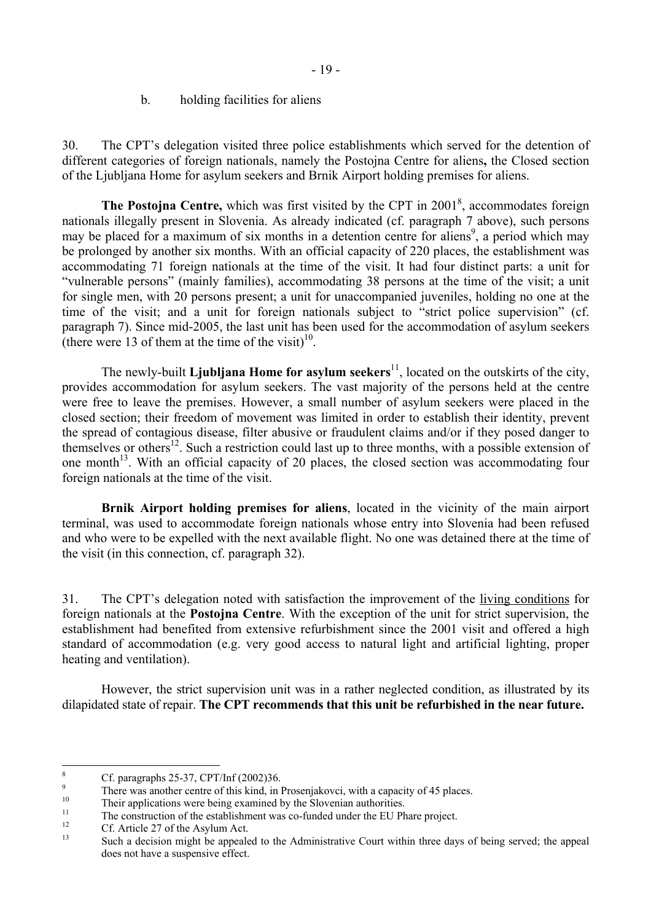b. holding facilities for aliens

30. The CPT's delegation visited three police establishments which served for the detention of different categories of foreign nationals, namely the Postojna Centre for aliens**,** the Closed section of the Ljubljana Home for asylum seekers and Brnik Airport holding premises for aliens.

**The Postojna Centre,** which was first visited by the CPT in 2001[8], accommodates foreign nationals illegally present in Slovenia. As already indicated (cf. paragraph 7 above), such persons may be placed for a maximum of six months in a detention centre for aliens[9], a period which may be prolonged by another six months. With an official capacity of 220 places, the establishment was accommodating 71 foreign nationals at the time of the visit. It had four distinct parts: a unit for "vulnerable persons" (mainly families), accommodating 38 persons at the time of the visit; a unit for single men, with 20 persons present; a unit for unaccompanied juveniles, holding no one at the time of the visit; and a unit for foreign nationals subject to "strict police supervision" (cf. paragraph 7). Since mid-2005, the last unit has been used for the accommodation of asylum seekers (there were 13 of them at the time of the visit)[10].

The newly-built **Ljubljana Home for asylum seekers**[11], located on the outskirts of the city, provides accommodation for asylum seekers. The vast majority of the persons held at the centre were free to leave the premises. However, a small number of asylum seekers were placed in the closed section; their freedom of movement was limited in order to establish their identity, prevent the spread of contagious disease, filter abusive or fraudulent claims and/or if they posed danger to themselves or others[12]. Such a restriction could last up to three months, with a possible extension of one month[13]. With an official capacity of 20 places, the closed section was accommodating four foreign nationals at the time of the visit.

**Brnik Airport holding premises for aliens**, located in the vicinity of the main airport terminal, was used to accommodate foreign nationals whose entry into Slovenia had been refused and who were to be expelled with the next available flight. No one was detained there at the time of the visit (in this connection, cf. paragraph 32).

31. The CPT's delegation noted with satisfaction the improvement of the living conditions for foreign nationals at the **Postojna Centre**. With the exception of the unit for strict supervision, the establishment had benefited from extensive refurbishment since the 2001 visit and offered a high standard of accommodation (e.g. very good access to natural light and artificial lighting, proper heating and ventilation).

However, the strict supervision unit was in a rather neglected condition, as illustrated by its dilapidated state of repair. **The CPT recommends that this unit be refurbished in the near future.**

---

[8] Cf. paragraphs 25-37, CPT/Inf (2002)36.

[9] There was another centre of this kind, in Prosenjakovci, with a capacity of 45 places.

[10] Their applications were being examined by the Slovenian authorities.

[11] The construction of the establishment was co-funded under the EU Phare project.

[12] Cf. Article 27 of the Asylum Act.

[13] Such a decision might be appealed to the Administrative Court within three days of being served; the appeal does not have a suspensive effect.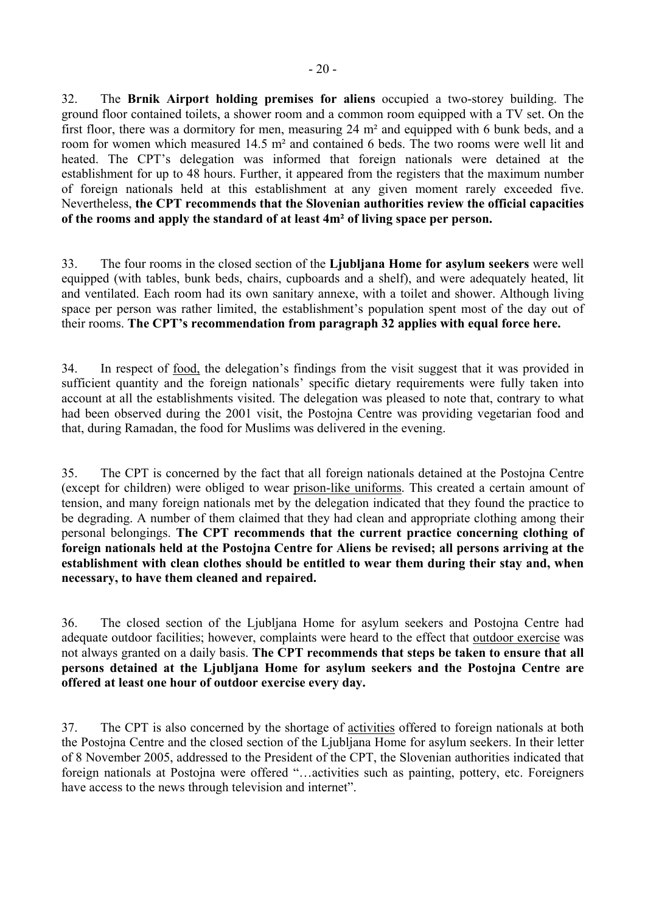32. The **Brnik Airport holding premises for aliens** occupied a two-storey building. The ground floor contained toilets, a shower room and a common room equipped with a TV set. On the first floor, there was a dormitory for men, measuring 24 m² and equipped with 6 bunk beds, and a room for women which measured 14.5 m² and contained 6 beds. The two rooms were well lit and heated. The CPT's delegation was informed that foreign nationals were detained at the establishment for up to 48 hours. Further, it appeared from the registers that the maximum number of foreign nationals held at this establishment at any given moment rarely exceeded five. Nevertheless, **the CPT recommends that the Slovenian authorities review the official capacities of the rooms and apply the standard of at least 4m² of living space per person.**

33. The four rooms in the closed section of the **Ljubljana Home for asylum seekers** were well equipped (with tables, bunk beds, chairs, cupboards and a shelf), and were adequately heated, lit and ventilated. Each room had its own sanitary annexe, with a toilet and shower. Although living space per person was rather limited, the establishment's population spent most of the day out of their rooms. **The CPT's recommendation from paragraph 32 applies with equal force here.**

34. In respect of food, the delegation's findings from the visit suggest that it was provided in sufficient quantity and the foreign nationals' specific dietary requirements were fully taken into account at all the establishments visited. The delegation was pleased to note that, contrary to what had been observed during the 2001 visit, the Postojna Centre was providing vegetarian food and that, during Ramadan, the food for Muslims was delivered in the evening.

35. The CPT is concerned by the fact that all foreign nationals detained at the Postojna Centre (except for children) were obliged to wear prison-like uniforms. This created a certain amount of tension, and many foreign nationals met by the delegation indicated that they found the practice to be degrading. A number of them claimed that they had clean and appropriate clothing among their personal belongings. **The CPT recommends that the current practice concerning clothing of foreign nationals held at the Postojna Centre for Aliens be revised; all persons arriving at the establishment with clean clothes should be entitled to wear them during their stay and, when necessary, to have them cleaned and repaired.**

36. The closed section of the Ljubljana Home for asylum seekers and Postojna Centre had adequate outdoor facilities; however, complaints were heard to the effect that outdoor exercise was not always granted on a daily basis. **The CPT recommends that steps be taken to ensure that all persons detained at the Ljubljana Home for asylum seekers and the Postojna Centre are offered at least one hour of outdoor exercise every day.**

37. The CPT is also concerned by the shortage of activities offered to foreign nationals at both the Postojna Centre and the closed section of the Ljubljana Home for asylum seekers. In their letter of 8 November 2005, addressed to the President of the CPT, the Slovenian authorities indicated that foreign nationals at Postojna were offered "…activities such as painting, pottery, etc. Foreigners have access to the news through television and internet".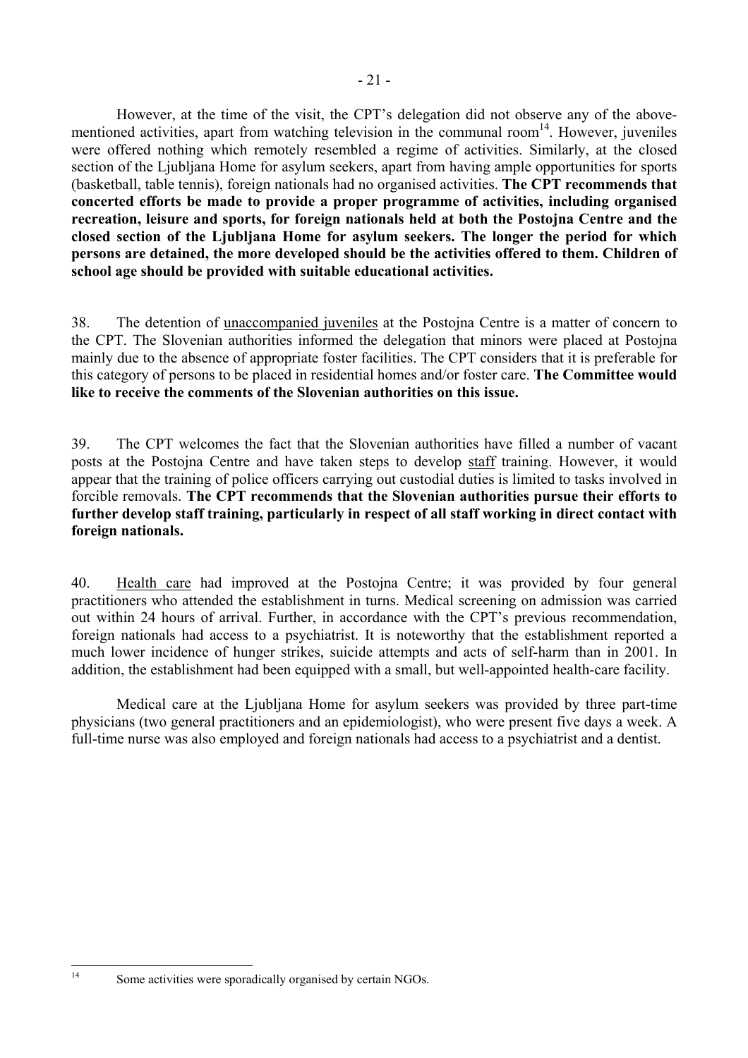However, at the time of the visit, the CPT's delegation did not observe any of the above-mentioned activities, apart from watching television in the communal room[14]. However, juveniles were offered nothing which remotely resembled a regime of activities. Similarly, at the closed section of the Ljubljana Home for asylum seekers, apart from having ample opportunities for sports (basketball, table tennis), foreign nationals had no organised activities. **The CPT recommends that concerted efforts be made to provide a proper programme of activities, including organised recreation, leisure and sports, for foreign nationals held at both the Postojna Centre and the closed section of the Ljubljana Home for asylum seekers. The longer the period for which persons are detained, the more developed should be the activities offered to them. Children of school age should be provided with suitable educational activities.**

38. The detention of unaccompanied juveniles at the Postojna Centre is a matter of concern to the CPT. The Slovenian authorities informed the delegation that minors were placed at Postojna mainly due to the absence of appropriate foster facilities. The CPT considers that it is preferable for this category of persons to be placed in residential homes and/or foster care. **The Committee would like to receive the comments of the Slovenian authorities on this issue.**

39. The CPT welcomes the fact that the Slovenian authorities have filled a number of vacant posts at the Postojna Centre and have taken steps to develop staff training. However, it would appear that the training of police officers carrying out custodial duties is limited to tasks involved in forcible removals. **The CPT recommends that the Slovenian authorities pursue their efforts to further develop staff training, particularly in respect of all staff working in direct contact with foreign nationals.**

40. Health care had improved at the Postojna Centre; it was provided by four general practitioners who attended the establishment in turns. Medical screening on admission was carried out within 24 hours of arrival. Further, in accordance with the CPT's previous recommendation, foreign nationals had access to a psychiatrist. It is noteworthy that the establishment reported a much lower incidence of hunger strikes, suicide attempts and acts of self-harm than in 2001. In addition, the establishment had been equipped with a small, but well-appointed health-care facility.

Medical care at the Ljubljana Home for asylum seekers was provided by three part-time physicians (two general practitioners and an epidemiologist), who were present five days a week. A full-time nurse was also employed and foreign nationals had access to a psychiatrist and a dentist.

[14] Some activities were sporadically organised by certain NGOs.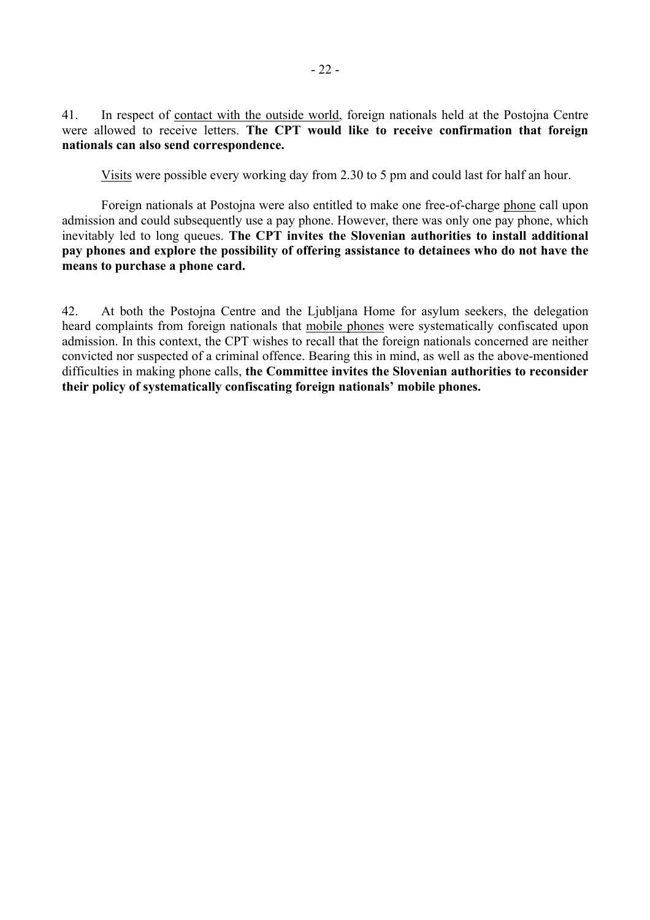41. In respect of contact with the outside world, foreign nationals held at the Postojna Centre were allowed to receive letters. **The CPT would like to receive confirmation that foreign nationals can also send correspondence.**

Visits were possible every working day from 2.30 to 5 pm and could last for half an hour.

Foreign nationals at Postojna were also entitled to make one free-of-charge phone call upon admission and could subsequently use a pay phone. However, there was only one pay phone, which inevitably led to long queues. **The CPT invites the Slovenian authorities to install additional pay phones and explore the possibility of offering assistance to detainees who do not have the means to purchase a phone card.**

42. At both the Postojna Centre and the Ljubljana Home for asylum seekers, the delegation heard complaints from foreign nationals that mobile phones were systematically confiscated upon admission. In this context, the CPT wishes to recall that the foreign nationals concerned are neither convicted nor suspected of a criminal offence. Bearing this in mind, as well as the above-mentioned difficulties in making phone calls, **the Committee invites the Slovenian authorities to reconsider their policy of systematically confiscating foreign nationals' mobile phones.**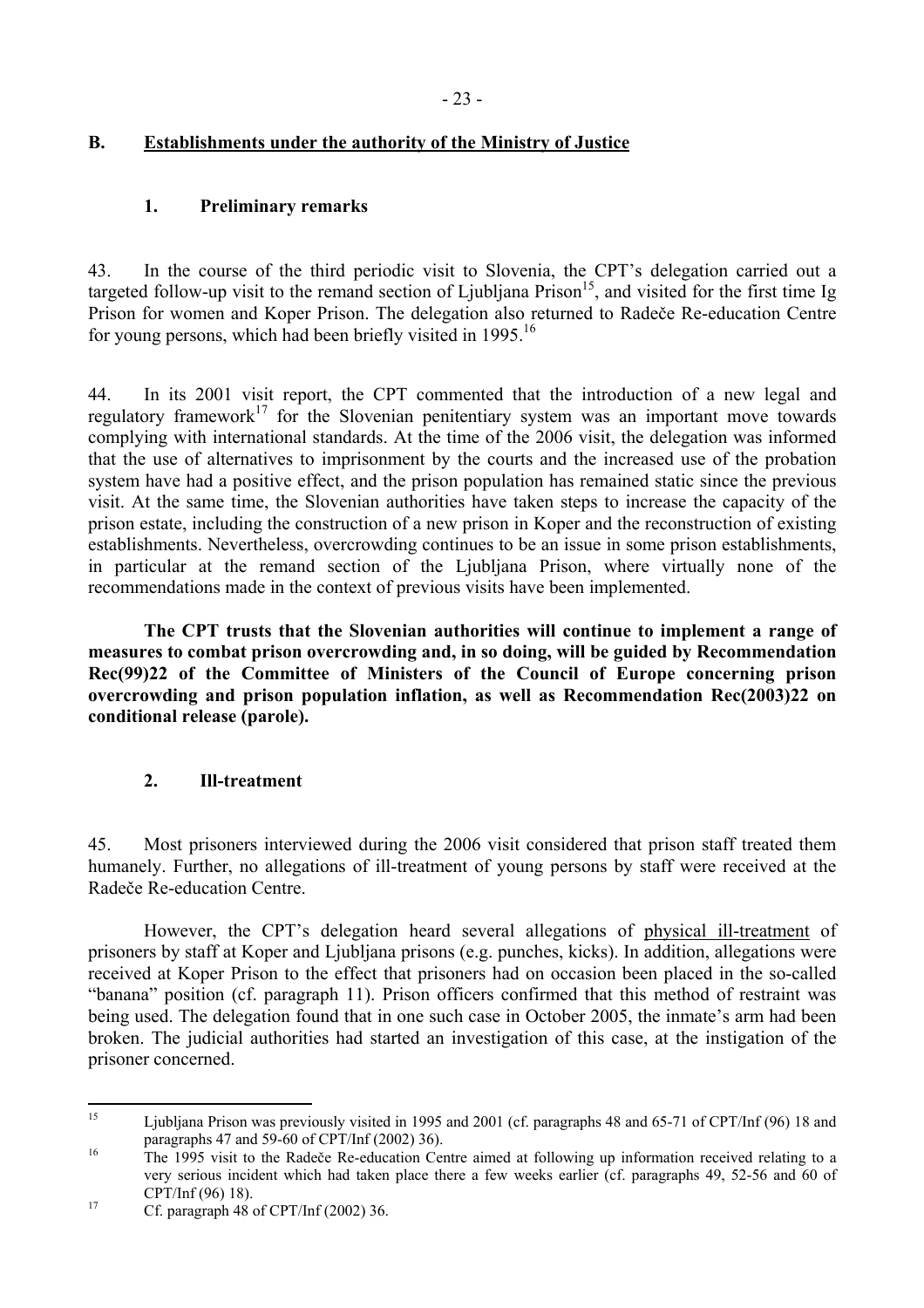## B. Establishments under the authority of the Ministry of Justice

### 1. Preliminary remarks

43. In the course of the third periodic visit to Slovenia, the CPT's delegation carried out a targeted follow-up visit to the remand section of Ljubljana Prison[15], and visited for the first time Ig Prison for women and Koper Prison. The delegation also returned to Radeče Re-education Centre for young persons, which had been briefly visited in 1995.[16]

44. In its 2001 visit report, the CPT commented that the introduction of a new legal and regulatory framework[17] for the Slovenian penitentiary system was an important move towards complying with international standards. At the time of the 2006 visit, the delegation was informed that the use of alternatives to imprisonment by the courts and the increased use of the probation system have had a positive effect, and the prison population has remained static since the previous visit. At the same time, the Slovenian authorities have taken steps to increase the capacity of the prison estate, including the construction of a new prison in Koper and the reconstruction of existing establishments. Nevertheless, overcrowding continues to be an issue in some prison establishments, in particular at the remand section of the Ljubljana Prison, where virtually none of the recommendations made in the context of previous visits have been implemented.

**The CPT trusts that the Slovenian authorities will continue to implement a range of measures to combat prison overcrowding and, in so doing, will be guided by Recommendation Rec(99)22 of the Committee of Ministers of the Council of Europe concerning prison overcrowding and prison population inflation, as well as Recommendation Rec(2003)22 on conditional release (parole).**

### 2. Ill-treatment

45. Most prisoners interviewed during the 2006 visit considered that prison staff treated them humanely. Further, no allegations of ill-treatment of young persons by staff were received at the Radeče Re-education Centre.

However, the CPT's delegation heard several allegations of physical ill-treatment of prisoners by staff at Koper and Ljubljana prisons (e.g. punches, kicks). In addition, allegations were received at Koper Prison to the effect that prisoners had on occasion been placed in the so-called "banana" position (cf. paragraph 11). Prison officers confirmed that this method of restraint was being used. The delegation found that in one such case in October 2005, the inmate's arm had been broken. The judicial authorities had started an investigation of this case, at the instigation of the prisoner concerned.

---

[15] Ljubljana Prison was previously visited in 1995 and 2001 (cf. paragraphs 48 and 65-71 of CPT/Inf (96) 18 and paragraphs 47 and 59-60 of CPT/Inf (2002) 36).

[16] The 1995 visit to the Radeče Re-education Centre aimed at following up information received relating to a very serious incident which had taken place there a few weeks earlier (cf. paragraphs 49, 52-56 and 60 of CPT/Inf (96) 18).

[17] Cf. paragraph 48 of CPT/Inf (2002) 36.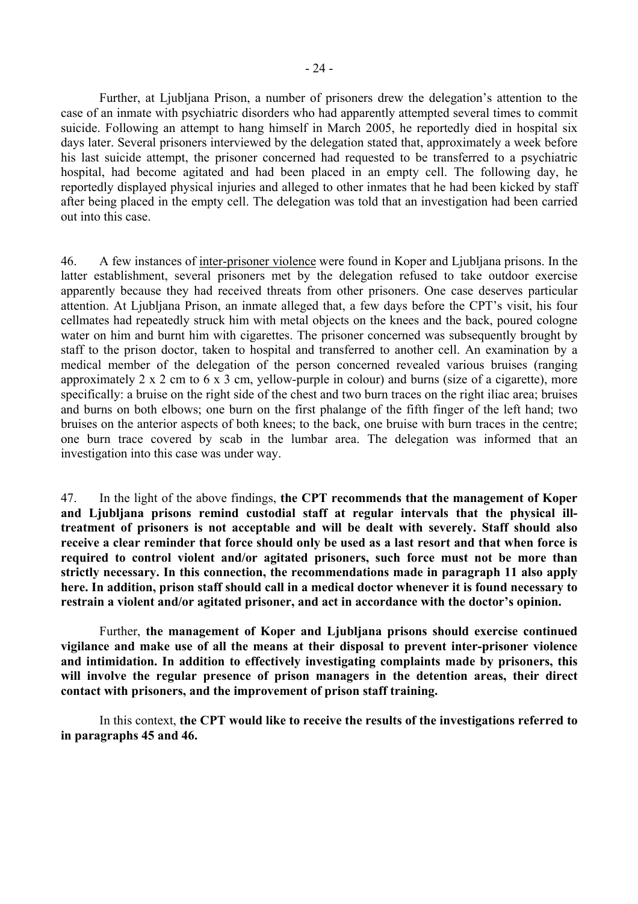Further, at Ljubljana Prison, a number of prisoners drew the delegation's attention to the case of an inmate with psychiatric disorders who had apparently attempted several times to commit suicide. Following an attempt to hang himself in March 2005, he reportedly died in hospital six days later. Several prisoners interviewed by the delegation stated that, approximately a week before his last suicide attempt, the prisoner concerned had requested to be transferred to a psychiatric hospital, had become agitated and had been placed in an empty cell. The following day, he reportedly displayed physical injuries and alleged to other inmates that he had been kicked by staff after being placed in the empty cell. The delegation was told that an investigation had been carried out into this case.

46. A few instances of inter-prisoner violence were found in Koper and Ljubljana prisons. In the latter establishment, several prisoners met by the delegation refused to take outdoor exercise apparently because they had received threats from other prisoners. One case deserves particular attention. At Ljubljana Prison, an inmate alleged that, a few days before the CPT's visit, his four cellmates had repeatedly struck him with metal objects on the knees and the back, poured cologne water on him and burnt him with cigarettes. The prisoner concerned was subsequently brought by staff to the prison doctor, taken to hospital and transferred to another cell. An examination by a medical member of the delegation of the person concerned revealed various bruises (ranging approximately 2 x 2 cm to 6 x 3 cm, yellow-purple in colour) and burns (size of a cigarette), more specifically: a bruise on the right side of the chest and two burn traces on the right iliac area; bruises and burns on both elbows; one burn on the first phalange of the fifth finger of the left hand; two bruises on the anterior aspects of both knees; to the back, one bruise with burn traces in the centre; one burn trace covered by scab in the lumbar area. The delegation was informed that an investigation into this case was under way.

47. In the light of the above findings, **the CPT recommends that the management of Koper and Ljubljana prisons remind custodial staff at regular intervals that the physical ill-treatment of prisoners is not acceptable and will be dealt with severely. Staff should also receive a clear reminder that force should only be used as a last resort and that when force is required to control violent and/or agitated prisoners, such force must not be more than strictly necessary. In this connection, the recommendations made in paragraph 11 also apply here. In addition, prison staff should call in a medical doctor whenever it is found necessary to restrain a violent and/or agitated prisoner, and act in accordance with the doctor's opinion.**

Further, **the management of Koper and Ljubljana prisons should exercise continued vigilance and make use of all the means at their disposal to prevent inter-prisoner violence and intimidation. In addition to effectively investigating complaints made by prisoners, this will involve the regular presence of prison managers in the detention areas, their direct contact with prisoners, and the improvement of prison staff training.**

In this context, **the CPT would like to receive the results of the investigations referred to in paragraphs 45 and 46.**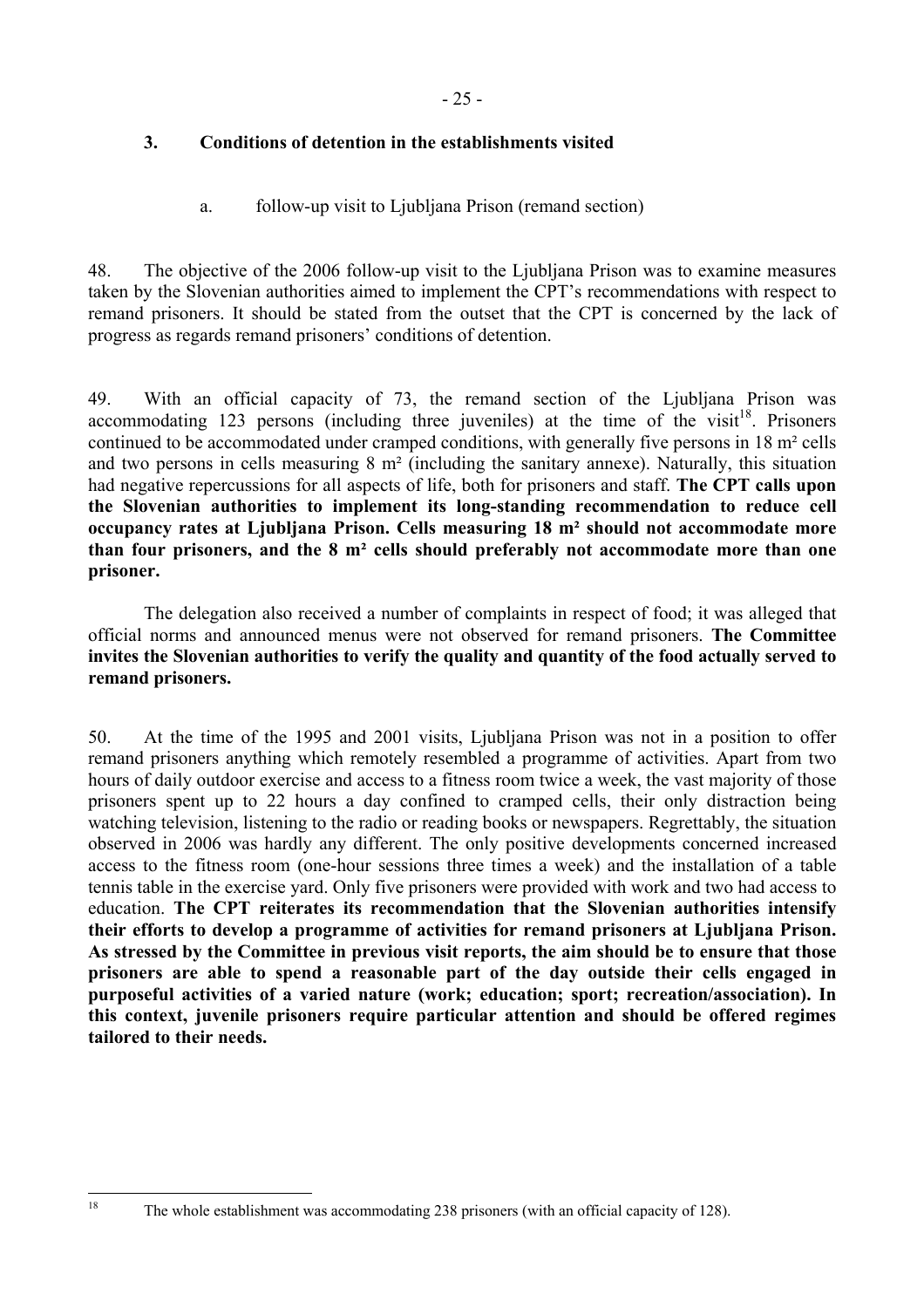### 3. Conditions of detention in the establishments visited

#### a. follow-up visit to Ljubljana Prison (remand section)

48. The objective of the 2006 follow-up visit to the Ljubljana Prison was to examine measures taken by the Slovenian authorities aimed to implement the CPT's recommendations with respect to remand prisoners. It should be stated from the outset that the CPT is concerned by the lack of progress as regards remand prisoners' conditions of detention.

49. With an official capacity of 73, the remand section of the Ljubljana Prison was accommodating 123 persons (including three juveniles) at the time of the visit[18]. Prisoners continued to be accommodated under cramped conditions, with generally five persons in 18 m² cells and two persons in cells measuring 8 m² (including the sanitary annexe). Naturally, this situation had negative repercussions for all aspects of life, both for prisoners and staff. **The CPT calls upon the Slovenian authorities to implement its long-standing recommendation to reduce cell occupancy rates at Ljubljana Prison. Cells measuring 18 m² should not accommodate more than four prisoners, and the 8 m² cells should preferably not accommodate more than one prisoner.**

The delegation also received a number of complaints in respect of food; it was alleged that official norms and announced menus were not observed for remand prisoners. **The Committee invites the Slovenian authorities to verify the quality and quantity of the food actually served to remand prisoners.**

50. At the time of the 1995 and 2001 visits, Ljubljana Prison was not in a position to offer remand prisoners anything which remotely resembled a programme of activities. Apart from two hours of daily outdoor exercise and access to a fitness room twice a week, the vast majority of those prisoners spent up to 22 hours a day confined to cramped cells, their only distraction being watching television, listening to the radio or reading books or newspapers. Regrettably, the situation observed in 2006 was hardly any different. The only positive developments concerned increased access to the fitness room (one-hour sessions three times a week) and the installation of a table tennis table in the exercise yard. Only five prisoners were provided with work and two had access to education. **The CPT reiterates its recommendation that the Slovenian authorities intensify their efforts to develop a programme of activities for remand prisoners at Ljubljana Prison. As stressed by the Committee in previous visit reports, the aim should be to ensure that those prisoners are able to spend a reasonable part of the day outside their cells engaged in purposeful activities of a varied nature (work; education; sport; recreation/association). In this context, juvenile prisoners require particular attention and should be offered regimes tailored to their needs.**

---

[18] The whole establishment was accommodating 238 prisoners (with an official capacity of 128).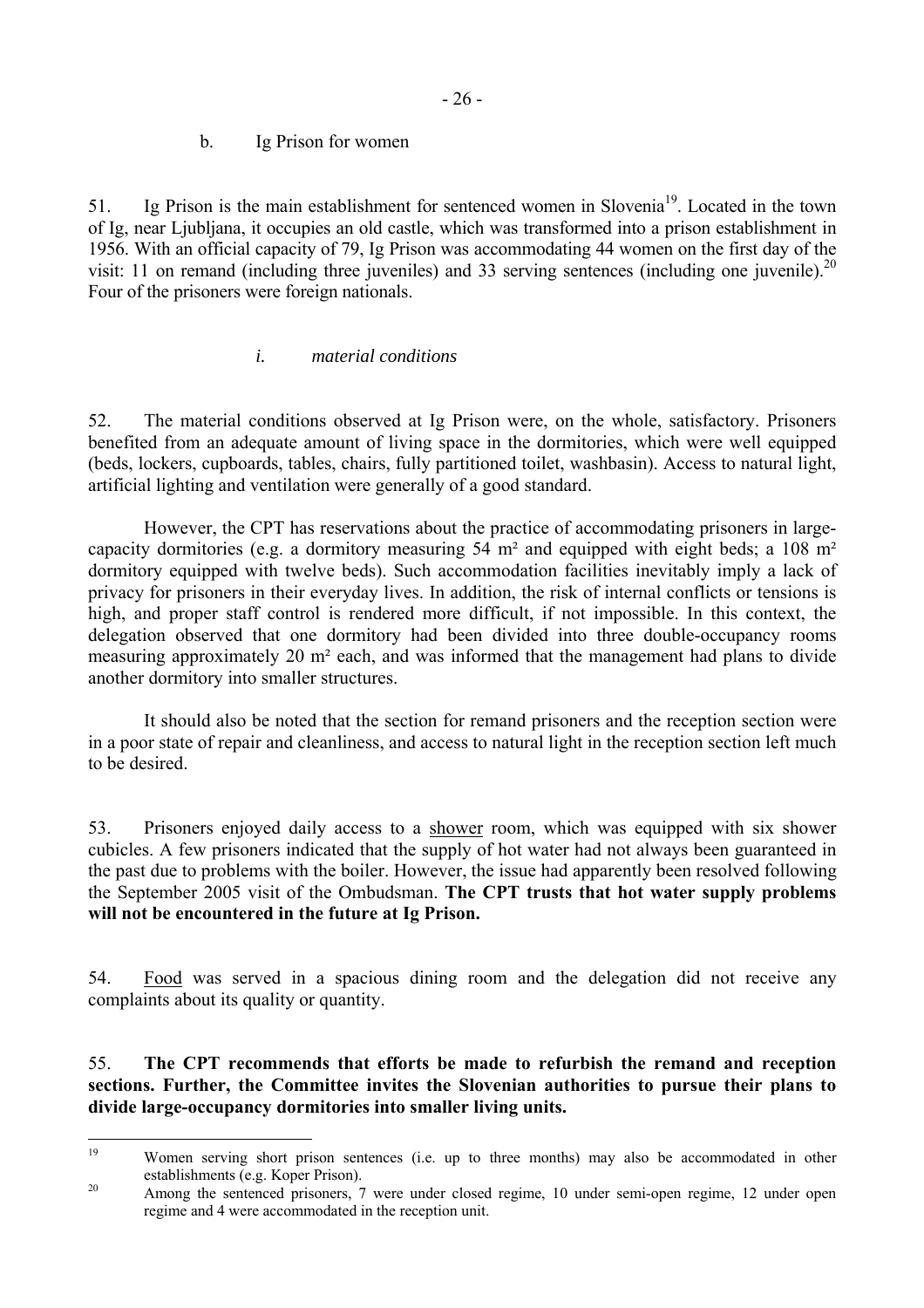### b. Ig Prison for women

51. Ig Prison is the main establishment for sentenced women in Slovenia[19]. Located in the town of Ig, near Ljubljana, it occupies an old castle, which was transformed into a prison establishment in 1956. With an official capacity of 79, Ig Prison was accommodating 44 women on the first day of the visit: 11 on remand (including three juveniles) and 33 serving sentences (including one juvenile).[20] Four of the prisoners were foreign nationals.

#### *i. material conditions*

52. The material conditions observed at Ig Prison were, on the whole, satisfactory. Prisoners benefited from an adequate amount of living space in the dormitories, which were well equipped (beds, lockers, cupboards, tables, chairs, fully partitioned toilet, washbasin). Access to natural light, artificial lighting and ventilation were generally of a good standard.

However, the CPT has reservations about the practice of accommodating prisoners in large-capacity dormitories (e.g. a dormitory measuring 54 m² and equipped with eight beds; a 108 m² dormitory equipped with twelve beds). Such accommodation facilities inevitably imply a lack of privacy for prisoners in their everyday lives. In addition, the risk of internal conflicts or tensions is high, and proper staff control is rendered more difficult, if not impossible. In this context, the delegation observed that one dormitory had been divided into three double-occupancy rooms measuring approximately 20 m² each, and was informed that the management had plans to divide another dormitory into smaller structures.

It should also be noted that the section for remand prisoners and the reception section were in a poor state of repair and cleanliness, and access to natural light in the reception section left much to be desired.

53. Prisoners enjoyed daily access to a shower room, which was equipped with six shower cubicles. A few prisoners indicated that the supply of hot water had not always been guaranteed in the past due to problems with the boiler. However, the issue had apparently been resolved following the September 2005 visit of the Ombudsman. **The CPT trusts that hot water supply problems will not be encountered in the future at Ig Prison.**

54. Food was served in a spacious dining room and the delegation did not receive any complaints about its quality or quantity.

55. **The CPT recommends that efforts be made to refurbish the remand and reception sections. Further, the Committee invites the Slovenian authorities to pursue their plans to divide large-occupancy dormitories into smaller living units.**

---

[19] Women serving short prison sentences (i.e. up to three months) may also be accommodated in other establishments (e.g. Koper Prison).

[20] Among the sentenced prisoners, 7 were under closed regime, 10 under semi-open regime, 12 under open regime and 4 were accommodated in the reception unit.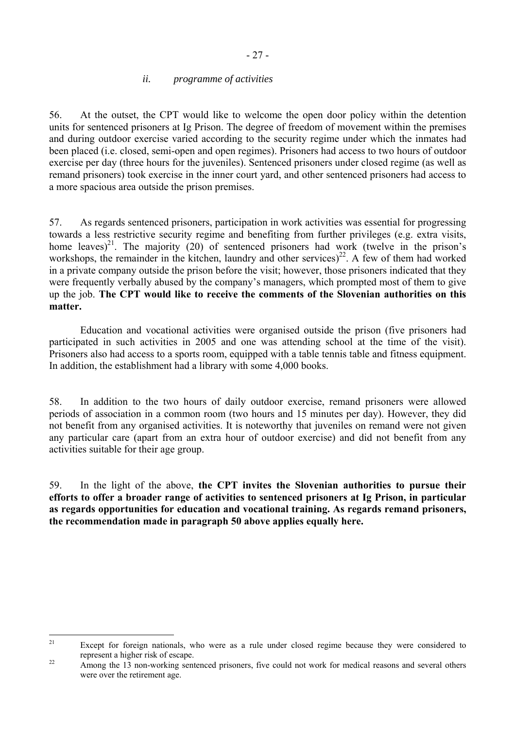#### *ii. programme of activities*

56. At the outset, the CPT would like to welcome the open door policy within the detention units for sentenced prisoners at Ig Prison. The degree of freedom of movement within the premises and during outdoor exercise varied according to the security regime under which the inmates had been placed (i.e. closed, semi-open and open regimes). Prisoners had access to two hours of outdoor exercise per day (three hours for the juveniles). Sentenced prisoners under closed regime (as well as remand prisoners) took exercise in the inner court yard, and other sentenced prisoners had access to a more spacious area outside the prison premises.

57. As regards sentenced prisoners, participation in work activities was essential for progressing towards a less restrictive security regime and benefiting from further privileges (e.g. extra visits, home leaves)[21]. The majority (20) of sentenced prisoners had work (twelve in the prison's workshops, the remainder in the kitchen, laundry and other services)[22]. A few of them had worked in a private company outside the prison before the visit; however, those prisoners indicated that they were frequently verbally abused by the company's managers, which prompted most of them to give up the job. **The CPT would like to receive the comments of the Slovenian authorities on this matter.**

Education and vocational activities were organised outside the prison (five prisoners had participated in such activities in 2005 and one was attending school at the time of the visit). Prisoners also had access to a sports room, equipped with a table tennis table and fitness equipment. In addition, the establishment had a library with some 4,000 books.

58. In addition to the two hours of daily outdoor exercise, remand prisoners were allowed periods of association in a common room (two hours and 15 minutes per day). However, they did not benefit from any organised activities. It is noteworthy that juveniles on remand were not given any particular care (apart from an extra hour of outdoor exercise) and did not benefit from any activities suitable for their age group.

59. In the light of the above, **the CPT invites the Slovenian authorities to pursue their efforts to offer a broader range of activities to sentenced prisoners at Ig Prison, in particular as regards opportunities for education and vocational training. As regards remand prisoners, the recommendation made in paragraph 50 above applies equally here.**

---

[21] Except for foreign nationals, who were as a rule under closed regime because they were considered to represent a higher risk of escape.

[22] Among the 13 non-working sentenced prisoners, five could not work for medical reasons and several others were over the retirement age.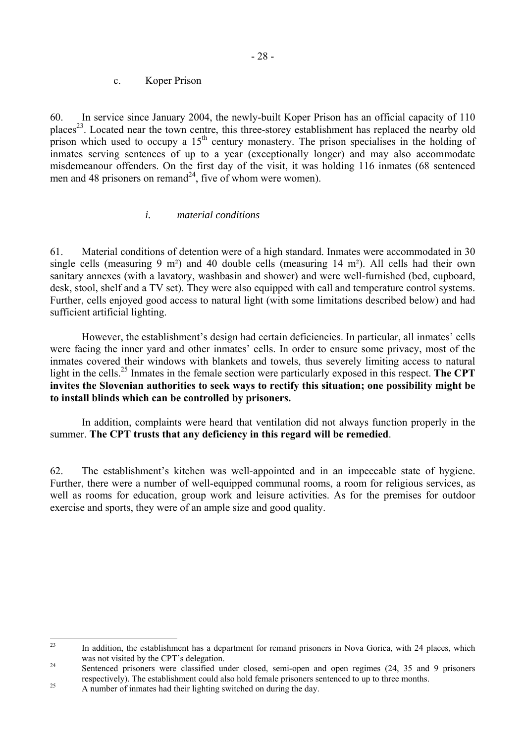### c. Koper Prison

60. In service since January 2004, the newly-built Koper Prison has an official capacity of 110 places[23]. Located near the town centre, this three-storey establishment has replaced the nearby old prison which used to occupy a 15th century monastery. The prison specialises in the holding of inmates serving sentences of up to a year (exceptionally longer) and may also accommodate misdemeanour offenders. On the first day of the visit, it was holding 116 inmates (68 sentenced men and 48 prisoners on remand[24], five of whom were women).

#### *i. material conditions*

61. Material conditions of detention were of a high standard. Inmates were accommodated in 30 single cells (measuring 9 m²) and 40 double cells (measuring 14 m²). All cells had their own sanitary annexes (with a lavatory, washbasin and shower) and were well-furnished (bed, cupboard, desk, stool, shelf and a TV set). They were also equipped with call and temperature control systems. Further, cells enjoyed good access to natural light (with some limitations described below) and had sufficient artificial lighting.

However, the establishment's design had certain deficiencies. In particular, all inmates' cells were facing the inner yard and other inmates' cells. In order to ensure some privacy, most of the inmates covered their windows with blankets and towels, thus severely limiting access to natural light in the cells.[25] Inmates in the female section were particularly exposed in this respect. **The CPT invites the Slovenian authorities to seek ways to rectify this situation; one possibility might be to install blinds which can be controlled by prisoners.**

In addition, complaints were heard that ventilation did not always function properly in the summer. **The CPT trusts that any deficiency in this regard will be remedied**.

62. The establishment's kitchen was well-appointed and in an impeccable state of hygiene. Further, there were a number of well-equipped communal rooms, a room for religious services, as well as rooms for education, group work and leisure activities. As for the premises for outdoor exercise and sports, they were of an ample size and good quality.

---

[23] In addition, the establishment has a department for remand prisoners in Nova Gorica, with 24 places, which was not visited by the CPT's delegation.

[24] Sentenced prisoners were classified under closed, semi-open and open regimes (24, 35 and 9 prisoners respectively). The establishment could also hold female prisoners sentenced to up to three months.

[25] A number of inmates had their lighting switched on during the day.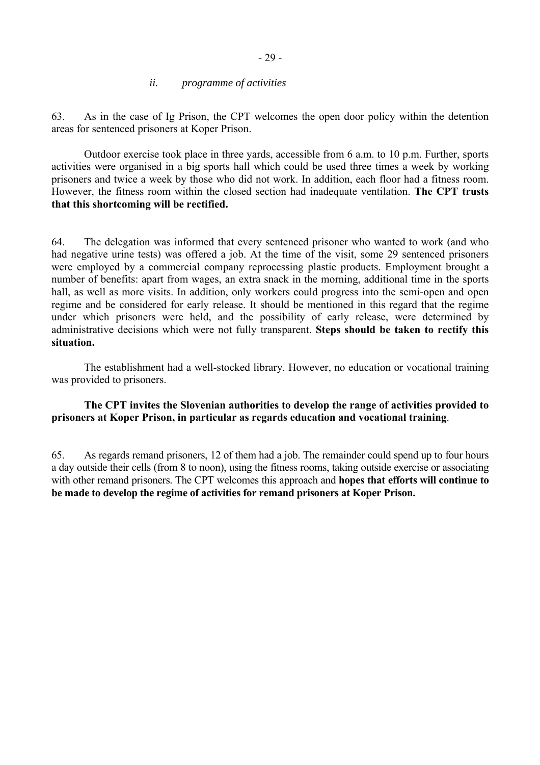### *ii. programme of activities*

63. As in the case of Ig Prison, the CPT welcomes the open door policy within the detention areas for sentenced prisoners at Koper Prison.

Outdoor exercise took place in three yards, accessible from 6 a.m. to 10 p.m. Further, sports activities were organised in a big sports hall which could be used three times a week by working prisoners and twice a week by those who did not work. In addition, each floor had a fitness room. However, the fitness room within the closed section had inadequate ventilation. **The CPT trusts that this shortcoming will be rectified.**

64. The delegation was informed that every sentenced prisoner who wanted to work (and who had negative urine tests) was offered a job. At the time of the visit, some 29 sentenced prisoners were employed by a commercial company reprocessing plastic products. Employment brought a number of benefits: apart from wages, an extra snack in the morning, additional time in the sports hall, as well as more visits. In addition, only workers could progress into the semi-open and open regime and be considered for early release. It should be mentioned in this regard that the regime under which prisoners were held, and the possibility of early release, were determined by administrative decisions which were not fully transparent. **Steps should be taken to rectify this situation.**

The establishment had a well-stocked library. However, no education or vocational training was provided to prisoners.

**The CPT invites the Slovenian authorities to develop the range of activities provided to prisoners at Koper Prison, in particular as regards education and vocational training**.

65. As regards remand prisoners, 12 of them had a job. The remainder could spend up to four hours a day outside their cells (from 8 to noon), using the fitness rooms, taking outside exercise or associating with other remand prisoners. The CPT welcomes this approach and **hopes that efforts will continue to be made to develop the regime of activities for remand prisoners at Koper Prison.**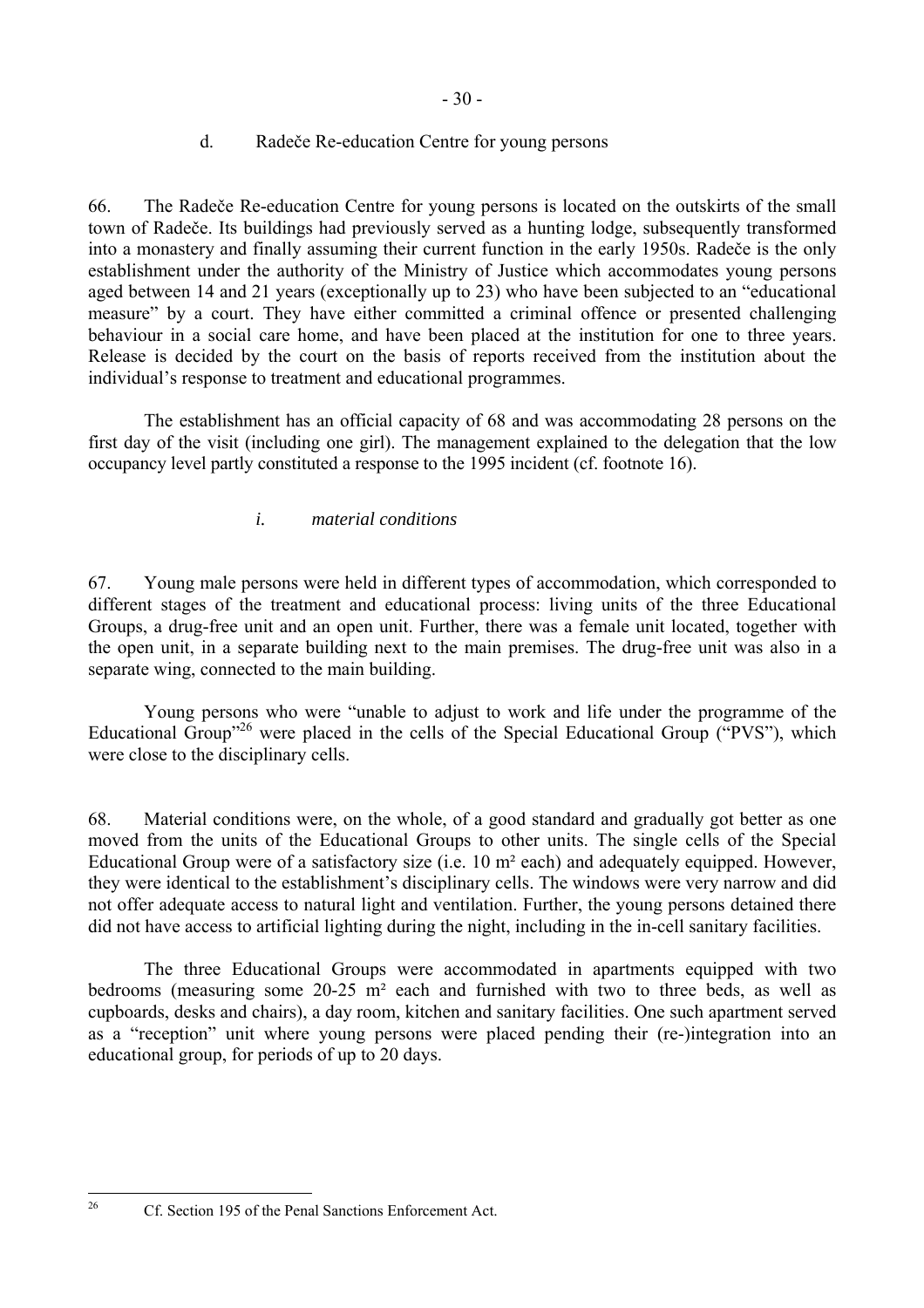### d. Radeče Re-education Centre for young persons

66. The Radeče Re-education Centre for young persons is located on the outskirts of the small town of Radeče. Its buildings had previously served as a hunting lodge, subsequently transformed into a monastery and finally assuming their current function in the early 1950s. Radeče is the only establishment under the authority of the Ministry of Justice which accommodates young persons aged between 14 and 21 years (exceptionally up to 23) who have been subjected to an "educational measure" by a court. They have either committed a criminal offence or presented challenging behaviour in a social care home, and have been placed at the institution for one to three years. Release is decided by the court on the basis of reports received from the institution about the individual's response to treatment and educational programmes.

The establishment has an official capacity of 68 and was accommodating 28 persons on the first day of the visit (including one girl). The management explained to the delegation that the low occupancy level partly constituted a response to the 1995 incident (cf. footnote 16).

#### *i. material conditions*

67. Young male persons were held in different types of accommodation, which corresponded to different stages of the treatment and educational process: living units of the three Educational Groups, a drug-free unit and an open unit. Further, there was a female unit located, together with the open unit, in a separate building next to the main premises. The drug-free unit was also in a separate wing, connected to the main building.

Young persons who were "unable to adjust to work and life under the programme of the Educational Group"[26] were placed in the cells of the Special Educational Group ("PVS"), which were close to the disciplinary cells.

68. Material conditions were, on the whole, of a good standard and gradually got better as one moved from the units of the Educational Groups to other units. The single cells of the Special Educational Group were of a satisfactory size (i.e. 10 m² each) and adequately equipped. However, they were identical to the establishment's disciplinary cells. The windows were very narrow and did not offer adequate access to natural light and ventilation. Further, the young persons detained there did not have access to artificial lighting during the night, including in the in-cell sanitary facilities.

The three Educational Groups were accommodated in apartments equipped with two bedrooms (measuring some 20-25 m² each and furnished with two to three beds, as well as cupboards, desks and chairs), a day room, kitchen and sanitary facilities. One such apartment served as a "reception" unit where young persons were placed pending their (re-)integration into an educational group, for periods of up to 20 days.

---

[26] Cf. Section 195 of the Penal Sanctions Enforcement Act.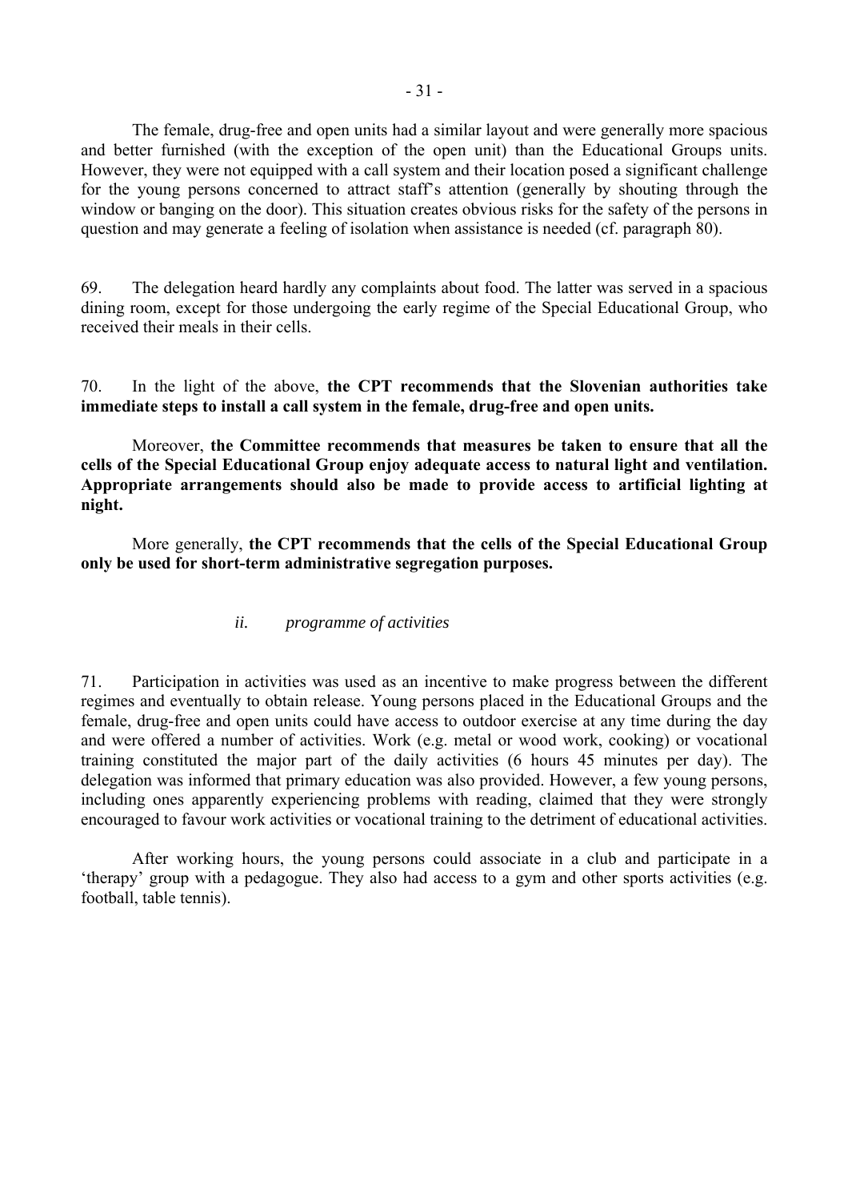The female, drug-free and open units had a similar layout and were generally more spacious and better furnished (with the exception of the open unit) than the Educational Groups units. However, they were not equipped with a call system and their location posed a significant challenge for the young persons concerned to attract staff's attention (generally by shouting through the window or banging on the door). This situation creates obvious risks for the safety of the persons in question and may generate a feeling of isolation when assistance is needed (cf. paragraph 80).

69. The delegation heard hardly any complaints about food. The latter was served in a spacious dining room, except for those undergoing the early regime of the Special Educational Group, who received their meals in their cells.

70. In the light of the above, **the CPT recommends that the Slovenian authorities take immediate steps to install a call system in the female, drug-free and open units.**

Moreover, **the Committee recommends that measures be taken to ensure that all the cells of the Special Educational Group enjoy adequate access to natural light and ventilation. Appropriate arrangements should also be made to provide access to artificial lighting at night.**

More generally, **the CPT recommends that the cells of the Special Educational Group only be used for short-term administrative segregation purposes.**

*ii. programme of activities*

71. Participation in activities was used as an incentive to make progress between the different regimes and eventually to obtain release. Young persons placed in the Educational Groups and the female, drug-free and open units could have access to outdoor exercise at any time during the day and were offered a number of activities. Work (e.g. metal or wood work, cooking) or vocational training constituted the major part of the daily activities (6 hours 45 minutes per day). The delegation was informed that primary education was also provided. However, a few young persons, including ones apparently experiencing problems with reading, claimed that they were strongly encouraged to favour work activities or vocational training to the detriment of educational activities.

After working hours, the young persons could associate in a club and participate in a 'therapy' group with a pedagogue. They also had access to a gym and other sports activities (e.g. football, table tennis).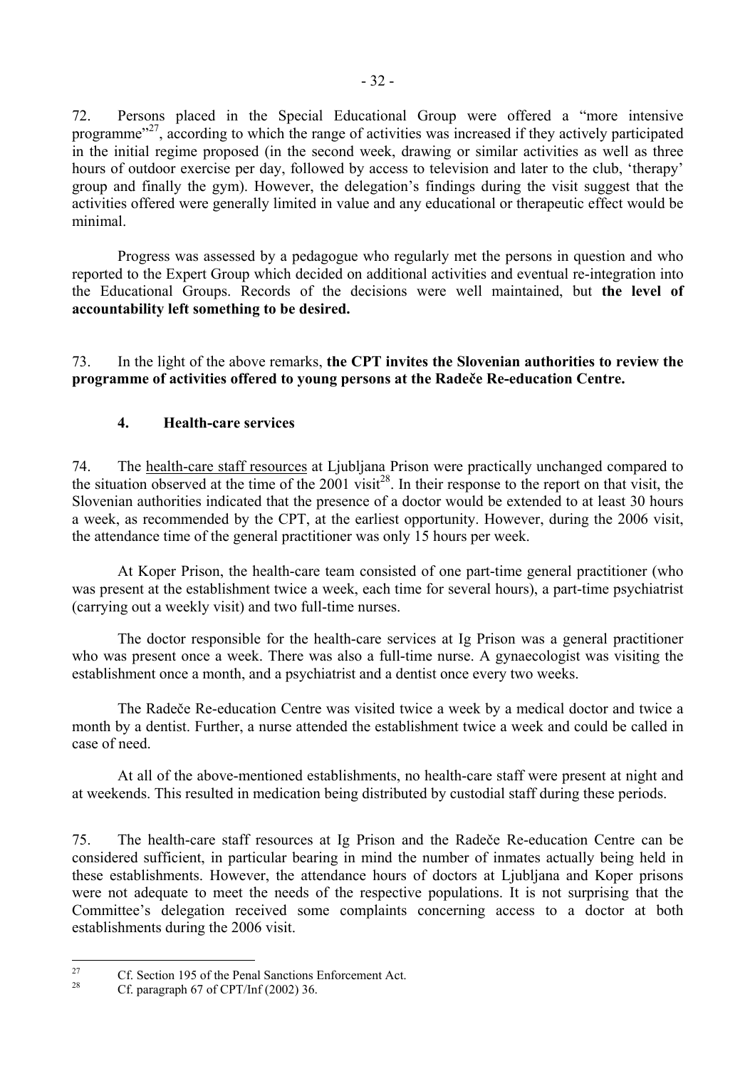72. Persons placed in the Special Educational Group were offered a "more intensive programme"[27], according to which the range of activities was increased if they actively participated in the initial regime proposed (in the second week, drawing or similar activities as well as three hours of outdoor exercise per day, followed by access to television and later to the club, 'therapy' group and finally the gym). However, the delegation's findings during the visit suggest that the activities offered were generally limited in value and any educational or therapeutic effect would be minimal.

Progress was assessed by a pedagogue who regularly met the persons in question and who reported to the Expert Group which decided on additional activities and eventual re-integration into the Educational Groups. Records of the decisions were well maintained, but **the level of accountability left something to be desired.**

73. In the light of the above remarks, **the CPT invites the Slovenian authorities to review the programme of activities offered to young persons at the Radeče Re-education Centre.**

### 4. Health-care services

74. The health-care staff resources at Ljubljana Prison were practically unchanged compared to the situation observed at the time of the 2001 visit[28]. In their response to the report on that visit, the Slovenian authorities indicated that the presence of a doctor would be extended to at least 30 hours a week, as recommended by the CPT, at the earliest opportunity. However, during the 2006 visit, the attendance time of the general practitioner was only 15 hours per week.

At Koper Prison, the health-care team consisted of one part-time general practitioner (who was present at the establishment twice a week, each time for several hours), a part-time psychiatrist (carrying out a weekly visit) and two full-time nurses.

The doctor responsible for the health-care services at Ig Prison was a general practitioner who was present once a week. There was also a full-time nurse. A gynaecologist was visiting the establishment once a month, and a psychiatrist and a dentist once every two weeks.

The Radeče Re-education Centre was visited twice a week by a medical doctor and twice a month by a dentist. Further, a nurse attended the establishment twice a week and could be called in case of need.

At all of the above-mentioned establishments, no health-care staff were present at night and at weekends. This resulted in medication being distributed by custodial staff during these periods.

75. The health-care staff resources at Ig Prison and the Radeče Re-education Centre can be considered sufficient, in particular bearing in mind the number of inmates actually being held in these establishments. However, the attendance hours of doctors at Ljubljana and Koper prisons were not adequate to meet the needs of the respective populations. It is not surprising that the Committee's delegation received some complaints concerning access to a doctor at both establishments during the 2006 visit.

---

[27] Cf. Section 195 of the Penal Sanctions Enforcement Act.

[28] Cf. paragraph 67 of CPT/Inf (2002) 36.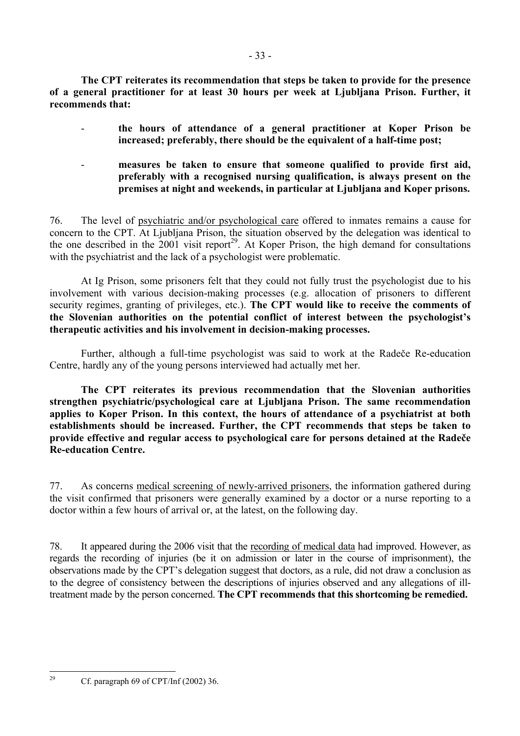**The CPT reiterates its recommendation that steps be taken to provide for the presence of a general practitioner for at least 30 hours per week at Ljubljana Prison. Further, it recommends that:**

- **the hours of attendance of a general practitioner at Koper Prison be increased; preferably, there should be the equivalent of a half-time post;**
- **measures be taken to ensure that someone qualified to provide first aid, preferably with a recognised nursing qualification, is always present on the premises at night and weekends, in particular at Ljubljana and Koper prisons.**

76. The level of psychiatric and/or psychological care offered to inmates remains a cause for concern to the CPT. At Ljubljana Prison, the situation observed by the delegation was identical to the one described in the 2001 visit report[29]. At Koper Prison, the high demand for consultations with the psychiatrist and the lack of a psychologist were problematic.

At Ig Prison, some prisoners felt that they could not fully trust the psychologist due to his involvement with various decision-making processes (e.g. allocation of prisoners to different security regimes, granting of privileges, etc.). **The CPT would like to receive the comments of the Slovenian authorities on the potential conflict of interest between the psychologist's therapeutic activities and his involvement in decision-making processes.**

Further, although a full-time psychologist was said to work at the Radeče Re-education Centre, hardly any of the young persons interviewed had actually met her.

**The CPT reiterates its previous recommendation that the Slovenian authorities strengthen psychiatric/psychological care at Ljubljana Prison. The same recommendation applies to Koper Prison. In this context, the hours of attendance of a psychiatrist at both establishments should be increased. Further, the CPT recommends that steps be taken to provide effective and regular access to psychological care for persons detained at the Radeče Re-education Centre.**

77. As concerns medical screening of newly-arrived prisoners, the information gathered during the visit confirmed that prisoners were generally examined by a doctor or a nurse reporting to a doctor within a few hours of arrival or, at the latest, on the following day.

78. It appeared during the 2006 visit that the recording of medical data had improved. However, as regards the recording of injuries (be it on admission or later in the course of imprisonment), the observations made by the CPT's delegation suggest that doctors, as a rule, did not draw a conclusion as to the degree of consistency between the descriptions of injuries observed and any allegations of ill-treatment made by the person concerned. **The CPT recommends that this shortcoming be remedied.**

---

[29] Cf. paragraph 69 of CPT/Inf (2002) 36.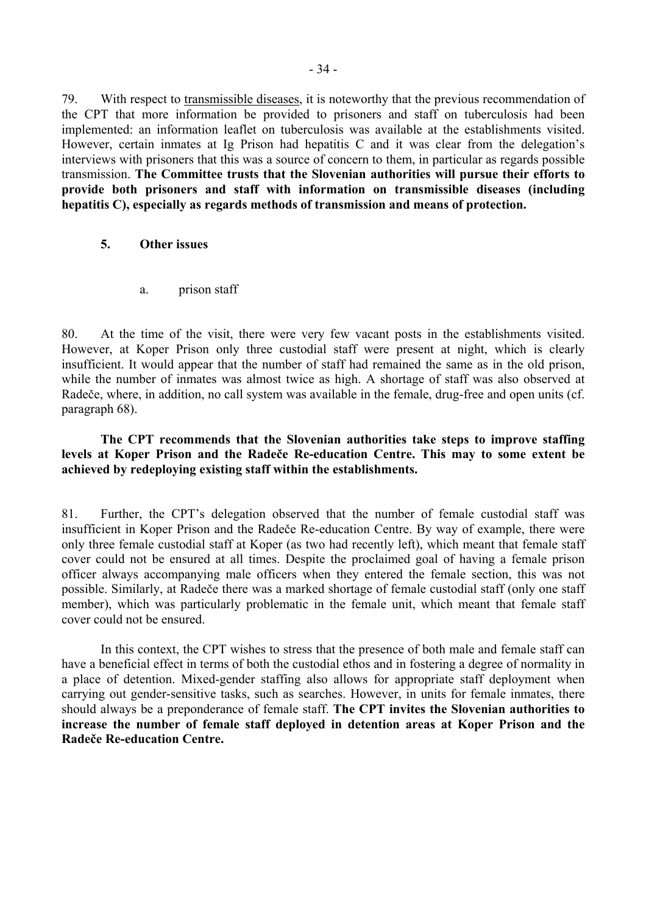79. With respect to transmissible diseases, it is noteworthy that the previous recommendation of the CPT that more information be provided to prisoners and staff on tuberculosis had been implemented: an information leaflet on tuberculosis was available at the establishments visited. However, certain inmates at Ig Prison had hepatitis C and it was clear from the delegation's interviews with prisoners that this was a source of concern to them, in particular as regards possible transmission. **The Committee trusts that the Slovenian authorities will pursue their efforts to provide both prisoners and staff with information on transmissible diseases (including hepatitis C), especially as regards methods of transmission and means of protection.**

### 5. Other issues

#### a. prison staff

80. At the time of the visit, there were very few vacant posts in the establishments visited. However, at Koper Prison only three custodial staff were present at night, which is clearly insufficient. It would appear that the number of staff had remained the same as in the old prison, while the number of inmates was almost twice as high. A shortage of staff was also observed at Radeče, where, in addition, no call system was available in the female, drug-free and open units (cf. paragraph 68).

**The CPT recommends that the Slovenian authorities take steps to improve staffing levels at Koper Prison and the Radeče Re-education Centre. This may to some extent be achieved by redeploying existing staff within the establishments.**

81. Further, the CPT's delegation observed that the number of female custodial staff was insufficient in Koper Prison and the Radeče Re-education Centre. By way of example, there were only three female custodial staff at Koper (as two had recently left), which meant that female staff cover could not be ensured at all times. Despite the proclaimed goal of having a female prison officer always accompanying male officers when they entered the female section, this was not possible. Similarly, at Radeče there was a marked shortage of female custodial staff (only one staff member), which was particularly problematic in the female unit, which meant that female staff cover could not be ensured.

In this context, the CPT wishes to stress that the presence of both male and female staff can have a beneficial effect in terms of both the custodial ethos and in fostering a degree of normality in a place of detention. Mixed-gender staffing also allows for appropriate staff deployment when carrying out gender-sensitive tasks, such as searches. However, in units for female inmates, there should always be a preponderance of female staff. **The CPT invites the Slovenian authorities to increase the number of female staff deployed in detention areas at Koper Prison and the Radeče Re-education Centre.**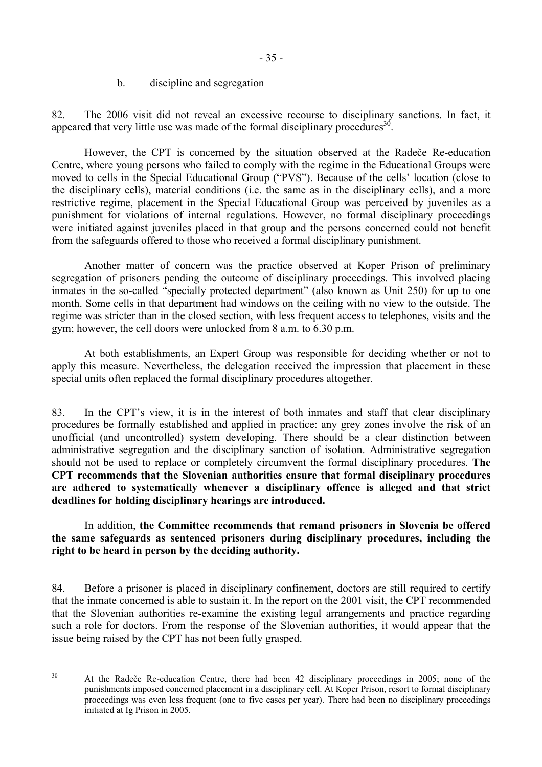b. discipline and segregation

82. The 2006 visit did not reveal an excessive recourse to disciplinary sanctions. In fact, it appeared that very little use was made of the formal disciplinary procedures[30].

However, the CPT is concerned by the situation observed at the Radeče Re-education Centre, where young persons who failed to comply with the regime in the Educational Groups were moved to cells in the Special Educational Group ("PVS"). Because of the cells' location (close to the disciplinary cells), material conditions (i.e. the same as in the disciplinary cells), and a more restrictive regime, placement in the Special Educational Group was perceived by juveniles as a punishment for violations of internal regulations. However, no formal disciplinary proceedings were initiated against juveniles placed in that group and the persons concerned could not benefit from the safeguards offered to those who received a formal disciplinary punishment.

Another matter of concern was the practice observed at Koper Prison of preliminary segregation of prisoners pending the outcome of disciplinary proceedings. This involved placing inmates in the so-called "specially protected department" (also known as Unit 250) for up to one month. Some cells in that department had windows on the ceiling with no view to the outside. The regime was stricter than in the closed section, with less frequent access to telephones, visits and the gym; however, the cell doors were unlocked from 8 a.m. to 6.30 p.m.

At both establishments, an Expert Group was responsible for deciding whether or not to apply this measure. Nevertheless, the delegation received the impression that placement in these special units often replaced the formal disciplinary procedures altogether.

83. In the CPT's view, it is in the interest of both inmates and staff that clear disciplinary procedures be formally established and applied in practice: any grey zones involve the risk of an unofficial (and uncontrolled) system developing. There should be a clear distinction between administrative segregation and the disciplinary sanction of isolation. Administrative segregation should not be used to replace or completely circumvent the formal disciplinary procedures. **The CPT recommends that the Slovenian authorities ensure that formal disciplinary procedures are adhered to systematically whenever a disciplinary offence is alleged and that strict deadlines for holding disciplinary hearings are introduced.**

In addition, **the Committee recommends that remand prisoners in Slovenia be offered the same safeguards as sentenced prisoners during disciplinary procedures, including the right to be heard in person by the deciding authority.**

84. Before a prisoner is placed in disciplinary confinement, doctors are still required to certify that the inmate concerned is able to sustain it. In the report on the 2001 visit, the CPT recommended that the Slovenian authorities re-examine the existing legal arrangements and practice regarding such a role for doctors. From the response of the Slovenian authorities, it would appear that the issue being raised by the CPT has not been fully grasped.

---

[30] At the Radeče Re-education Centre, there had been 42 disciplinary proceedings in 2005; none of the punishments imposed concerned placement in a disciplinary cell. At Koper Prison, resort to formal disciplinary proceedings was even less frequent (one to five cases per year). There had been no disciplinary proceedings initiated at Ig Prison in 2005.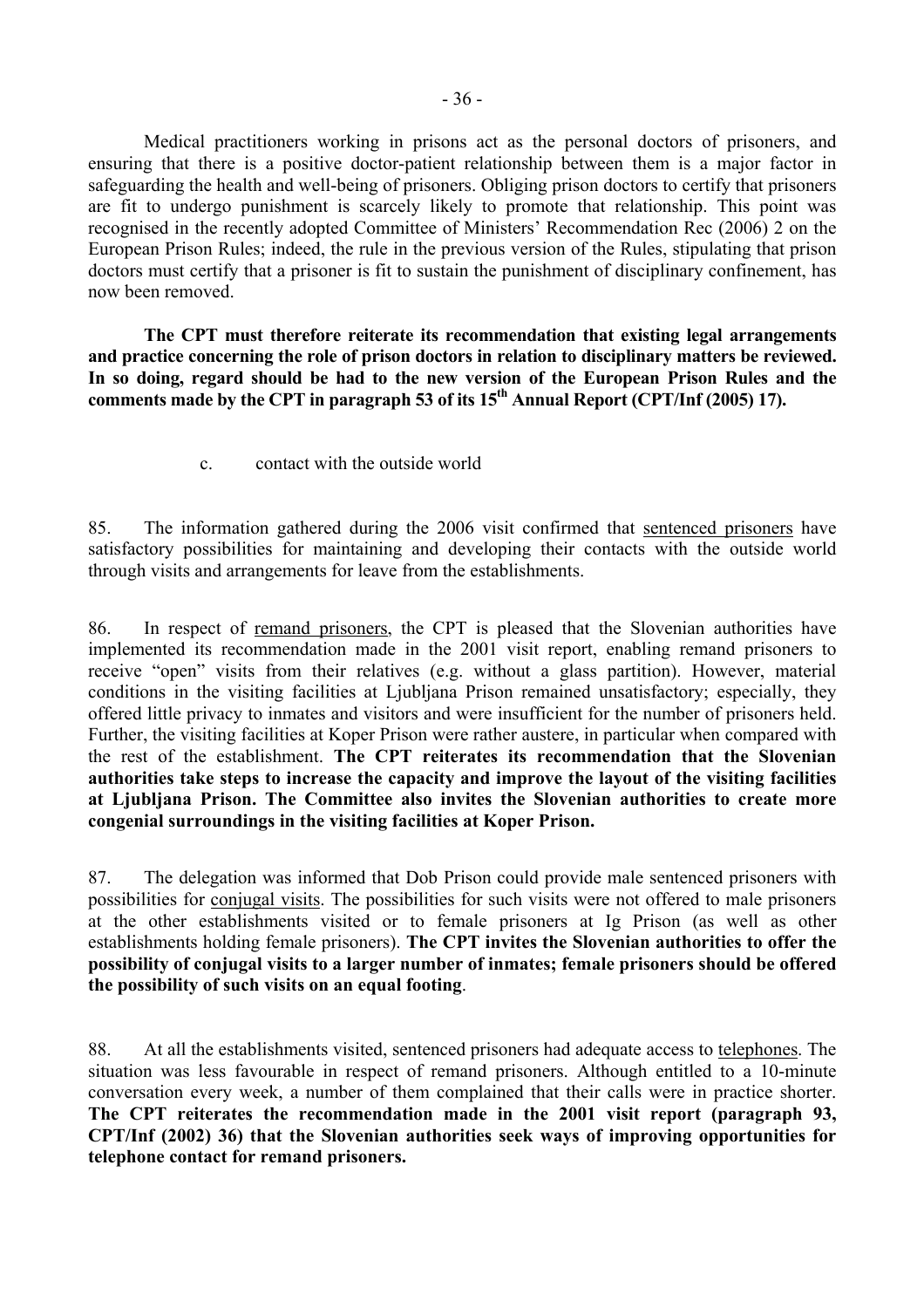Medical practitioners working in prisons act as the personal doctors of prisoners, and ensuring that there is a positive doctor-patient relationship between them is a major factor in safeguarding the health and well-being of prisoners. Obliging prison doctors to certify that prisoners are fit to undergo punishment is scarcely likely to promote that relationship. This point was recognised in the recently adopted Committee of Ministers' Recommendation Rec (2006) 2 on the European Prison Rules; indeed, the rule in the previous version of the Rules, stipulating that prison doctors must certify that a prisoner is fit to sustain the punishment of disciplinary confinement, has now been removed.

**The CPT must therefore reiterate its recommendation that existing legal arrangements and practice concerning the role of prison doctors in relation to disciplinary matters be reviewed. In so doing, regard should be had to the new version of the European Prison Rules and the comments made by the CPT in paragraph 53 of its 15th Annual Report (CPT/Inf (2005) 17).**

c. contact with the outside world

85. The information gathered during the 2006 visit confirmed that sentenced prisoners have satisfactory possibilities for maintaining and developing their contacts with the outside world through visits and arrangements for leave from the establishments.

86. In respect of remand prisoners, the CPT is pleased that the Slovenian authorities have implemented its recommendation made in the 2001 visit report, enabling remand prisoners to receive "open" visits from their relatives (e.g. without a glass partition). However, material conditions in the visiting facilities at Ljubljana Prison remained unsatisfactory; especially, they offered little privacy to inmates and visitors and were insufficient for the number of prisoners held. Further, the visiting facilities at Koper Prison were rather austere, in particular when compared with the rest of the establishment. **The CPT reiterates its recommendation that the Slovenian authorities take steps to increase the capacity and improve the layout of the visiting facilities at Ljubljana Prison. The Committee also invites the Slovenian authorities to create more congenial surroundings in the visiting facilities at Koper Prison.**

87. The delegation was informed that Dob Prison could provide male sentenced prisoners with possibilities for conjugal visits. The possibilities for such visits were not offered to male prisoners at the other establishments visited or to female prisoners at Ig Prison (as well as other establishments holding female prisoners). **The CPT invites the Slovenian authorities to offer the possibility of conjugal visits to a larger number of inmates; female prisoners should be offered the possibility of such visits on an equal footing**.

88. At all the establishments visited, sentenced prisoners had adequate access to telephones. The situation was less favourable in respect of remand prisoners. Although entitled to a 10-minute conversation every week, a number of them complained that their calls were in practice shorter. **The CPT reiterates the recommendation made in the 2001 visit report (paragraph 93, CPT/Inf (2002) 36) that the Slovenian authorities seek ways of improving opportunities for telephone contact for remand prisoners.**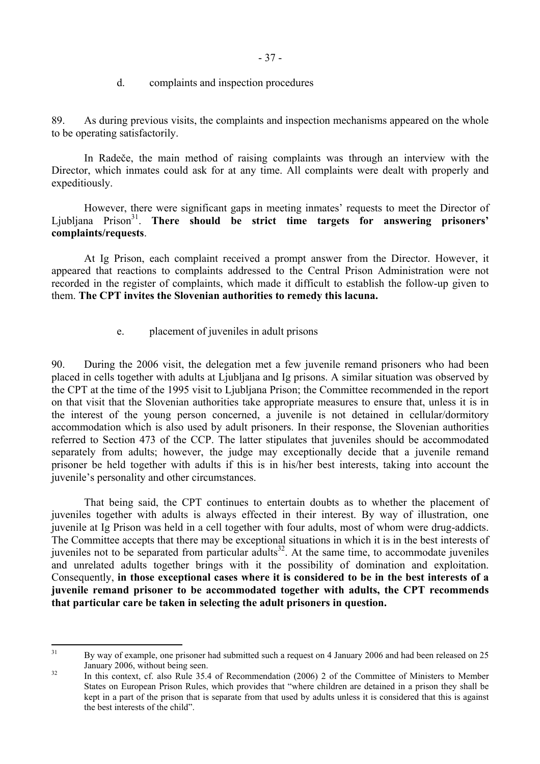d. complaints and inspection procedures

89. As during previous visits, the complaints and inspection mechanisms appeared on the whole to be operating satisfactorily.

In Radeče, the main method of raising complaints was through an interview with the Director, which inmates could ask for at any time. All complaints were dealt with properly and expeditiously.

However, there were significant gaps in meeting inmates' requests to meet the Director of Ljubljana Prison[31]. **There should be strict time targets for answering prisoners' complaints/requests**.

At Ig Prison, each complaint received a prompt answer from the Director. However, it appeared that reactions to complaints addressed to the Central Prison Administration were not recorded in the register of complaints, which made it difficult to establish the follow-up given to them. **The CPT invites the Slovenian authorities to remedy this lacuna.**

e. placement of juveniles in adult prisons

90. During the 2006 visit, the delegation met a few juvenile remand prisoners who had been placed in cells together with adults at Ljubljana and Ig prisons. A similar situation was observed by the CPT at the time of the 1995 visit to Ljubljana Prison; the Committee recommended in the report on that visit that the Slovenian authorities take appropriate measures to ensure that, unless it is in the interest of the young person concerned, a juvenile is not detained in cellular/dormitory accommodation which is also used by adult prisoners. In their response, the Slovenian authorities referred to Section 473 of the CCP. The latter stipulates that juveniles should be accommodated separately from adults; however, the judge may exceptionally decide that a juvenile remand prisoner be held together with adults if this is in his/her best interests, taking into account the juvenile's personality and other circumstances.

That being said, the CPT continues to entertain doubts as to whether the placement of juveniles together with adults is always effected in their interest. By way of illustration, one juvenile at Ig Prison was held in a cell together with four adults, most of whom were drug-addicts. The Committee accepts that there may be exceptional situations in which it is in the best interests of juveniles not to be separated from particular adults[32]. At the same time, to accommodate juveniles and unrelated adults together brings with it the possibility of domination and exploitation. Consequently, **in those exceptional cases where it is considered to be in the best interests of a juvenile remand prisoner to be accommodated together with adults, the CPT recommends that particular care be taken in selecting the adult prisoners in question.**

---

[31] By way of example, one prisoner had submitted such a request on 4 January 2006 and had been released on 25 January 2006, without being seen.

[32] In this context, cf. also Rule 35.4 of Recommendation (2006) 2 of the Committee of Ministers to Member States on European Prison Rules, which provides that "where children are detained in a prison they shall be kept in a part of the prison that is separate from that used by adults unless it is considered that this is against the best interests of the child".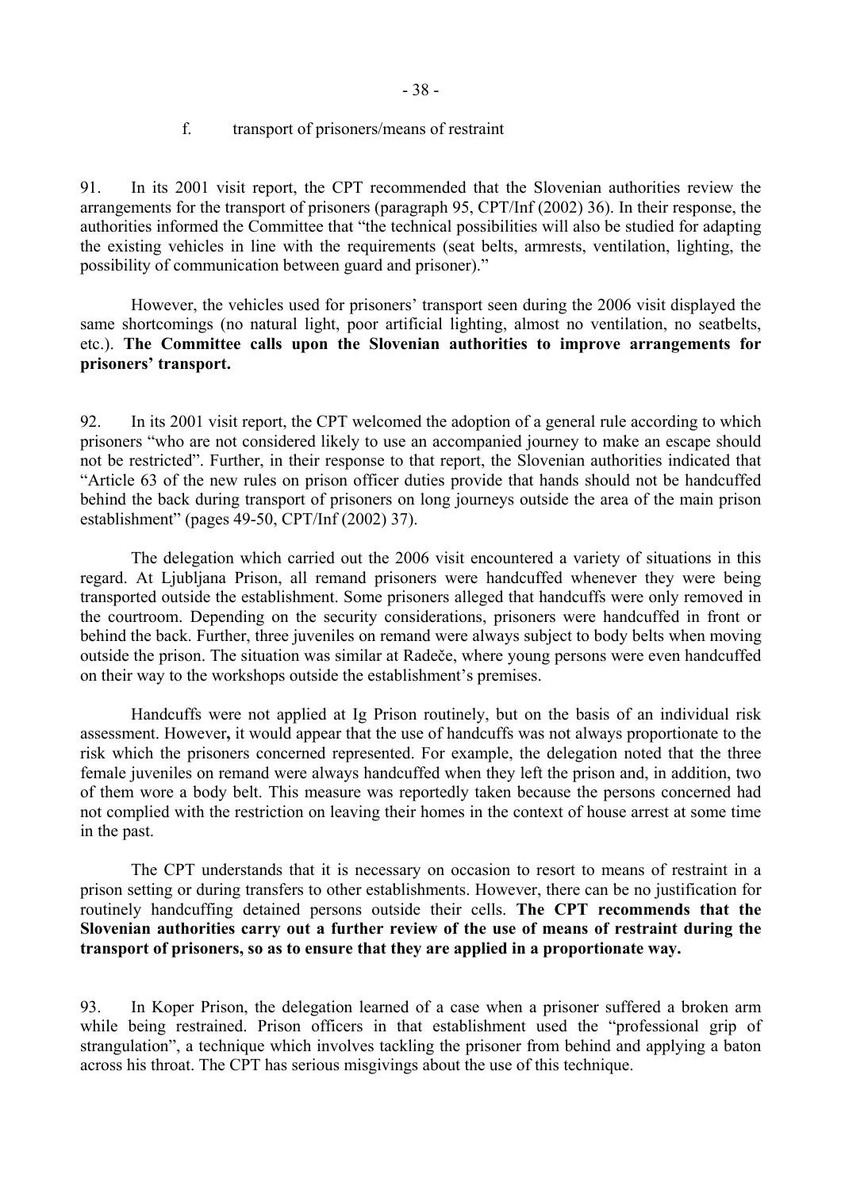f. transport of prisoners/means of restraint

91. In its 2001 visit report, the CPT recommended that the Slovenian authorities review the arrangements for the transport of prisoners (paragraph 95, CPT/Inf (2002) 36). In their response, the authorities informed the Committee that "the technical possibilities will also be studied for adapting the existing vehicles in line with the requirements (seat belts, armrests, ventilation, lighting, the possibility of communication between guard and prisoner)."

However, the vehicles used for prisoners' transport seen during the 2006 visit displayed the same shortcomings (no natural light, poor artificial lighting, almost no ventilation, no seatbelts, etc.). **The Committee calls upon the Slovenian authorities to improve arrangements for prisoners' transport.**

92. In its 2001 visit report, the CPT welcomed the adoption of a general rule according to which prisoners "who are not considered likely to use an accompanied journey to make an escape should not be restricted". Further, in their response to that report, the Slovenian authorities indicated that "Article 63 of the new rules on prison officer duties provide that hands should not be handcuffed behind the back during transport of prisoners on long journeys outside the area of the main prison establishment" (pages 49-50, CPT/Inf (2002) 37).

The delegation which carried out the 2006 visit encountered a variety of situations in this regard. At Ljubljana Prison, all remand prisoners were handcuffed whenever they were being transported outside the establishment. Some prisoners alleged that handcuffs were only removed in the courtroom. Depending on the security considerations, prisoners were handcuffed in front or behind the back. Further, three juveniles on remand were always subject to body belts when moving outside the prison. The situation was similar at Radeče, where young persons were even handcuffed on their way to the workshops outside the establishment's premises.

Handcuffs were not applied at Ig Prison routinely, but on the basis of an individual risk assessment. However**,** it would appear that the use of handcuffs was not always proportionate to the risk which the prisoners concerned represented. For example, the delegation noted that the three female juveniles on remand were always handcuffed when they left the prison and, in addition, two of them wore a body belt. This measure was reportedly taken because the persons concerned had not complied with the restriction on leaving their homes in the context of house arrest at some time in the past.

The CPT understands that it is necessary on occasion to resort to means of restraint in a prison setting or during transfers to other establishments. However, there can be no justification for routinely handcuffing detained persons outside their cells. **The CPT recommends that the Slovenian authorities carry out a further review of the use of means of restraint during the transport of prisoners, so as to ensure that they are applied in a proportionate way.**

93. In Koper Prison, the delegation learned of a case when a prisoner suffered a broken arm while being restrained. Prison officers in that establishment used the "professional grip of strangulation", a technique which involves tackling the prisoner from behind and applying a baton across his throat. The CPT has serious misgivings about the use of this technique.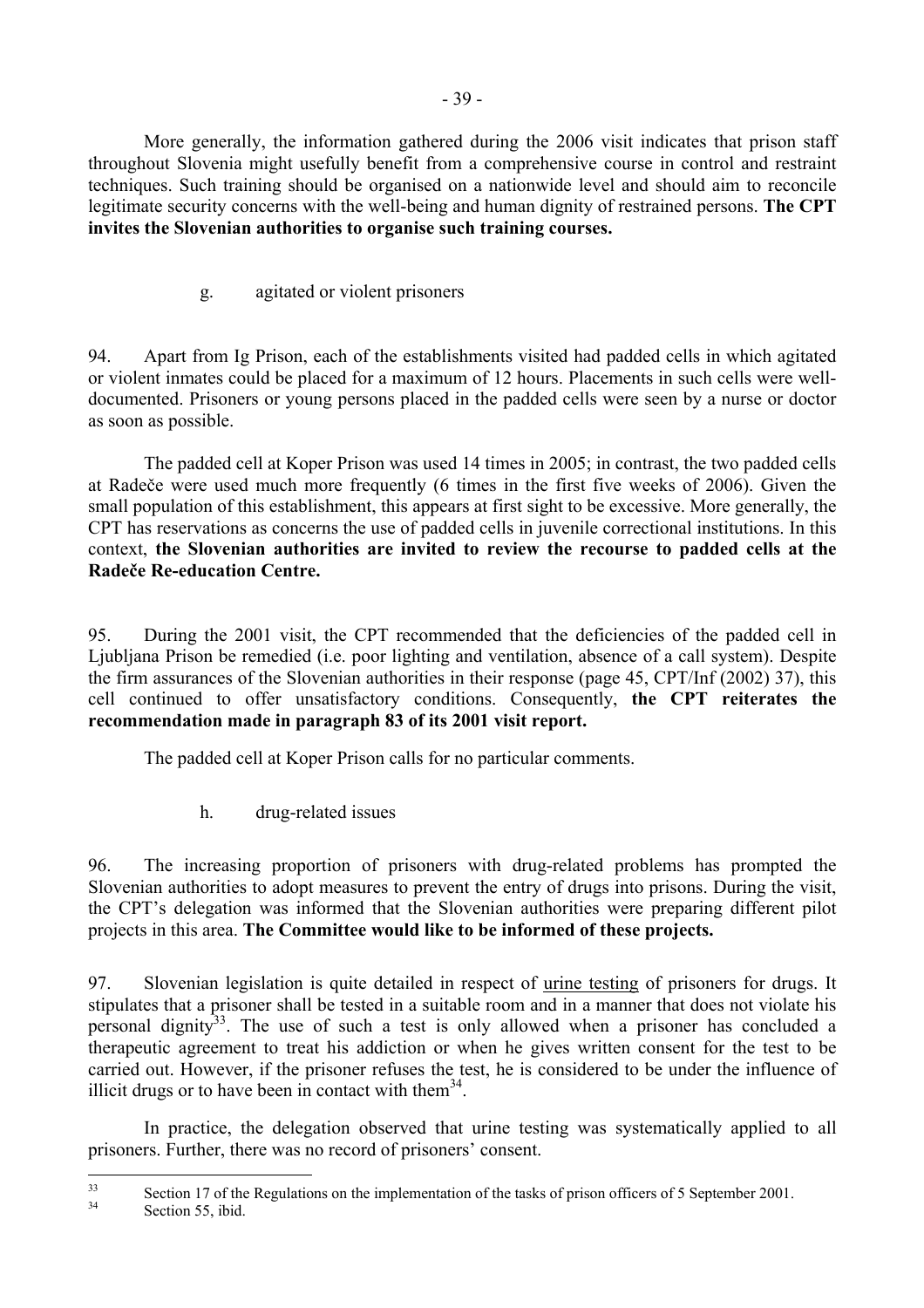More generally, the information gathered during the 2006 visit indicates that prison staff throughout Slovenia might usefully benefit from a comprehensive course in control and restraint techniques. Such training should be organised on a nationwide level and should aim to reconcile legitimate security concerns with the well-being and human dignity of restrained persons. **The CPT invites the Slovenian authorities to organise such training courses.**

### g. agitated or violent prisoners

94. Apart from Ig Prison, each of the establishments visited had padded cells in which agitated or violent inmates could be placed for a maximum of 12 hours. Placements in such cells were well-documented. Prisoners or young persons placed in the padded cells were seen by a nurse or doctor as soon as possible.

The padded cell at Koper Prison was used 14 times in 2005; in contrast, the two padded cells at Radeče were used much more frequently (6 times in the first five weeks of 2006). Given the small population of this establishment, this appears at first sight to be excessive. More generally, the CPT has reservations as concerns the use of padded cells in juvenile correctional institutions. In this context, **the Slovenian authorities are invited to review the recourse to padded cells at the Radeče Re-education Centre.**

95. During the 2001 visit, the CPT recommended that the deficiencies of the padded cell in Ljubljana Prison be remedied (i.e. poor lighting and ventilation, absence of a call system). Despite the firm assurances of the Slovenian authorities in their response (page 45, CPT/Inf (2002) 37), this cell continued to offer unsatisfactory conditions. Consequently, **the CPT reiterates the recommendation made in paragraph 83 of its 2001 visit report.**

The padded cell at Koper Prison calls for no particular comments.

### h. drug-related issues

96. The increasing proportion of prisoners with drug-related problems has prompted the Slovenian authorities to adopt measures to prevent the entry of drugs into prisons. During the visit, the CPT's delegation was informed that the Slovenian authorities were preparing different pilot projects in this area. **The Committee would like to be informed of these projects.**

97. Slovenian legislation is quite detailed in respect of <u>urine testing</u> of prisoners for drugs. It stipulates that a prisoner shall be tested in a suitable room and in a manner that does not violate his personal dignity[33]. The use of such a test is only allowed when a prisoner has concluded a therapeutic agreement to treat his addiction or when he gives written consent for the test to be carried out. However, if the prisoner refuses the test, he is considered to be under the influence of illicit drugs or to have been in contact with them[34].

In practice, the delegation observed that urine testing was systematically applied to all prisoners. Further, there was no record of prisoners' consent.

---

[33] Section 17 of the Regulations on the implementation of the tasks of prison officers of 5 September 2001.

[34] Section 55, ibid.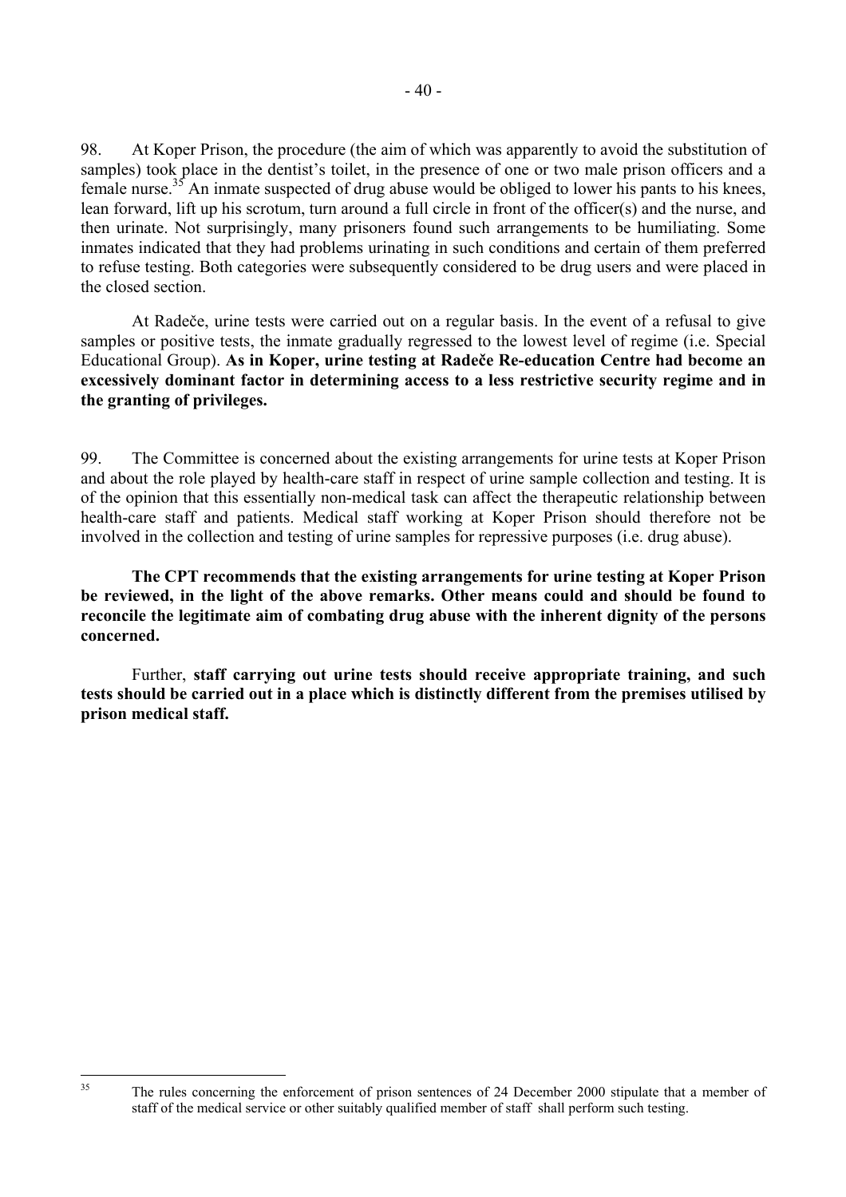98. At Koper Prison, the procedure (the aim of which was apparently to avoid the substitution of samples) took place in the dentist's toilet, in the presence of one or two male prison officers and a female nurse.[35] An inmate suspected of drug abuse would be obliged to lower his pants to his knees, lean forward, lift up his scrotum, turn around a full circle in front of the officer(s) and the nurse, and then urinate. Not surprisingly, many prisoners found such arrangements to be humiliating. Some inmates indicated that they had problems urinating in such conditions and certain of them preferred to refuse testing. Both categories were subsequently considered to be drug users and were placed in the closed section.

At Radeče, urine tests were carried out on a regular basis. In the event of a refusal to give samples or positive tests, the inmate gradually regressed to the lowest level of regime (i.e. Special Educational Group). **As in Koper, urine testing at Radeče Re-education Centre had become an excessively dominant factor in determining access to a less restrictive security regime and in the granting of privileges.**

99. The Committee is concerned about the existing arrangements for urine tests at Koper Prison and about the role played by health-care staff in respect of urine sample collection and testing. It is of the opinion that this essentially non-medical task can affect the therapeutic relationship between health-care staff and patients. Medical staff working at Koper Prison should therefore not be involved in the collection and testing of urine samples for repressive purposes (i.e. drug abuse).

**The CPT recommends that the existing arrangements for urine testing at Koper Prison be reviewed, in the light of the above remarks. Other means could and should be found to reconcile the legitimate aim of combating drug abuse with the inherent dignity of the persons concerned.**

Further, **staff carrying out urine tests should receive appropriate training, and such tests should be carried out in a place which is distinctly different from the premises utilised by prison medical staff.**

---

[35] The rules concerning the enforcement of prison sentences of 24 December 2000 stipulate that a member of staff of the medical service or other suitably qualified member of staff shall perform such testing.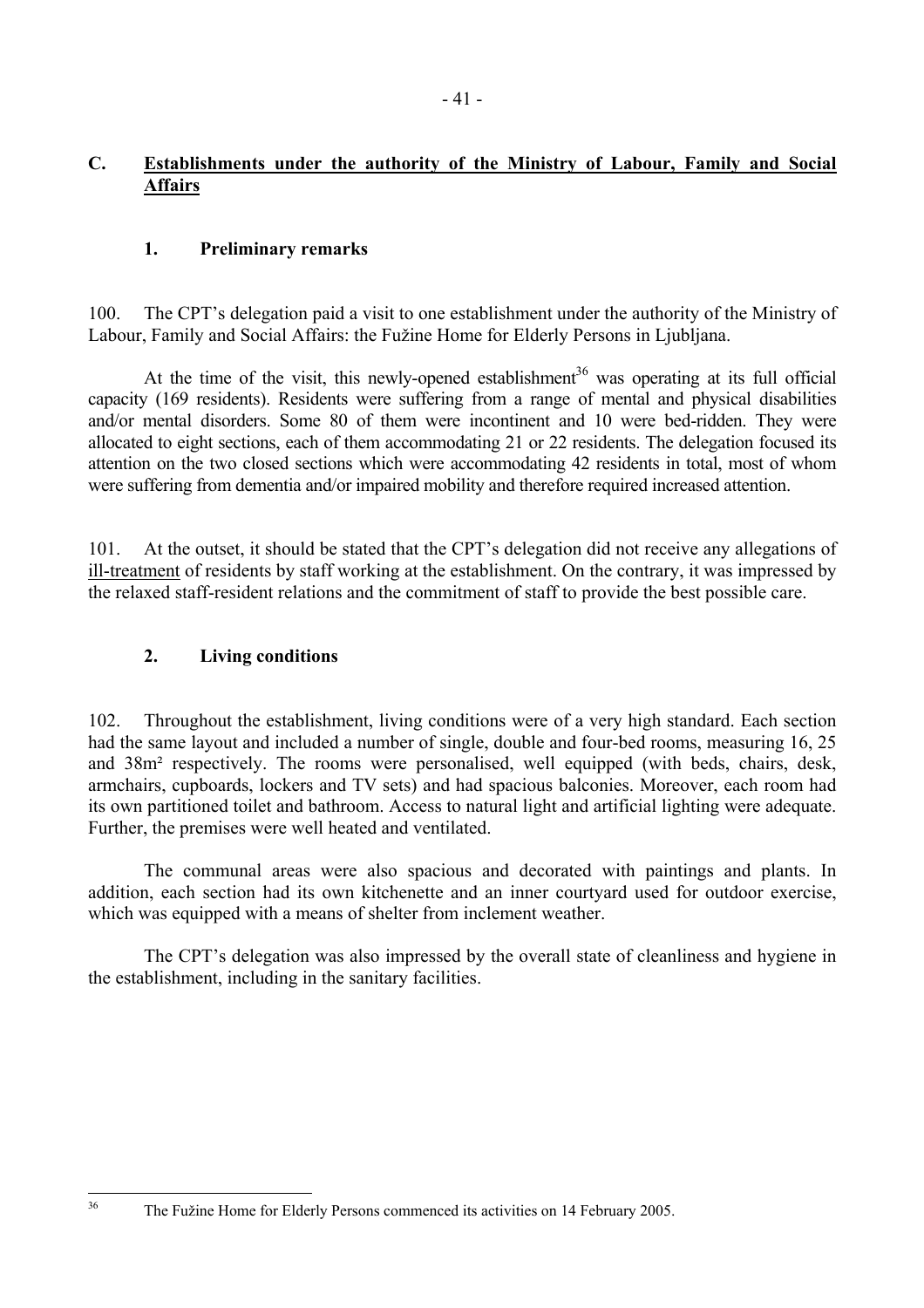## C. Establishments under the authority of the Ministry of Labour, Family and Social Affairs

### 1. Preliminary remarks

100. The CPT's delegation paid a visit to one establishment under the authority of the Ministry of Labour, Family and Social Affairs: the Fužine Home for Elderly Persons in Ljubljana.

At the time of the visit, this newly-opened establishment[36] was operating at its full official capacity (169 residents). Residents were suffering from a range of mental and physical disabilities and/or mental disorders. Some 80 of them were incontinent and 10 were bed-ridden. They were allocated to eight sections, each of them accommodating 21 or 22 residents. The delegation focused its attention on the two closed sections which were accommodating 42 residents in total, most of whom were suffering from dementia and/or impaired mobility and therefore required increased attention.

101. At the outset, it should be stated that the CPT's delegation did not receive any allegations of ill-treatment of residents by staff working at the establishment. On the contrary, it was impressed by the relaxed staff-resident relations and the commitment of staff to provide the best possible care.

### 2. Living conditions

102. Throughout the establishment, living conditions were of a very high standard. Each section had the same layout and included a number of single, double and four-bed rooms, measuring 16, 25 and 38m² respectively. The rooms were personalised, well equipped (with beds, chairs, desk, armchairs, cupboards, lockers and TV sets) and had spacious balconies. Moreover, each room had its own partitioned toilet and bathroom. Access to natural light and artificial lighting were adequate. Further, the premises were well heated and ventilated.

The communal areas were also spacious and decorated with paintings and plants. In addition, each section had its own kitchenette and an inner courtyard used for outdoor exercise, which was equipped with a means of shelter from inclement weather.

The CPT's delegation was also impressed by the overall state of cleanliness and hygiene in the establishment, including in the sanitary facilities.

---

[36] The Fužine Home for Elderly Persons commenced its activities on 14 February 2005.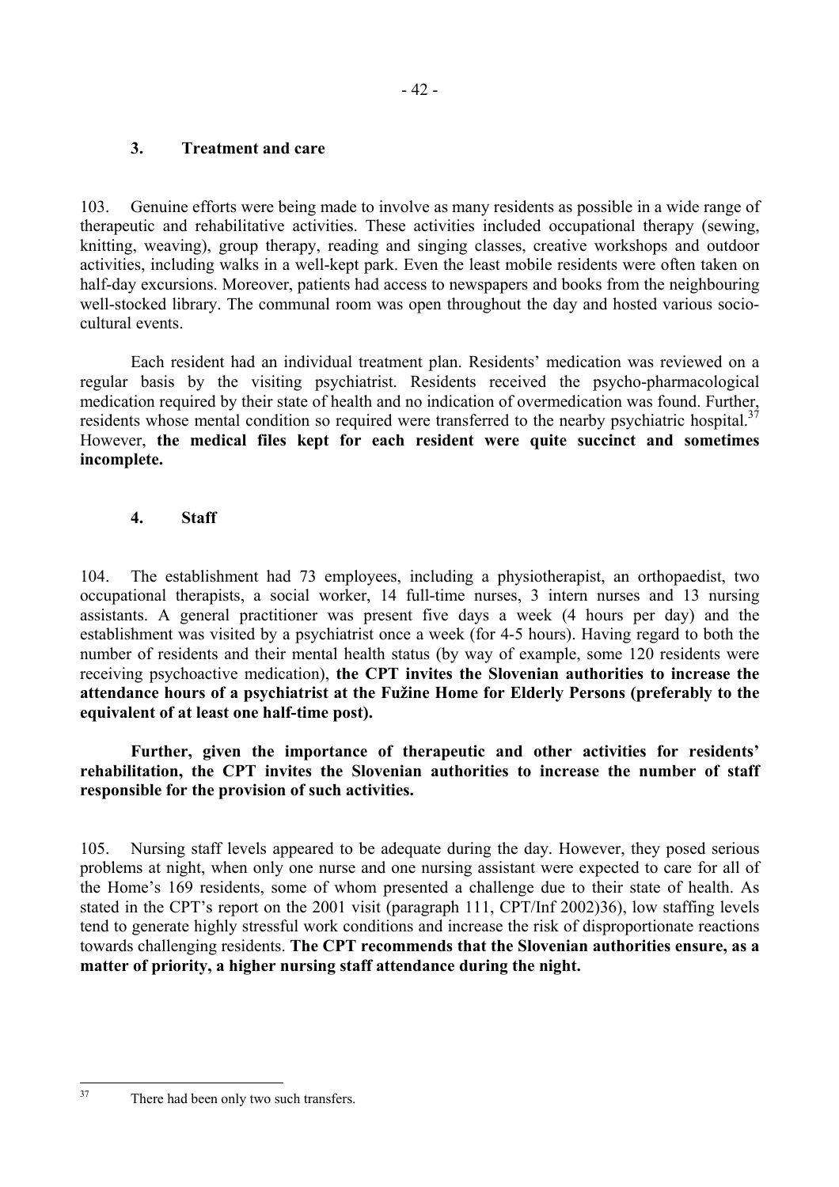### 3. Treatment and care

103. Genuine efforts were being made to involve as many residents as possible in a wide range of therapeutic and rehabilitative activities. These activities included occupational therapy (sewing, knitting, weaving), group therapy, reading and singing classes, creative workshops and outdoor activities, including walks in a well-kept park. Even the least mobile residents were often taken on half-day excursions. Moreover, patients had access to newspapers and books from the neighbouring well-stocked library. The communal room was open throughout the day and hosted various socio-cultural events.

Each resident had an individual treatment plan. Residents' medication was reviewed on a regular basis by the visiting psychiatrist. Residents received the psycho-pharmacological medication required by their state of health and no indication of overmedication was found. Further, residents whose mental condition so required were transferred to the nearby psychiatric hospital.[37] However, **the medical files kept for each resident were quite succinct and sometimes incomplete.**

### 4. Staff

104. The establishment had 73 employees, including a physiotherapist, an orthopaedist, two occupational therapists, a social worker, 14 full-time nurses, 3 intern nurses and 13 nursing assistants. A general practitioner was present five days a week (4 hours per day) and the establishment was visited by a psychiatrist once a week (for 4-5 hours). Having regard to both the number of residents and their mental health status (by way of example, some 120 residents were receiving psychoactive medication), **the CPT invites the Slovenian authorities to increase the attendance hours of a psychiatrist at the Fužine Home for Elderly Persons (preferably to the equivalent of at least one half-time post).**

**Further, given the importance of therapeutic and other activities for residents' rehabilitation, the CPT invites the Slovenian authorities to increase the number of staff responsible for the provision of such activities.**

105. Nursing staff levels appeared to be adequate during the day. However, they posed serious problems at night, when only one nurse and one nursing assistant were expected to care for all of the Home's 169 residents, some of whom presented a challenge due to their state of health. As stated in the CPT's report on the 2001 visit (paragraph 111, CPT/Inf 2002)36), low staffing levels tend to generate highly stressful work conditions and increase the risk of disproportionate reactions towards challenging residents. **The CPT recommends that the Slovenian authorities ensure, as a matter of priority, a higher nursing staff attendance during the night.**

---

[37] There had been only two such transfers.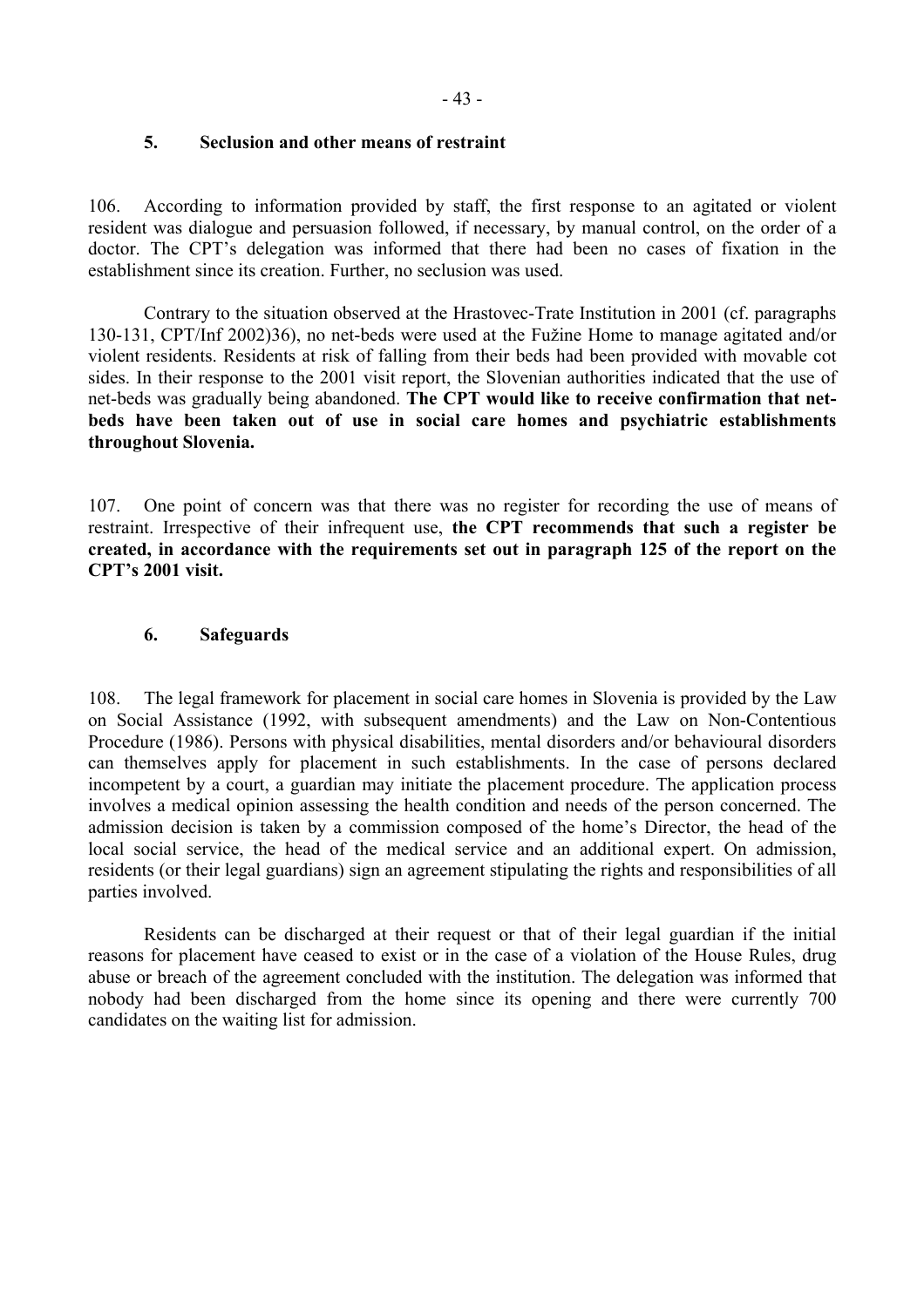### 5. Seclusion and other means of restraint

106. According to information provided by staff, the first response to an agitated or violent resident was dialogue and persuasion followed, if necessary, by manual control, on the order of a doctor. The CPT's delegation was informed that there had been no cases of fixation in the establishment since its creation. Further, no seclusion was used.

Contrary to the situation observed at the Hrastovec-Trate Institution in 2001 (cf. paragraphs 130-131, CPT/Inf 2002)36), no net-beds were used at the Fužine Home to manage agitated and/or violent residents. Residents at risk of falling from their beds had been provided with movable cot sides. In their response to the 2001 visit report, the Slovenian authorities indicated that the use of net-beds was gradually being abandoned. **The CPT would like to receive confirmation that net-beds have been taken out of use in social care homes and psychiatric establishments throughout Slovenia.**

107. One point of concern was that there was no register for recording the use of means of restraint. Irrespective of their infrequent use, **the CPT recommends that such a register be created, in accordance with the requirements set out in paragraph 125 of the report on the CPT's 2001 visit.**

### 6. Safeguards

108. The legal framework for placement in social care homes in Slovenia is provided by the Law on Social Assistance (1992, with subsequent amendments) and the Law on Non-Contentious Procedure (1986). Persons with physical disabilities, mental disorders and/or behavioural disorders can themselves apply for placement in such establishments. In the case of persons declared incompetent by a court, a guardian may initiate the placement procedure. The application process involves a medical opinion assessing the health condition and needs of the person concerned. The admission decision is taken by a commission composed of the home's Director, the head of the local social service, the head of the medical service and an additional expert. On admission, residents (or their legal guardians) sign an agreement stipulating the rights and responsibilities of all parties involved.

Residents can be discharged at their request or that of their legal guardian if the initial reasons for placement have ceased to exist or in the case of a violation of the House Rules, drug abuse or breach of the agreement concluded with the institution. The delegation was informed that nobody had been discharged from the home since its opening and there were currently 700 candidates on the waiting list for admission.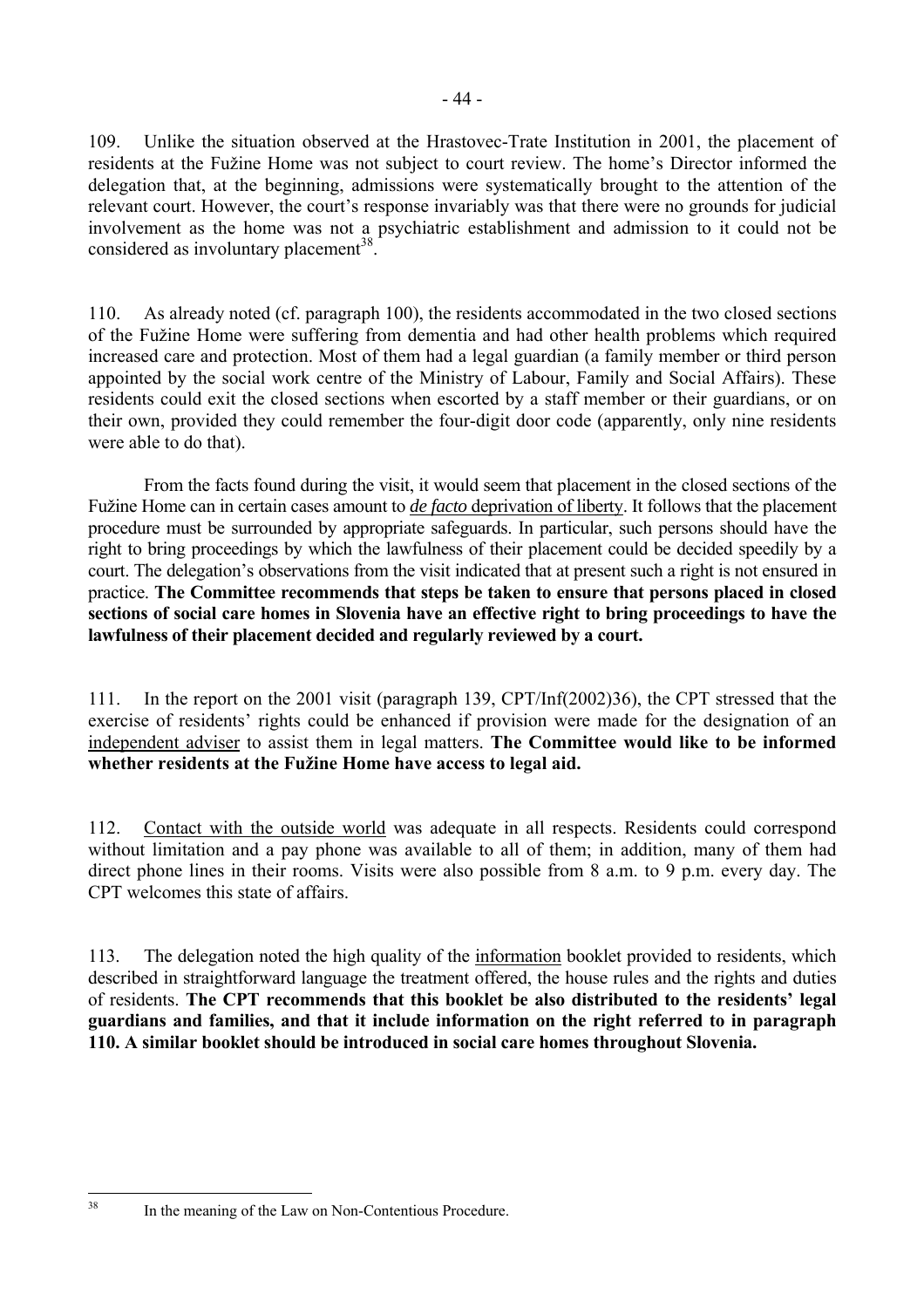109. Unlike the situation observed at the Hrastovec-Trate Institution in 2001, the placement of residents at the Fužine Home was not subject to court review. The home's Director informed the delegation that, at the beginning, admissions were systematically brought to the attention of the relevant court. However, the court's response invariably was that there were no grounds for judicial involvement as the home was not a psychiatric establishment and admission to it could not be considered as involuntary placement[38].

110. As already noted (cf. paragraph 100), the residents accommodated in the two closed sections of the Fužine Home were suffering from dementia and had other health problems which required increased care and protection. Most of them had a legal guardian (a family member or third person appointed by the social work centre of the Ministry of Labour, Family and Social Affairs). These residents could exit the closed sections when escorted by a staff member or their guardians, or on their own, provided they could remember the four-digit door code (apparently, only nine residents were able to do that).

From the facts found during the visit, it would seem that placement in the closed sections of the Fužine Home can in certain cases amount to *de facto* deprivation of liberty. It follows that the placement procedure must be surrounded by appropriate safeguards. In particular, such persons should have the right to bring proceedings by which the lawfulness of their placement could be decided speedily by a court. The delegation's observations from the visit indicated that at present such a right is not ensured in practice. **The Committee recommends that steps be taken to ensure that persons placed in closed sections of social care homes in Slovenia have an effective right to bring proceedings to have the lawfulness of their placement decided and regularly reviewed by a court.**

111. In the report on the 2001 visit (paragraph 139, CPT/Inf(2002)36), the CPT stressed that the exercise of residents' rights could be enhanced if provision were made for the designation of an independent adviser to assist them in legal matters. **The Committee would like to be informed whether residents at the Fužine Home have access to legal aid.**

112. Contact with the outside world was adequate in all respects. Residents could correspond without limitation and a pay phone was available to all of them; in addition, many of them had direct phone lines in their rooms. Visits were also possible from 8 a.m. to 9 p.m. every day. The CPT welcomes this state of affairs.

113. The delegation noted the high quality of the information booklet provided to residents, which described in straightforward language the treatment offered, the house rules and the rights and duties of residents. **The CPT recommends that this booklet be also distributed to the residents' legal guardians and families, and that it include information on the right referred to in paragraph 110. A similar booklet should be introduced in social care homes throughout Slovenia.**

---

[38] In the meaning of the Law on Non-Contentious Procedure.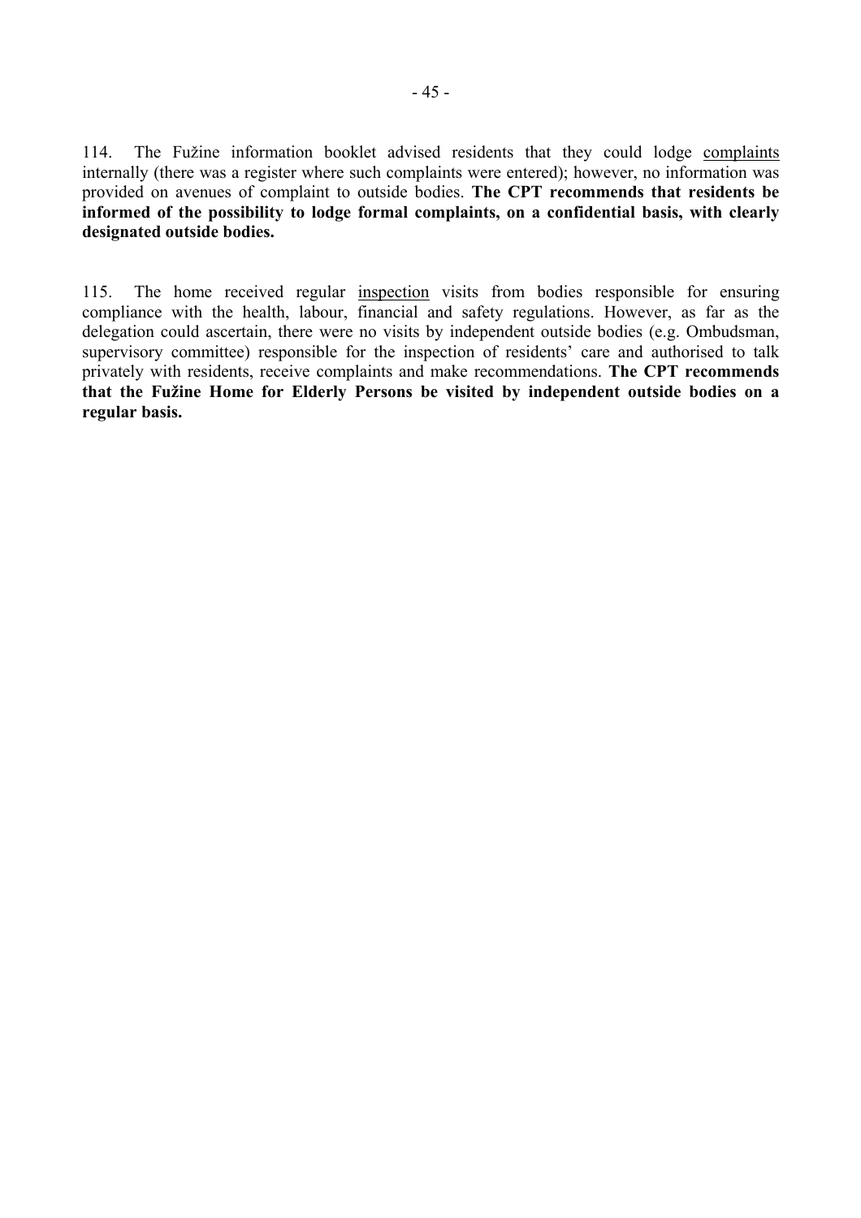114. The Fužine information booklet advised residents that they could lodge complaints internally (there was a register where such complaints were entered); however, no information was provided on avenues of complaint to outside bodies. **The CPT recommends that residents be informed of the possibility to lodge formal complaints, on a confidential basis, with clearly designated outside bodies.**

115. The home received regular inspection visits from bodies responsible for ensuring compliance with the health, labour, financial and safety regulations. However, as far as the delegation could ascertain, there were no visits by independent outside bodies (e.g. Ombudsman, supervisory committee) responsible for the inspection of residents' care and authorised to talk privately with residents, receive complaints and make recommendations. **The CPT recommends that the Fužine Home for Elderly Persons be visited by independent outside bodies on a regular basis.**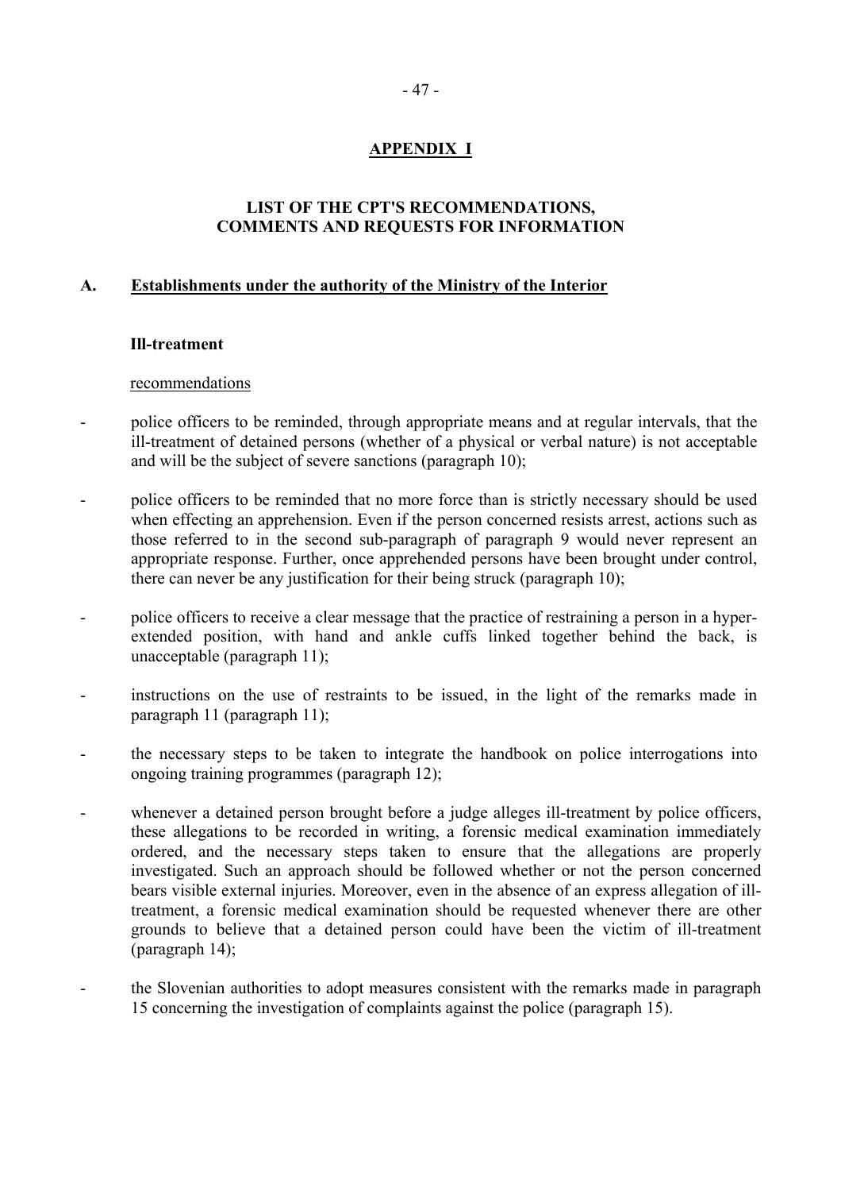## APPENDIX I

### LIST OF THE CPT'S RECOMMENDATIONS, COMMENTS AND REQUESTS FOR INFORMATION

### A. Establishments under the authority of the Ministry of the Interior

**Ill-treatment**

recommendations

- police officers to be reminded, through appropriate means and at regular intervals, that the ill-treatment of detained persons (whether of a physical or verbal nature) is not acceptable and will be the subject of severe sanctions (paragraph 10);
- police officers to be reminded that no more force than is strictly necessary should be used when effecting an apprehension. Even if the person concerned resists arrest, actions such as those referred to in the second sub-paragraph of paragraph 9 would never represent an appropriate response. Further, once apprehended persons have been brought under control, there can never be any justification for their being struck (paragraph 10);
- police officers to receive a clear message that the practice of restraining a person in a hyper-extended position, with hand and ankle cuffs linked together behind the back, is unacceptable (paragraph 11);
- instructions on the use of restraints to be issued, in the light of the remarks made in paragraph 11 (paragraph 11);
- the necessary steps to be taken to integrate the handbook on police interrogations into ongoing training programmes (paragraph 12);
- whenever a detained person brought before a judge alleges ill-treatment by police officers, these allegations to be recorded in writing, a forensic medical examination immediately ordered, and the necessary steps taken to ensure that the allegations are properly investigated. Such an approach should be followed whether or not the person concerned bears visible external injuries. Moreover, even in the absence of an express allegation of ill-treatment, a forensic medical examination should be requested whenever there are other grounds to believe that a detained person could have been the victim of ill-treatment (paragraph 14);
- the Slovenian authorities to adopt measures consistent with the remarks made in paragraph 15 concerning the investigation of complaints against the police (paragraph 15).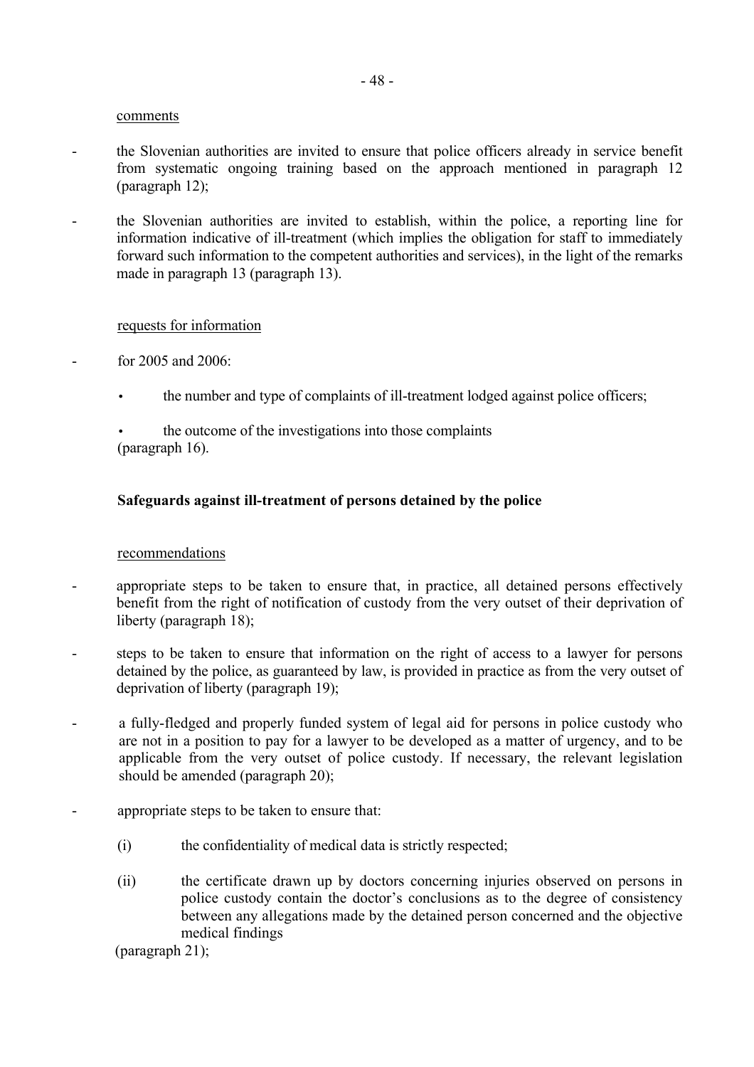comments

- the Slovenian authorities are invited to ensure that police officers already in service benefit from systematic ongoing training based on the approach mentioned in paragraph 12 (paragraph 12);

- the Slovenian authorities are invited to establish, within the police, a reporting line for information indicative of ill-treatment (which implies the obligation for staff to immediately forward such information to the competent authorities and services), in the light of the remarks made in paragraph 13 (paragraph 13).

requests for information

- for 2005 and 2006:

  - the number and type of complaints of ill-treatment lodged against police officers;

  - the outcome of the investigations into those complaints

  (paragraph 16).

**Safeguards against ill-treatment of persons detained by the police**

recommendations

- appropriate steps to be taken to ensure that, in practice, all detained persons effectively benefit from the right of notification of custody from the very outset of their deprivation of liberty (paragraph 18);

- steps to be taken to ensure that information on the right of access to a lawyer for persons detained by the police, as guaranteed by law, is provided in practice as from the very outset of deprivation of liberty (paragraph 19);

- a fully-fledged and properly funded system of legal aid for persons in police custody who are not in a position to pay for a lawyer to be developed as a matter of urgency, and to be applicable from the very outset of police custody. If necessary, the relevant legislation should be amended (paragraph 20);

- appropriate steps to be taken to ensure that:

  (i) the confidentiality of medical data is strictly respected;

  (ii) the certificate drawn up by doctors concerning injuries observed on persons in police custody contain the doctor's conclusions as to the degree of consistency between any allegations made by the detained person concerned and the objective medical findings

  (paragraph 21);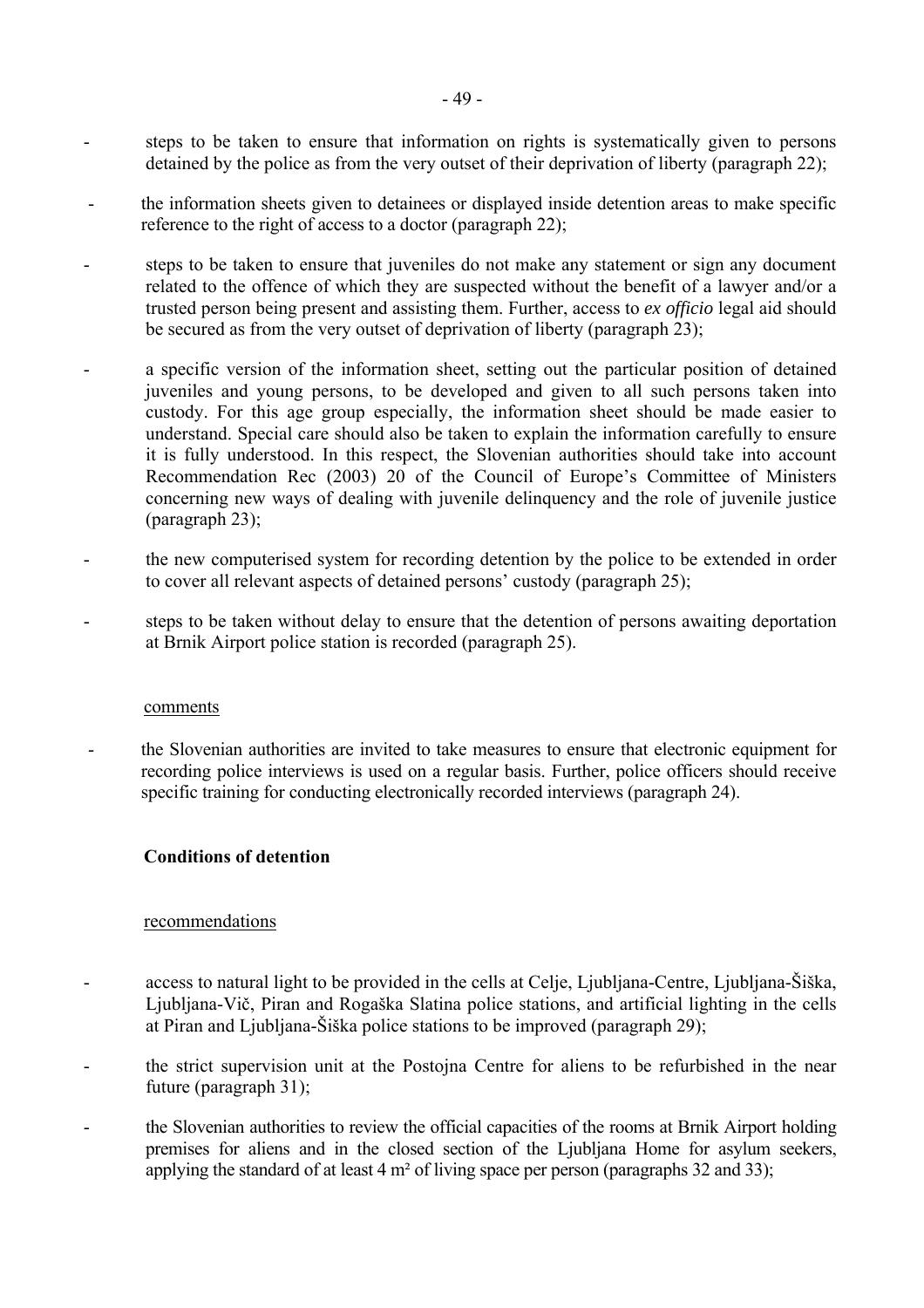- steps to be taken to ensure that information on rights is systematically given to persons detained by the police as from the very outset of their deprivation of liberty (paragraph 22);
- the information sheets given to detainees or displayed inside detention areas to make specific reference to the right of access to a doctor (paragraph 22);
- steps to be taken to ensure that juveniles do not make any statement or sign any document related to the offence of which they are suspected without the benefit of a lawyer and/or a trusted person being present and assisting them. Further, access to *ex officio* legal aid should be secured as from the very outset of deprivation of liberty (paragraph 23);
- a specific version of the information sheet, setting out the particular position of detained juveniles and young persons, to be developed and given to all such persons taken into custody. For this age group especially, the information sheet should be made easier to understand. Special care should also be taken to explain the information carefully to ensure it is fully understood. In this respect, the Slovenian authorities should take into account Recommendation Rec (2003) 20 of the Council of Europe's Committee of Ministers concerning new ways of dealing with juvenile delinquency and the role of juvenile justice (paragraph 23);
- the new computerised system for recording detention by the police to be extended in order to cover all relevant aspects of detained persons' custody (paragraph 25);
- steps to be taken without delay to ensure that the detention of persons awaiting deportation at Brnik Airport police station is recorded (paragraph 25).

comments

- the Slovenian authorities are invited to take measures to ensure that electronic equipment for recording police interviews is used on a regular basis. Further, police officers should receive specific training for conducting electronically recorded interviews (paragraph 24).

**Conditions of detention**

recommendations

- access to natural light to be provided in the cells at Celje, Ljubljana-Centre, Ljubljana-Šiška, Ljubljana-Vič, Piran and Rogaška Slatina police stations, and artificial lighting in the cells at Piran and Ljubljana-Šiška police stations to be improved (paragraph 29);
- the strict supervision unit at the Postojna Centre for aliens to be refurbished in the near future (paragraph 31);
- the Slovenian authorities to review the official capacities of the rooms at Brnik Airport holding premises for aliens and in the closed section of the Ljubljana Home for asylum seekers, applying the standard of at least 4 m² of living space per person (paragraphs 32 and 33);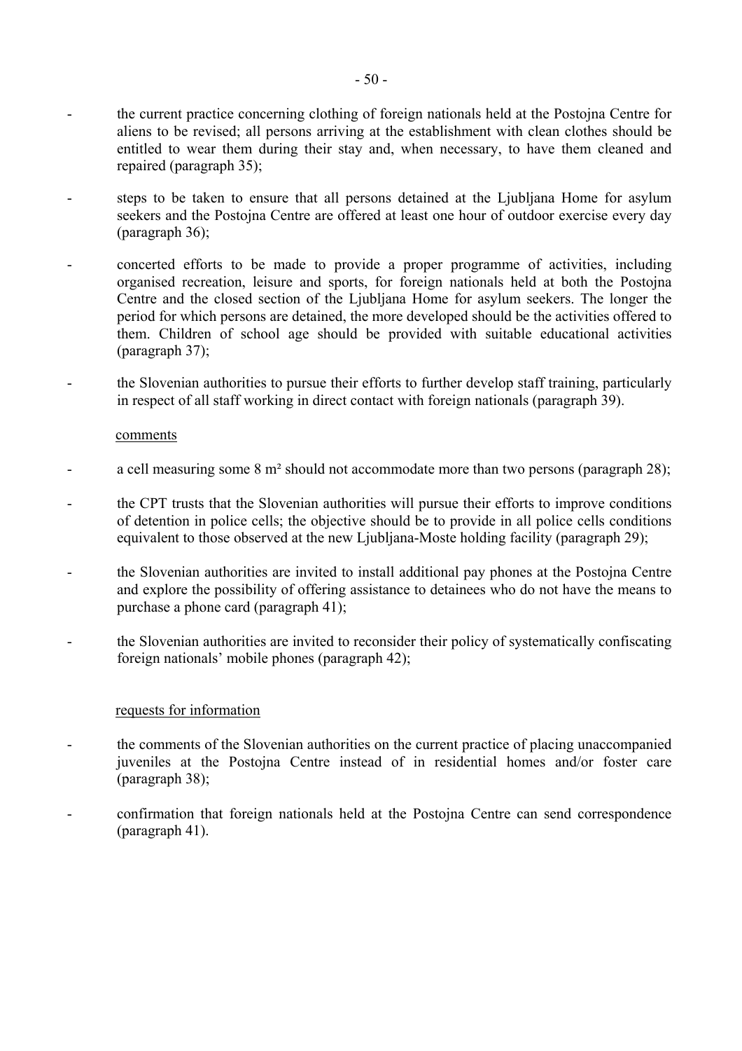- the current practice concerning clothing of foreign nationals held at the Postojna Centre for aliens to be revised; all persons arriving at the establishment with clean clothes should be entitled to wear them during their stay and, when necessary, to have them cleaned and repaired (paragraph 35);

- steps to be taken to ensure that all persons detained at the Ljubljana Home for asylum seekers and the Postojna Centre are offered at least one hour of outdoor exercise every day (paragraph 36);

- concerted efforts to be made to provide a proper programme of activities, including organised recreation, leisure and sports, for foreign nationals held at both the Postojna Centre and the closed section of the Ljubljana Home for asylum seekers. The longer the period for which persons are detained, the more developed should be the activities offered to them. Children of school age should be provided with suitable educational activities (paragraph 37);

- the Slovenian authorities to pursue their efforts to further develop staff training, particularly in respect of all staff working in direct contact with foreign nationals (paragraph 39).

comments

- a cell measuring some 8 m² should not accommodate more than two persons (paragraph 28);

- the CPT trusts that the Slovenian authorities will pursue their efforts to improve conditions of detention in police cells; the objective should be to provide in all police cells conditions equivalent to those observed at the new Ljubljana-Moste holding facility (paragraph 29);

- the Slovenian authorities are invited to install additional pay phones at the Postojna Centre and explore the possibility of offering assistance to detainees who do not have the means to purchase a phone card (paragraph 41);

- the Slovenian authorities are invited to reconsider their policy of systematically confiscating foreign nationals' mobile phones (paragraph 42);

requests for information

- the comments of the Slovenian authorities on the current practice of placing unaccompanied juveniles at the Postojna Centre instead of in residential homes and/or foster care (paragraph 38);

- confirmation that foreign nationals held at the Postojna Centre can send correspondence (paragraph 41).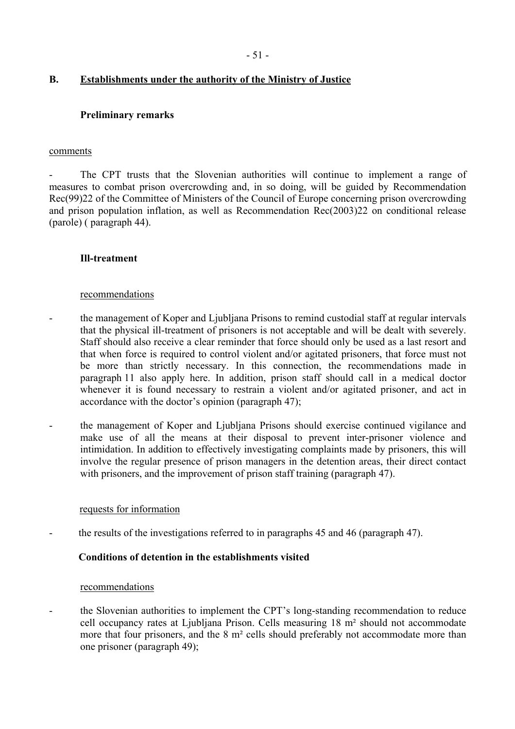## B. Establishments under the authority of the Ministry of Justice

### Preliminary remarks

comments

- The CPT trusts that the Slovenian authorities will continue to implement a range of measures to combat prison overcrowding and, in so doing, will be guided by Recommendation Rec(99)22 of the Committee of Ministers of the Council of Europe concerning prison overcrowding and prison population inflation, as well as Recommendation Rec(2003)22 on conditional release (parole) ( paragraph 44).

### Ill-treatment

recommendations

- the management of Koper and Ljubljana Prisons to remind custodial staff at regular intervals that the physical ill-treatment of prisoners is not acceptable and will be dealt with severely. Staff should also receive a clear reminder that force should only be used as a last resort and that when force is required to control violent and/or agitated prisoners, that force must not be more than strictly necessary. In this connection, the recommendations made in paragraph 11 also apply here. In addition, prison staff should call in a medical doctor whenever it is found necessary to restrain a violent and/or agitated prisoner, and act in accordance with the doctor's opinion (paragraph 47);
- the management of Koper and Ljubljana Prisons should exercise continued vigilance and make use of all the means at their disposal to prevent inter-prisoner violence and intimidation. In addition to effectively investigating complaints made by prisoners, this will involve the regular presence of prison managers in the detention areas, their direct contact with prisoners, and the improvement of prison staff training (paragraph 47).

requests for information

- the results of the investigations referred to in paragraphs 45 and 46 (paragraph 47).

### Conditions of detention in the establishments visited

recommendations

- the Slovenian authorities to implement the CPT's long-standing recommendation to reduce cell occupancy rates at Ljubljana Prison. Cells measuring 18 m² should not accommodate more that four prisoners, and the 8 m² cells should preferably not accommodate more than one prisoner (paragraph 49);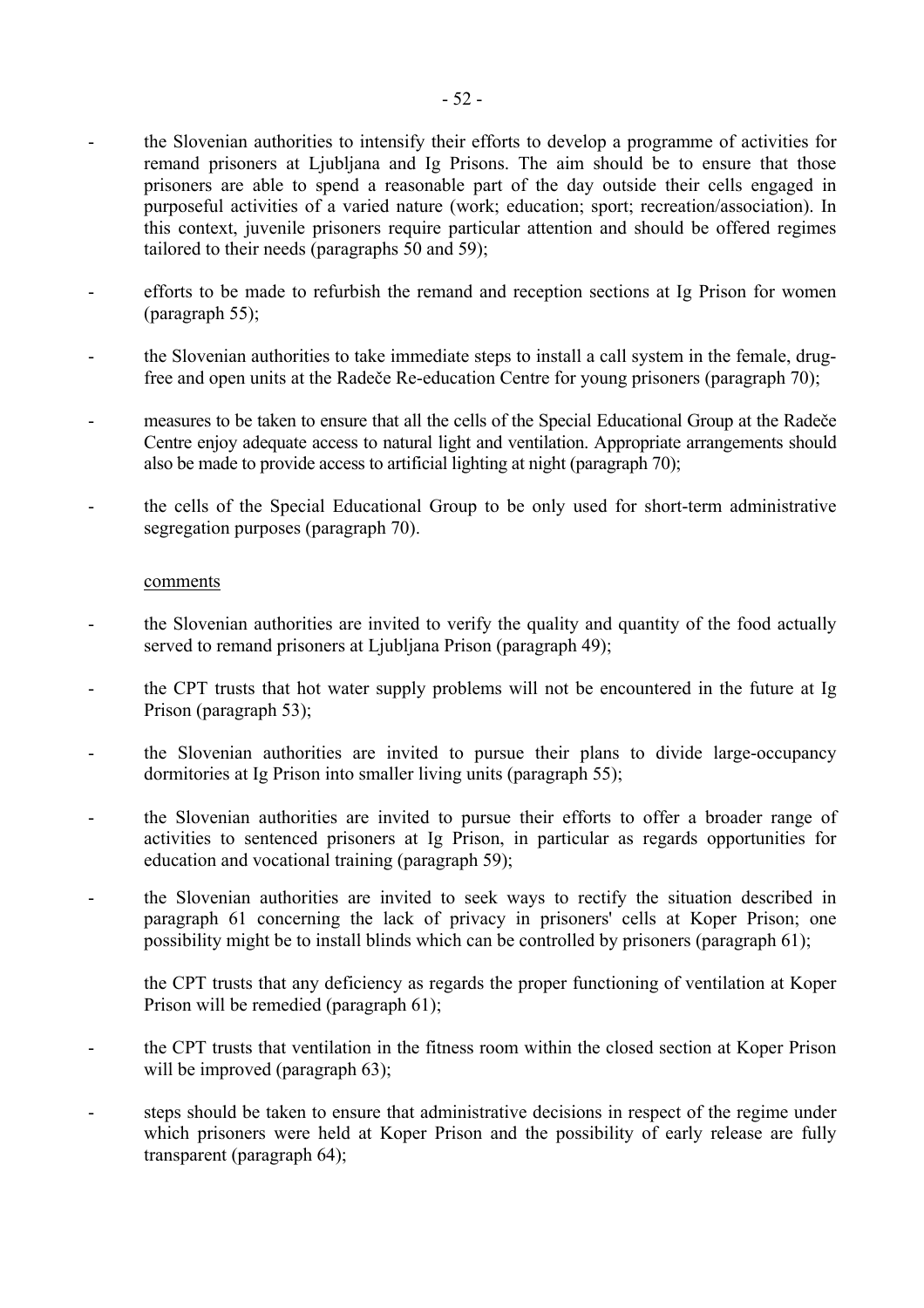- the Slovenian authorities to intensify their efforts to develop a programme of activities for remand prisoners at Ljubljana and Ig Prisons. The aim should be to ensure that those prisoners are able to spend a reasonable part of the day outside their cells engaged in purposeful activities of a varied nature (work; education; sport; recreation/association). In this context, juvenile prisoners require particular attention and should be offered regimes tailored to their needs (paragraphs 50 and 59);

- efforts to be made to refurbish the remand and reception sections at Ig Prison for women (paragraph 55);

- the Slovenian authorities to take immediate steps to install a call system in the female, drug-free and open units at the Radeče Re-education Centre for young prisoners (paragraph 70);

- measures to be taken to ensure that all the cells of the Special Educational Group at the Radeče Centre enjoy adequate access to natural light and ventilation. Appropriate arrangements should also be made to provide access to artificial lighting at night (paragraph 70);

- the cells of the Special Educational Group to be only used for short-term administrative segregation purposes (paragraph 70).

<u>comments</u>

- the Slovenian authorities are invited to verify the quality and quantity of the food actually served to remand prisoners at Ljubljana Prison (paragraph 49);

- the CPT trusts that hot water supply problems will not be encountered in the future at Ig Prison (paragraph 53);

- the Slovenian authorities are invited to pursue their plans to divide large-occupancy dormitories at Ig Prison into smaller living units (paragraph 55);

- the Slovenian authorities are invited to pursue their efforts to offer a broader range of activities to sentenced prisoners at Ig Prison, in particular as regards opportunities for education and vocational training (paragraph 59);

- the Slovenian authorities are invited to seek ways to rectify the situation described in paragraph 61 concerning the lack of privacy in prisoners' cells at Koper Prison; one possibility might be to install blinds which can be controlled by prisoners (paragraph 61);

  the CPT trusts that any deficiency as regards the proper functioning of ventilation at Koper Prison will be remedied (paragraph 61);

- the CPT trusts that ventilation in the fitness room within the closed section at Koper Prison will be improved (paragraph 63);

- steps should be taken to ensure that administrative decisions in respect of the regime under which prisoners were held at Koper Prison and the possibility of early release are fully transparent (paragraph 64);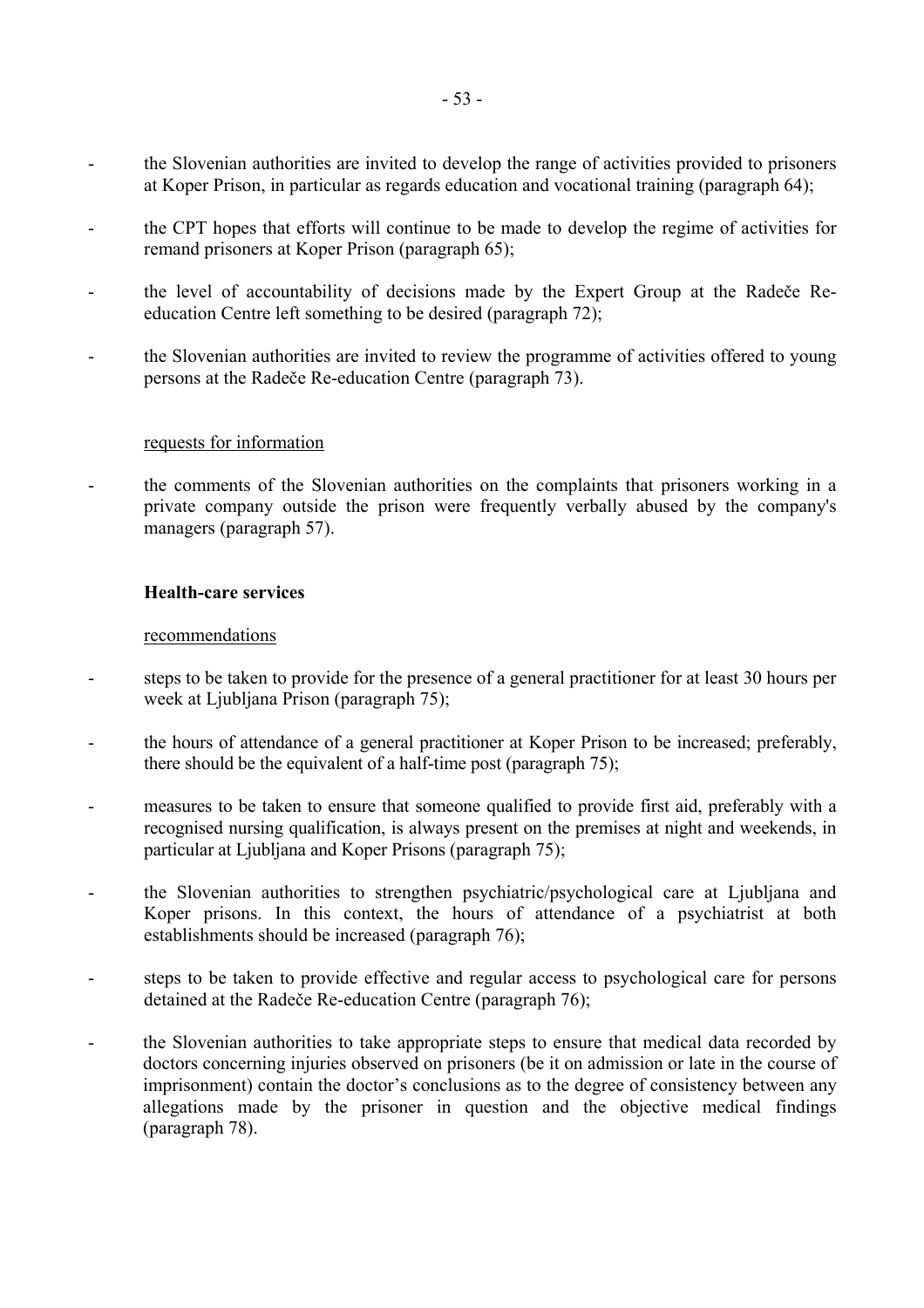- the Slovenian authorities are invited to develop the range of activities provided to prisoners at Koper Prison, in particular as regards education and vocational training (paragraph 64);
- the CPT hopes that efforts will continue to be made to develop the regime of activities for remand prisoners at Koper Prison (paragraph 65);
- the level of accountability of decisions made by the Expert Group at the Radeče Re-education Centre left something to be desired (paragraph 72);
- the Slovenian authorities are invited to review the programme of activities offered to young persons at the Radeče Re-education Centre (paragraph 73).

requests for information

- the comments of the Slovenian authorities on the complaints that prisoners working in a private company outside the prison were frequently verbally abused by the company's managers (paragraph 57).

**Health-care services**

recommendations

- steps to be taken to provide for the presence of a general practitioner for at least 30 hours per week at Ljubljana Prison (paragraph 75);
- the hours of attendance of a general practitioner at Koper Prison to be increased; preferably, there should be the equivalent of a half-time post (paragraph 75);
- measures to be taken to ensure that someone qualified to provide first aid, preferably with a recognised nursing qualification, is always present on the premises at night and weekends, in particular at Ljubljana and Koper Prisons (paragraph 75);
- the Slovenian authorities to strengthen psychiatric/psychological care at Ljubljana and Koper prisons. In this context, the hours of attendance of a psychiatrist at both establishments should be increased (paragraph 76);
- steps to be taken to provide effective and regular access to psychological care for persons detained at the Radeče Re-education Centre (paragraph 76);
- the Slovenian authorities to take appropriate steps to ensure that medical data recorded by doctors concerning injuries observed on prisoners (be it on admission or late in the course of imprisonment) contain the doctor's conclusions as to the degree of consistency between any allegations made by the prisoner in question and the objective medical findings (paragraph 78).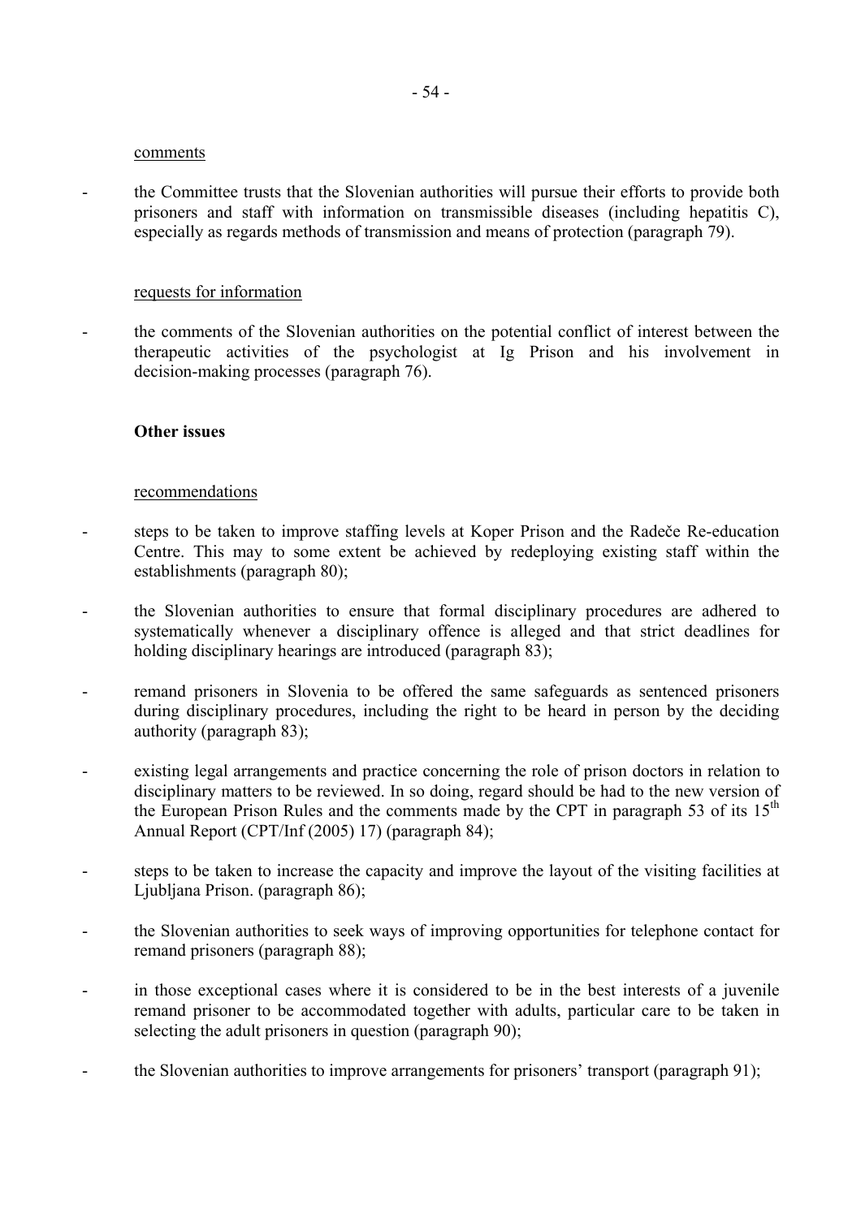comments

- the Committee trusts that the Slovenian authorities will pursue their efforts to provide both prisoners and staff with information on transmissible diseases (including hepatitis C), especially as regards methods of transmission and means of protection (paragraph 79).

requests for information

- the comments of the Slovenian authorities on the potential conflict of interest between the therapeutic activities of the psychologist at Ig Prison and his involvement in decision-making processes (paragraph 76).

**Other issues**

recommendations

- steps to be taken to improve staffing levels at Koper Prison and the Radeče Re-education Centre. This may to some extent be achieved by redeploying existing staff within the establishments (paragraph 80);
- the Slovenian authorities to ensure that formal disciplinary procedures are adhered to systematically whenever a disciplinary offence is alleged and that strict deadlines for holding disciplinary hearings are introduced (paragraph 83);
- remand prisoners in Slovenia to be offered the same safeguards as sentenced prisoners during disciplinary procedures, including the right to be heard in person by the deciding authority (paragraph 83);
- existing legal arrangements and practice concerning the role of prison doctors in relation to disciplinary matters to be reviewed. In so doing, regard should be had to the new version of the European Prison Rules and the comments made by the CPT in paragraph 53 of its 15th Annual Report (CPT/Inf (2005) 17) (paragraph 84);
- steps to be taken to increase the capacity and improve the layout of the visiting facilities at Ljubljana Prison. (paragraph 86);
- the Slovenian authorities to seek ways of improving opportunities for telephone contact for remand prisoners (paragraph 88);
- in those exceptional cases where it is considered to be in the best interests of a juvenile remand prisoner to be accommodated together with adults, particular care to be taken in selecting the adult prisoners in question (paragraph 90);
- the Slovenian authorities to improve arrangements for prisoners' transport (paragraph 91);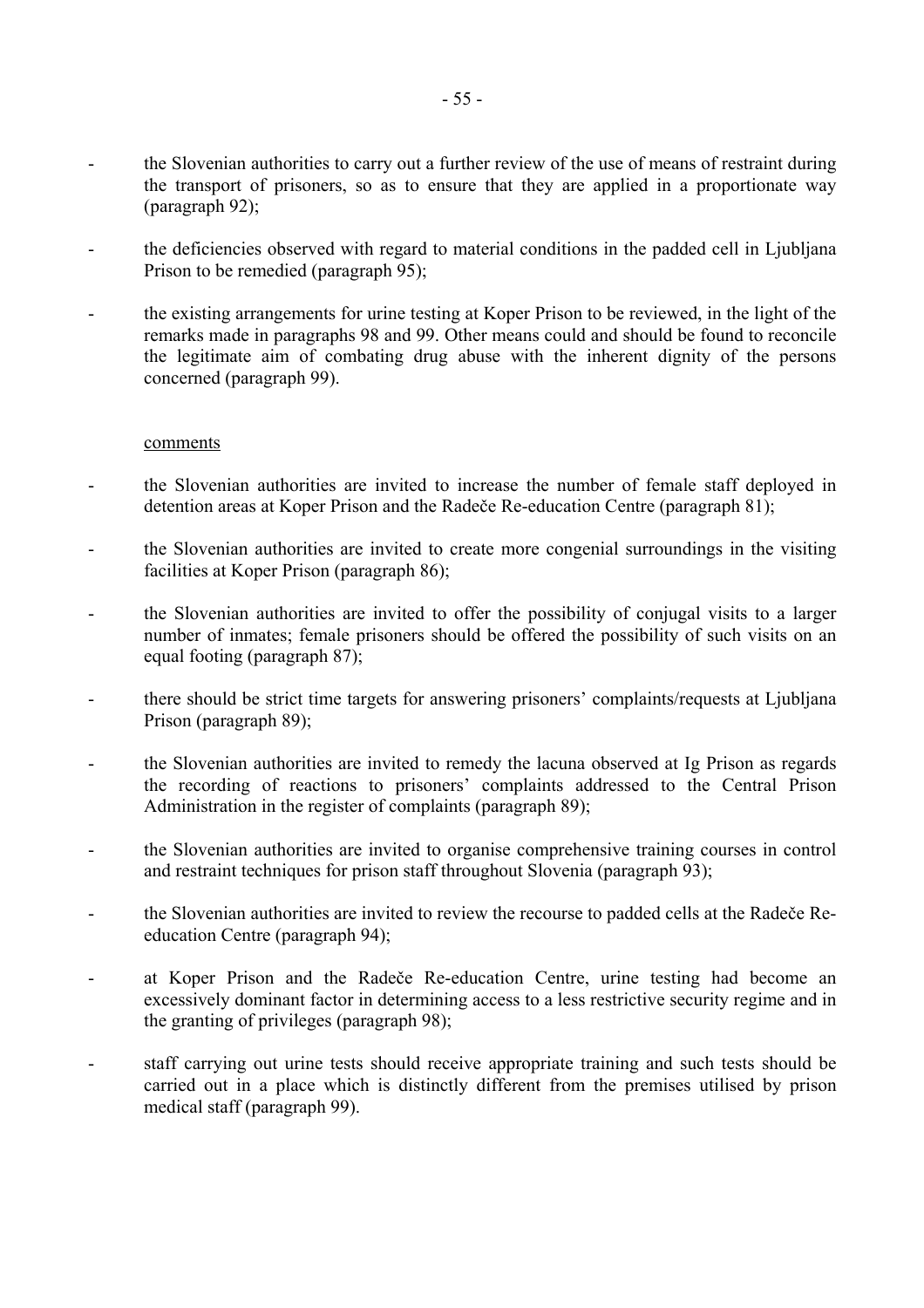- the Slovenian authorities to carry out a further review of the use of means of restraint during the transport of prisoners, so as to ensure that they are applied in a proportionate way (paragraph 92);

- the deficiencies observed with regard to material conditions in the padded cell in Ljubljana Prison to be remedied (paragraph 95);

- the existing arrangements for urine testing at Koper Prison to be reviewed, in the light of the remarks made in paragraphs 98 and 99. Other means could and should be found to reconcile the legitimate aim of combating drug abuse with the inherent dignity of the persons concerned (paragraph 99).

<u>comments</u>

- the Slovenian authorities are invited to increase the number of female staff deployed in detention areas at Koper Prison and the Radeče Re-education Centre (paragraph 81);

- the Slovenian authorities are invited to create more congenial surroundings in the visiting facilities at Koper Prison (paragraph 86);

- the Slovenian authorities are invited to offer the possibility of conjugal visits to a larger number of inmates; female prisoners should be offered the possibility of such visits on an equal footing (paragraph 87);

- there should be strict time targets for answering prisoners' complaints/requests at Ljubljana Prison (paragraph 89);

- the Slovenian authorities are invited to remedy the lacuna observed at Ig Prison as regards the recording of reactions to prisoners' complaints addressed to the Central Prison Administration in the register of complaints (paragraph 89);

- the Slovenian authorities are invited to organise comprehensive training courses in control and restraint techniques for prison staff throughout Slovenia (paragraph 93);

- the Slovenian authorities are invited to review the recourse to padded cells at the Radeče Re-education Centre (paragraph 94);

- at Koper Prison and the Radeče Re-education Centre, urine testing had become an excessively dominant factor in determining access to a less restrictive security regime and in the granting of privileges (paragraph 98);

- staff carrying out urine tests should receive appropriate training and such tests should be carried out in a place which is distinctly different from the premises utilised by prison medical staff (paragraph 99).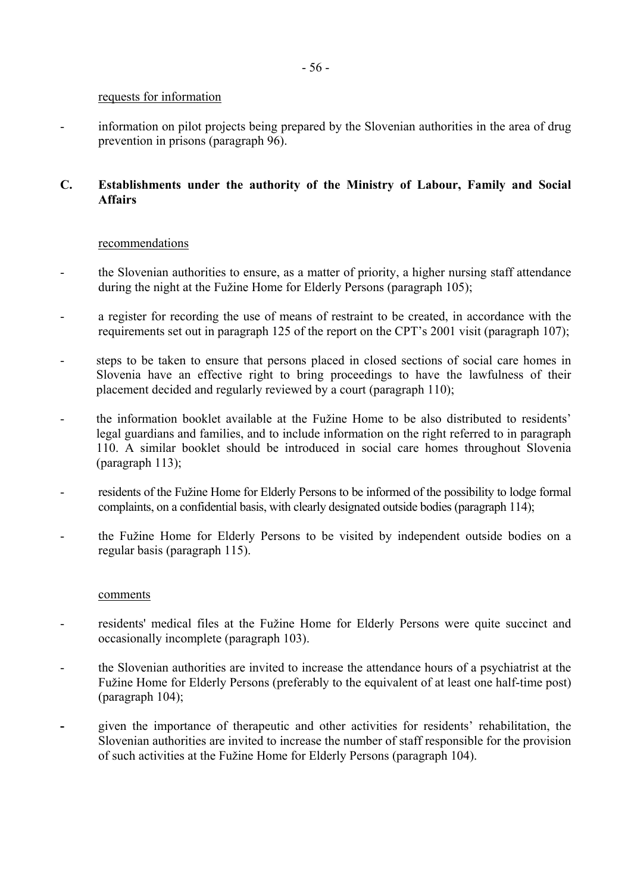requests for information

- information on pilot projects being prepared by the Slovenian authorities in the area of drug prevention in prisons (paragraph 96).

## C. Establishments under the authority of the Ministry of Labour, Family and Social Affairs

recommendations

- the Slovenian authorities to ensure, as a matter of priority, a higher nursing staff attendance during the night at the Fužine Home for Elderly Persons (paragraph 105);
- a register for recording the use of means of restraint to be created, in accordance with the requirements set out in paragraph 125 of the report on the CPT's 2001 visit (paragraph 107);
- steps to be taken to ensure that persons placed in closed sections of social care homes in Slovenia have an effective right to bring proceedings to have the lawfulness of their placement decided and regularly reviewed by a court (paragraph 110);
- the information booklet available at the Fužine Home to be also distributed to residents' legal guardians and families, and to include information on the right referred to in paragraph 110. A similar booklet should be introduced in social care homes throughout Slovenia (paragraph 113);
- residents of the Fužine Home for Elderly Persons to be informed of the possibility to lodge formal complaints, on a confidential basis, with clearly designated outside bodies (paragraph 114);
- the Fužine Home for Elderly Persons to be visited by independent outside bodies on a regular basis (paragraph 115).

comments

- residents' medical files at the Fužine Home for Elderly Persons were quite succinct and occasionally incomplete (paragraph 103).
- the Slovenian authorities are invited to increase the attendance hours of a psychiatrist at the Fužine Home for Elderly Persons (preferably to the equivalent of at least one half-time post) (paragraph 104);
- given the importance of therapeutic and other activities for residents' rehabilitation, the Slovenian authorities are invited to increase the number of staff responsible for the provision of such activities at the Fužine Home for Elderly Persons (paragraph 104).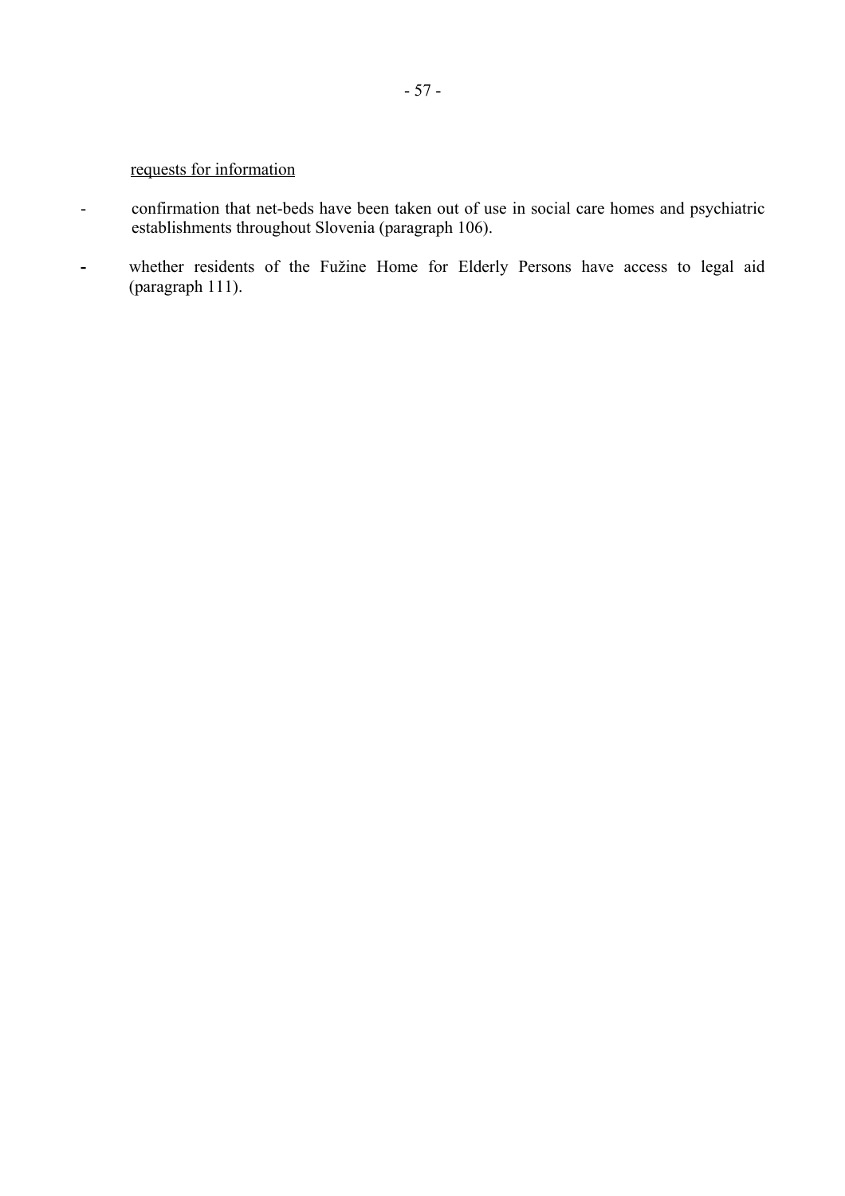requests for information

- confirmation that net-beds have been taken out of use in social care homes and psychiatric establishments throughout Slovenia (paragraph 106).
- whether residents of the Fužine Home for Elderly Persons have access to legal aid (paragraph 111).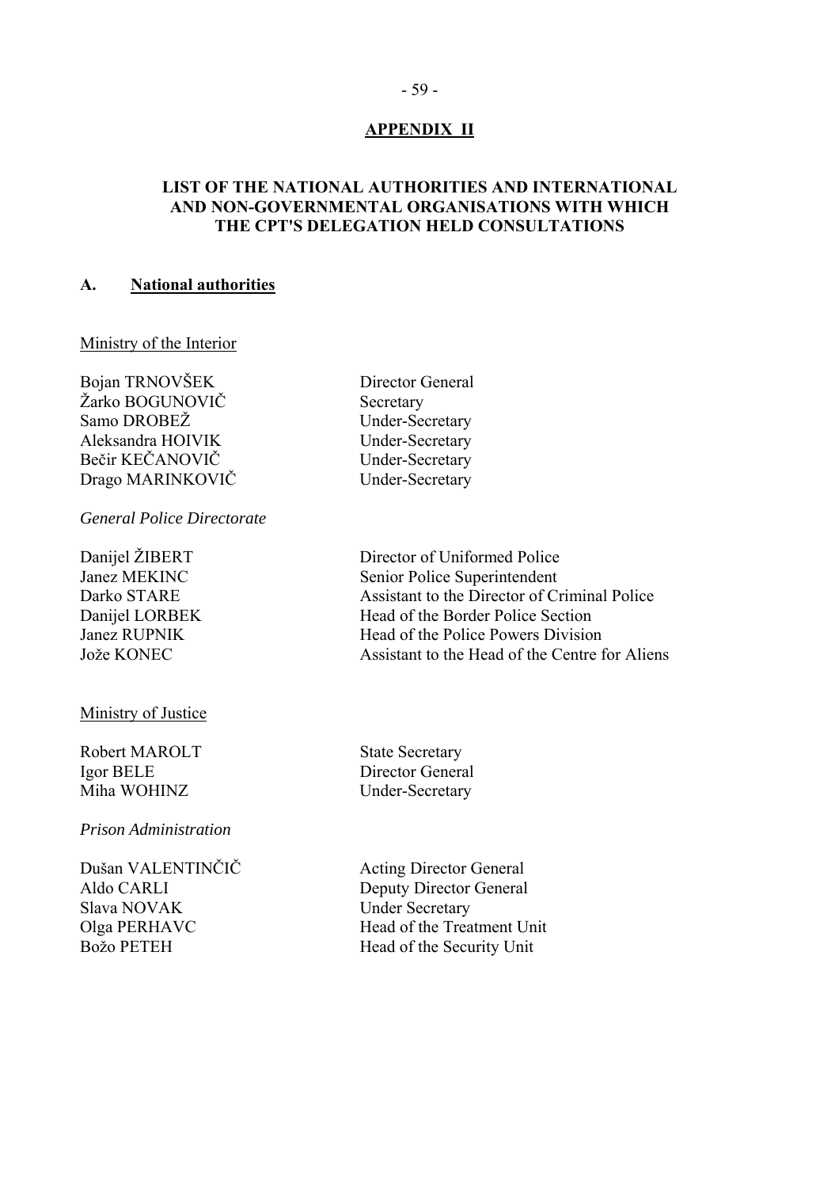## APPENDIX II

### LIST OF THE NATIONAL AUTHORITIES AND INTERNATIONAL AND NON-GOVERNMENTAL ORGANISATIONS WITH WHICH THE CPT'S DELEGATION HELD CONSULTATIONS

### A. National authorities

Ministry of the Interior

| | |
|---|---|
| Bojan TRNOVŠEK | Director General |
| Žarko BOGUNOVIČ | Secretary |
| Samo DROBEŽ | Under-Secretary |
| Aleksandra HOIVIK | Under-Secretary |
| Bečir KEČANOVIČ | Under-Secretary |
| Drago MARINKOVIČ | Under-Secretary |

*General Police Directorate*

| | |
|---|---|
| Danijel ŽIBERT | Director of Uniformed Police |
| Janez MEKINC | Senior Police Superintendent |
| Darko STARE | Assistant to the Director of Criminal Police |
| Danijel LORBEK | Head of the Border Police Section |
| Janez RUPNIK | Head of the Police Powers Division |
| Jože KONEC | Assistant to the Head of the Centre for Aliens |

Ministry of Justice

| | |
|---|---|
| Robert MAROLT | State Secretary |
| Igor BELE | Director General |
| Miha WOHINZ | Under-Secretary |

*Prison Administration*

| | |
|---|---|
| Dušan VALENTINČIČ | Acting Director General |
| Aldo CARLI | Deputy Director General |
| Slava NOVAK | Under Secretary |
| Olga PERHAVC | Head of the Treatment Unit |
| Božo PETEH | Head of the Security Unit |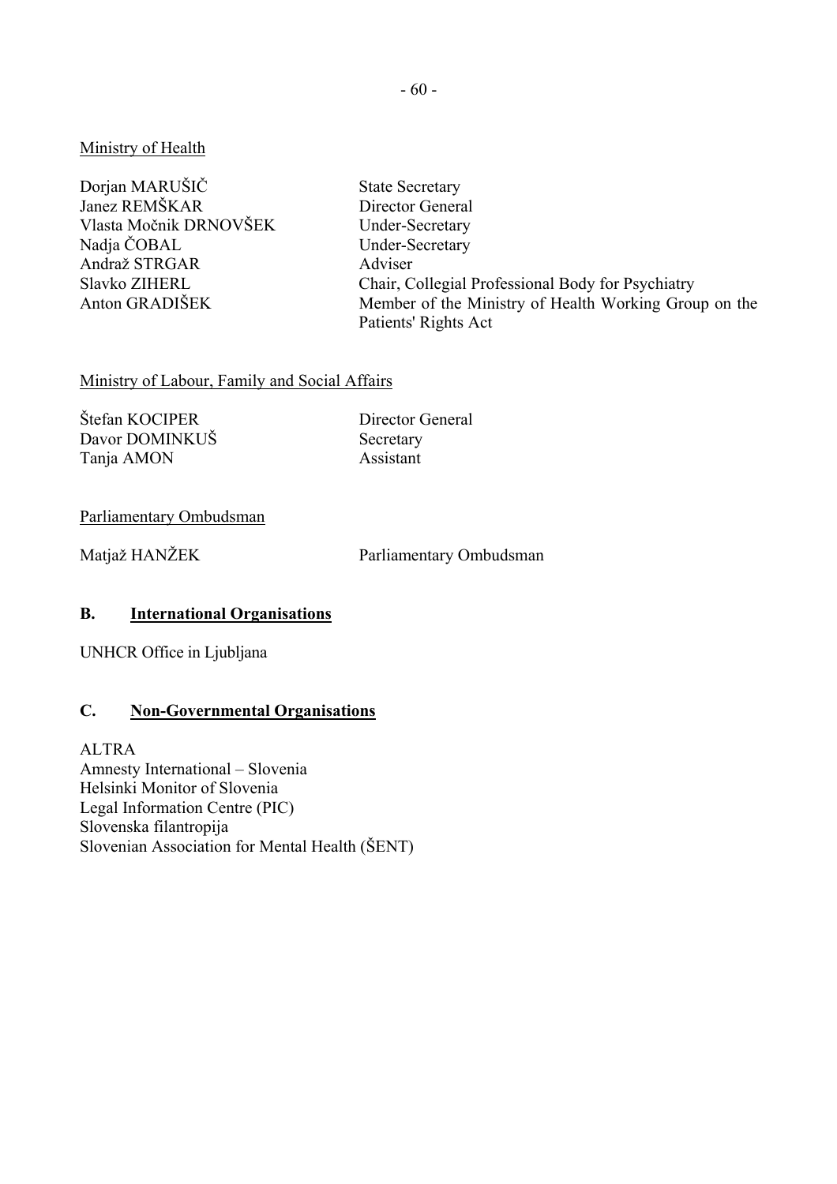Ministry of Health

| | |
|---|---|
| Dorjan MARUŠIČ | State Secretary |
| Janez REMŠKAR | Director General |
| Vlasta Močnik DRNOVŠEK | Under-Secretary |
| Nadja ČOBAL | Under-Secretary |
| Andraž STRGAR | Adviser |
| Slavko ZIHERL | Chair, Collegial Professional Body for Psychiatry |
| Anton GRADIŠEK | Member of the Ministry of Health Working Group on the Patients' Rights Act |

Ministry of Labour, Family and Social Affairs

| | |
|---|---|
| Štefan KOCIPER | Director General |
| Davor DOMINKUŠ | Secretary |
| Tanja AMON | Assistant |

Parliamentary Ombudsman

| | |
|---|---|
| Matjaž HANŽEK | Parliamentary Ombudsman |

## B. International Organisations

UNHCR Office in Ljubljana

## C. Non-Governmental Organisations

ALTRA
Amnesty International – Slovenia
Helsinki Monitor of Slovenia
Legal Information Centre (PIC)
Slovenska filantropija
Slovenian Association for Mental Health (ŠENT)